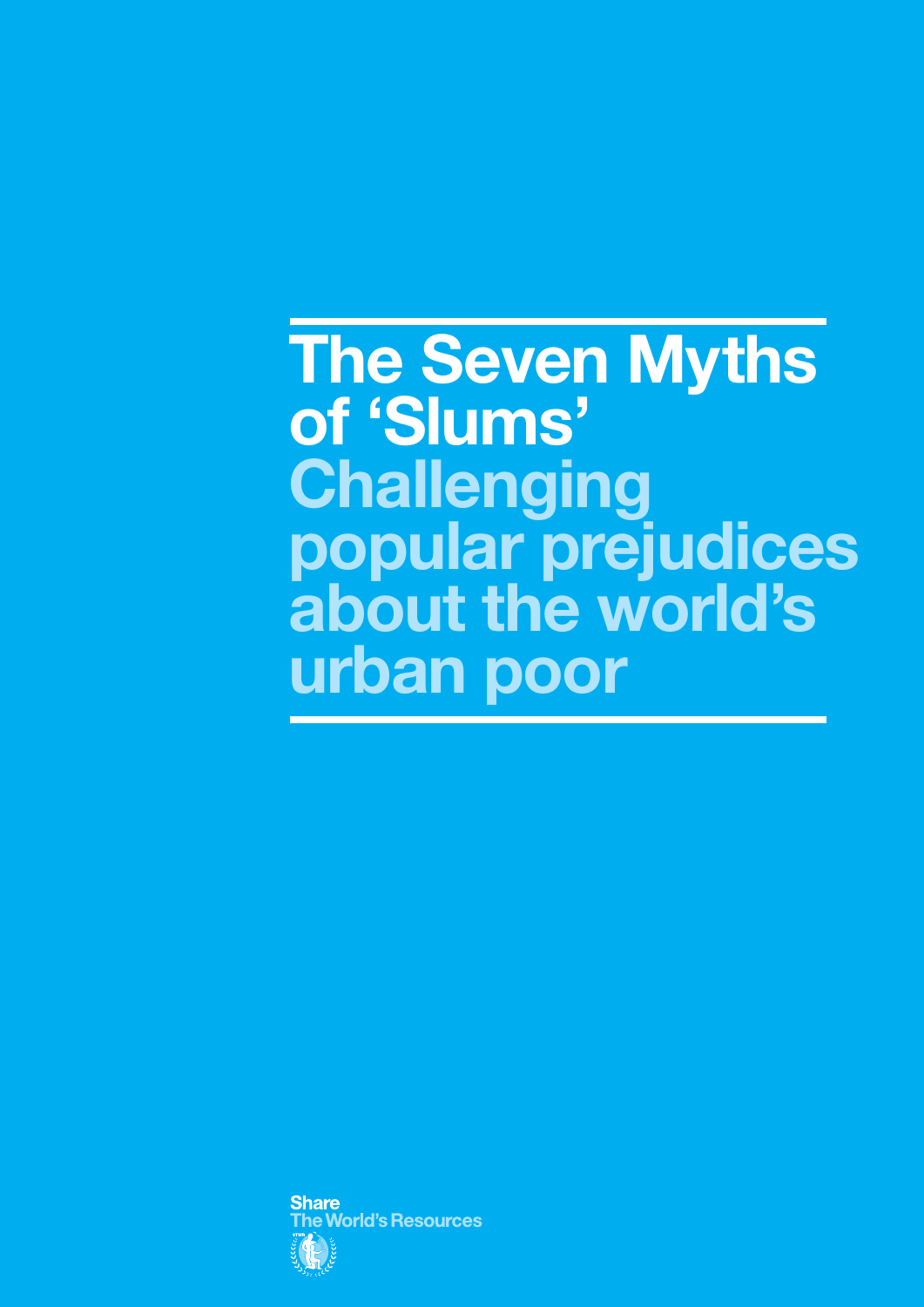# The Seven Myths of 'Slums'

## Challenging popular prejudices about the world's urban poor

Share The World's Resources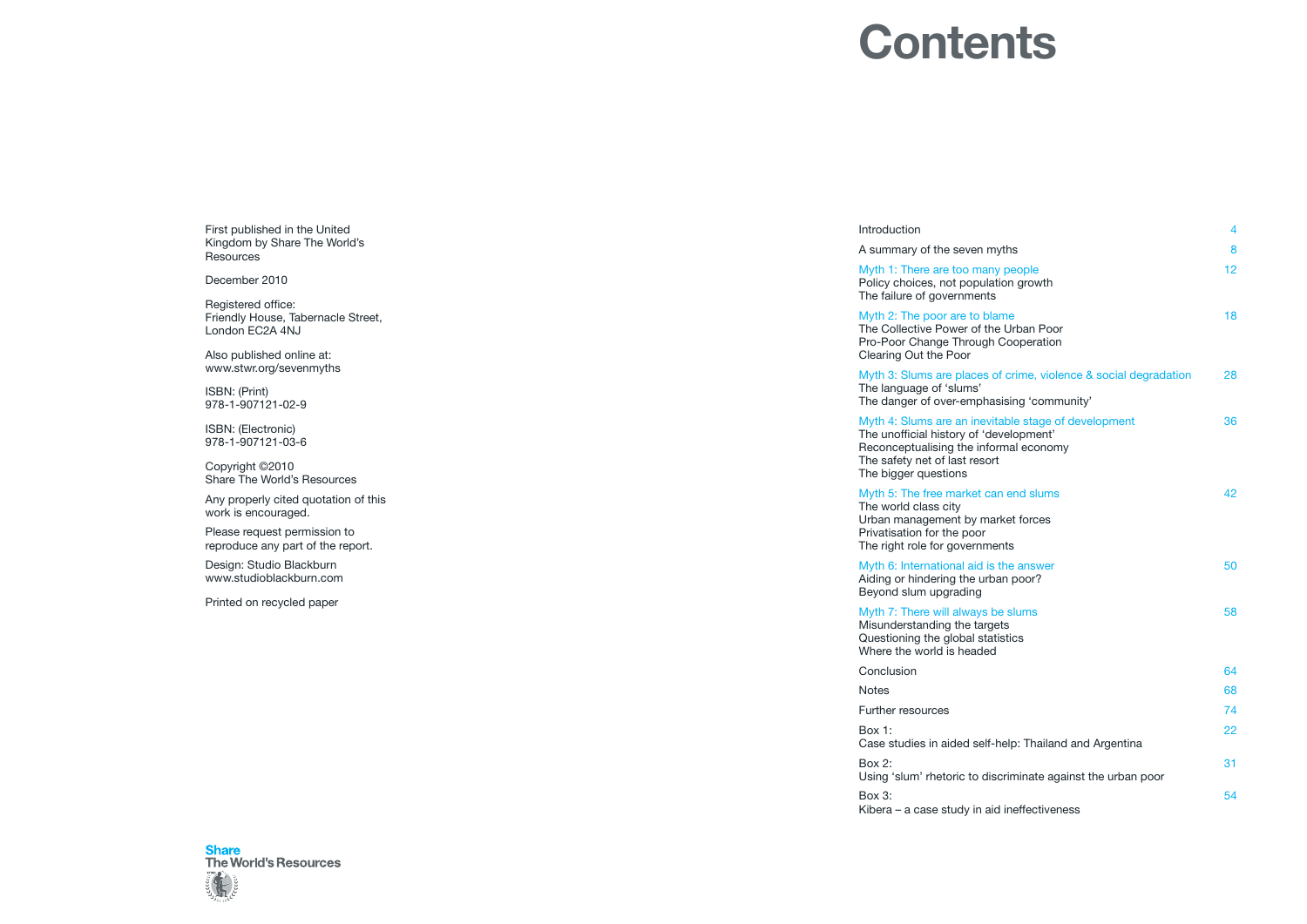First published in the United Kingdom by Share The World's Resources

December 2010

Registered office:
Friendly House, Tabernacle Street,
London EC2A 4NJ

Also published online at:
www.stwr.org/sevenmyths

ISBN: (Print)
978-1-907121-02-9

ISBN: (Electronic)
978-1-907121-03-6

Copyright ©2010
Share The World's Resources

Any properly cited quotation of this work is encouraged.

Please request permission to reproduce any part of the report.

Design: Studio Blackburn
www.studioblackburn.com

Printed on recycled paper

Share The World's Resources

# Contents

| | |
|---|---|
| Introduction | 4 |
| A summary of the seven myths | 8 |
| Myth 1: There are too many people<br>Policy choices, not population growth<br>The failure of governments | 12 |
| Myth 2: The poor are to blame<br>The Collective Power of the Urban Poor<br>Pro-Poor Change Through Cooperation<br>Clearing Out the Poor | 18 |
| Myth 3: Slums are places of crime, violence & social degradation<br>The language of 'slums'<br>The danger of over-emphasising 'community' | 28 |
| Myth 4: Slums are an inevitable stage of development<br>The unofficial history of 'development'<br>Reconceptualising the informal economy<br>The safety net of last resort<br>The bigger questions | 36 |
| Myth 5: The free market can end slums<br>The world class city<br>Urban management by market forces<br>Privatisation for the poor<br>The right role for governments | 42 |
| Myth 6: International aid is the answer<br>Aiding or hindering the urban poor?<br>Beyond slum upgrading | 50 |
| Myth 7: There will always be slums<br>Misunderstanding the targets<br>Questioning the global statistics<br>Where the world is headed | 58 |
| Conclusion | 64 |
| Notes | 68 |
| Further resources | 74 |
| Box 1:<br>Case studies in aided self-help: Thailand and Argentina | 22 |
| Box 2:<br>Using 'slum' rhetoric to discriminate against the urban poor | 31 |
| Box 3:<br>Kibera – a case study in aid ineffectiveness | 54 |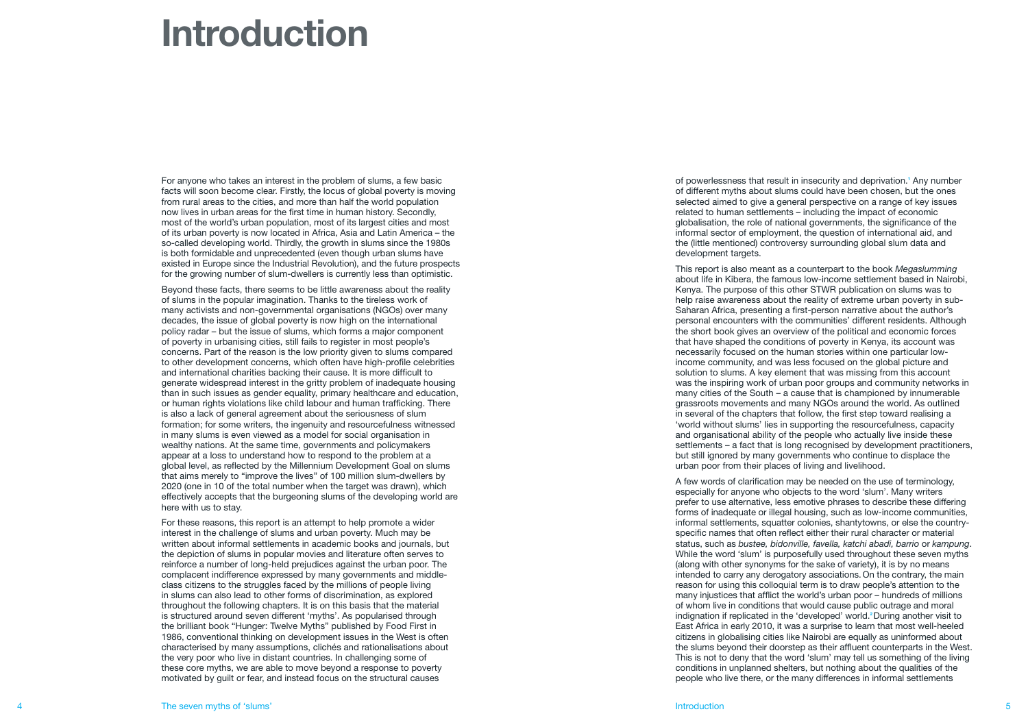# Introduction

For anyone who takes an interest in the problem of slums, a few basic facts will soon become clear. Firstly, the locus of global poverty is moving from rural areas to the cities, and more than half the world population now lives in urban areas for the first time in human history. Secondly, most of the world's urban population, most of its largest cities and most of its urban poverty is now located in Africa, Asia and Latin America – the so-called developing world. Thirdly, the growth in slums since the 1980s is both formidable and unprecedented (even though urban slums have existed in Europe since the Industrial Revolution), and the future prospects for the growing number of slum-dwellers is currently less than optimistic.

Beyond these facts, there seems to be little awareness about the reality of slums in the popular imagination. Thanks to the tireless work of many activists and non-governmental organisations (NGOs) over many decades, the issue of global poverty is now high on the international policy radar – but the issue of slums, which forms a major component of poverty in urbanising cities, still fails to register in most people's concerns. Part of the reason is the low priority given to slums compared to other development concerns, which often have high-profile celebrities and international charities backing their cause. It is more difficult to generate widespread interest in the gritty problem of inadequate housing than in such issues as gender equality, primary healthcare and education, or human rights violations like child labour and human trafficking. There is also a lack of general agreement about the seriousness of slum formation; for some writers, the ingenuity and resourcefulness witnessed in many slums is even viewed as a model for social organisation in wealthy nations. At the same time, governments and policymakers appear at a loss to understand how to respond to the problem at a global level, as reflected by the Millennium Development Goal on slums that aims merely to "improve the lives" of 100 million slum-dwellers by 2020 (one in 10 of the total number when the target was drawn), which effectively accepts that the burgeoning slums of the developing world are here with us to stay.

For these reasons, this report is an attempt to help promote a wider interest in the challenge of slums and urban poverty. Much may be written about informal settlements in academic books and journals, but the depiction of slums in popular movies and literature often serves to reinforce a number of long-held prejudices against the urban poor. The complacent indifference expressed by many governments and middle-class citizens to the struggles faced by the millions of people living in slums can also lead to other forms of discrimination, as explored throughout the following chapters. It is on this basis that the material is structured around seven different 'myths'. As popularised through the brilliant book "Hunger: Twelve Myths" published by Food First in 1986, conventional thinking on development issues in the West is often characterised by many assumptions, clichés and rationalisations about the very poor who live in distant countries. In challenging some of these core myths, we are able to move beyond a response to poverty motivated by guilt or fear, and instead focus on the structural causes of powerlessness that result in insecurity and deprivation.[1] Any number of different myths about slums could have been chosen, but the ones selected aimed to give a general perspective on a range of key issues related to human settlements – including the impact of economic globalisation, the role of national governments, the significance of the informal sector of employment, the question of international aid, and the (little mentioned) controversy surrounding global slum data and development targets.

This report is also meant as a counterpart to the book *Megaslumming* about life in Kibera, the famous low-income settlement based in Nairobi, Kenya. The purpose of this other STWR publication on slums was to help raise awareness about the reality of extreme urban poverty in sub-Saharan Africa, presenting a first-person narrative about the author's personal encounters with the communities' different residents. Although the short book gives an overview of the political and economic forces that have shaped the conditions of poverty in Kenya, its account was necessarily focused on the human stories within one particular low-income community, and was less focused on the global picture and solution to slums. A key element that was missing from this account was the inspiring work of urban poor groups and community networks in many cities of the South – a cause that is championed by innumerable grassroots movements and many NGOs around the world. As outlined in several of the chapters that follow, the first step toward realising a 'world without slums' lies in supporting the resourcefulness, capacity and organisational ability of the people who actually live inside these settlements – a fact that is long recognised by development practitioners, but still ignored by many governments who continue to displace the urban poor from their places of living and livelihood.

A few words of clarification may be needed on the use of terminology, especially for anyone who objects to the word 'slum'. Many writers prefer to use alternative, less emotive phrases to describe these differing forms of inadequate or illegal housing, such as low-income communities, informal settlements, squatter colonies, shantytowns, or else the country-specific names that often reflect either their rural character or material status, such as *bustee, bidonville, favella, katchi abadi, barrio* or *kampung*. While the word 'slum' is purposefully used throughout these seven myths (along with other synonyms for the sake of variety), it is by no means intended to carry any derogatory associations. On the contrary, the main reason for using this colloquial term is to draw people's attention to the many injustices that afflict the world's urban poor – hundreds of millions of whom live in conditions that would cause public outrage and moral indignation if replicated in the 'developed' world.[2] During another visit to East Africa in early 2010, it was a surprise to learn that most well-heeled citizens in globalising cities like Nairobi are equally as uninformed about the slums beyond their doorstep as their affluent counterparts in the West. This is not to deny that the word 'slum' may tell us something of the living conditions in unplanned shelters, but nothing about the qualities of the people who live there, or the many differences in informal settlements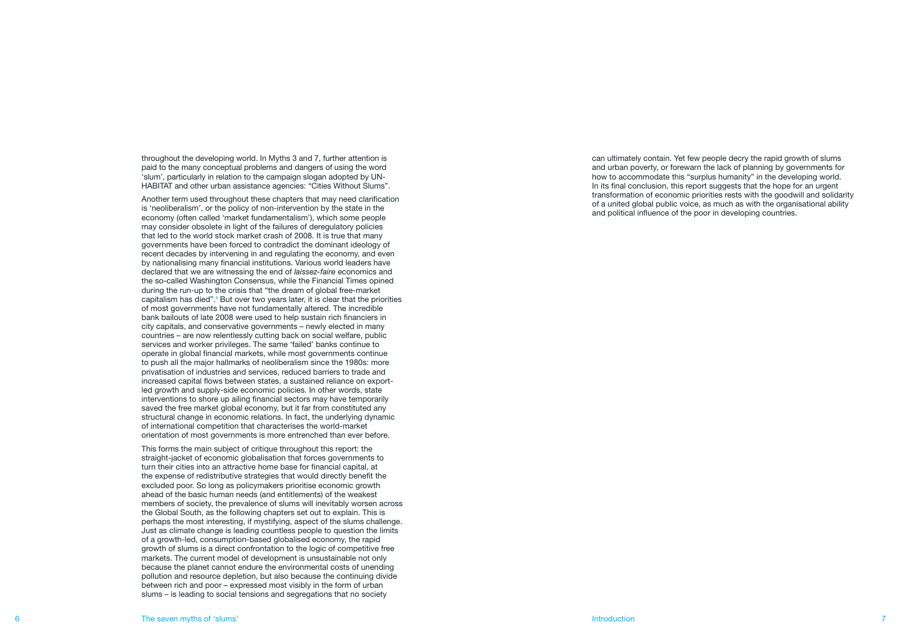throughout the developing world. In Myths 3 and 7, further attention is paid to the many conceptual problems and dangers of using the word 'slum', particularly in relation to the campaign slogan adopted by UN-HABITAT and other urban assistance agencies: "Cities Without Slums".

Another term used throughout these chapters that may need clarification is 'neoliberalism', or the policy of non-intervention by the state in the economy (often called 'market fundamentalism'), which some people may consider obsolete in light of the failures of deregulatory policies that led to the world stock market crash of 2008. It is true that many governments have been forced to contradict the dominant ideology of recent decades by intervening in and regulating the economy, and even by nationalising many financial institutions. Various world leaders have declared that we are witnessing the end of *laissez-faire* economics and the so-called Washington Consensus, while the Financial Times opined during the run-up to the crisis that "the dream of global free-market capitalism has died".[3] But over two years later, it is clear that the priorities of most governments have not fundamentally altered. The incredible bank bailouts of late 2008 were used to help sustain rich financiers in city capitals, and conservative governments – newly elected in many countries – are now relentlessly cutting back on social welfare, public services and worker privileges. The same 'failed' banks continue to operate in global financial markets, while most governments continue to push all the major hallmarks of neoliberalism since the 1980s: more privatisation of industries and services, reduced barriers to trade and increased capital flows between states, a sustained reliance on export-led growth and supply-side economic policies. In other words, state interventions to shore up ailing financial sectors may have temporarily saved the free market global economy, but it far from constituted any structural change in economic relations. In fact, the underlying dynamic of international competition that characterises the world-market orientation of most governments is more entrenched than ever before.

This forms the main subject of critique throughout this report: the straight-jacket of economic globalisation that forces governments to turn their cities into an attractive home base for financial capital, at the expense of redistributive strategies that would directly benefit the excluded poor. So long as policymakers prioritise economic growth ahead of the basic human needs (and entitlements) of the weakest members of society, the prevalence of slums will inevitably worsen across the Global South, as the following chapters set out to explain. This is perhaps the most interesting, if mystifying, aspect of the slums challenge. Just as climate change is leading countless people to question the limits of a growth-led, consumption-based globalised economy, the rapid growth of slums is a direct confrontation to the logic of competitive free markets. The current model of development is unsustainable not only because the planet cannot endure the environmental costs of unending pollution and resource depletion, but also because the continuing divide between rich and poor – expressed most visibly in the form of urban slums – is leading to social tensions and segregations that no society can ultimately contain. Yet few people decry the rapid growth of slums and urban poverty, or forewarn the lack of planning by governments for how to accommodate this "surplus humanity" in the developing world. In its final conclusion, this report suggests that the hope for an urgent transformation of economic priorities rests with the goodwill and solidarity of a united global public voice, as much as with the organisational ability and political influence of the poor in developing countries.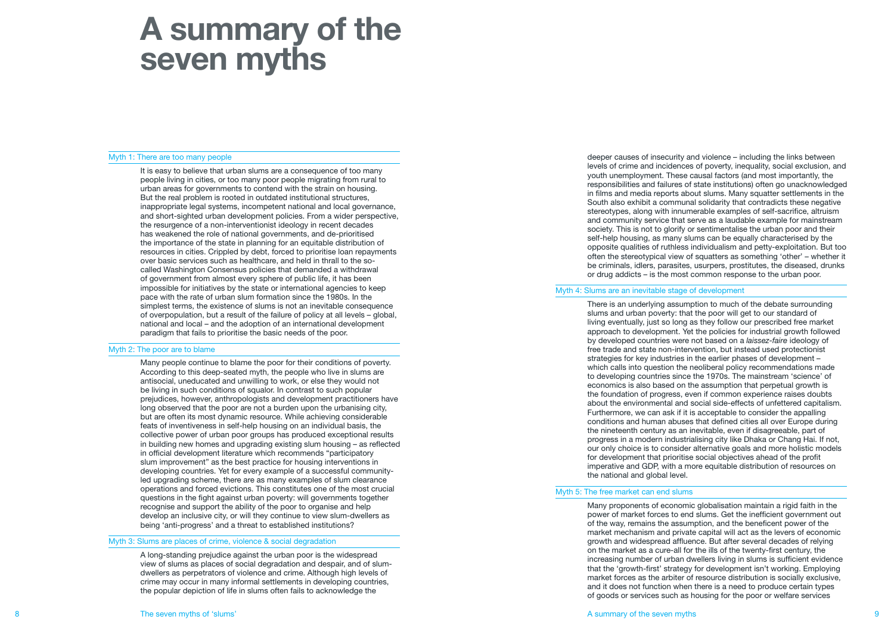# A summary of the seven myths

## Myth 1: There are too many people

It is easy to believe that urban slums are a consequence of too many people living in cities, or too many poor people migrating from rural to urban areas for governments to contend with the strain on housing. But the real problem is rooted in outdated institutional structures, inappropriate legal systems, incompetent national and local governance, and short-sighted urban development policies. From a wider perspective, the resurgence of a non-interventionist ideology in recent decades has weakened the role of national governments, and de-prioritised the importance of the state in planning for an equitable distribution of resources in cities. Crippled by debt, forced to prioritise loan repayments over basic services such as healthcare, and held in thrall to the so-called Washington Consensus policies that demanded a withdrawal of government from almost every sphere of public life, it has been impossible for initiatives by the state or international agencies to keep pace with the rate of urban slum formation since the 1980s. In the simplest terms, the existence of slums is not an inevitable consequence of overpopulation, but a result of the failure of policy at all levels – global, national and local – and the adoption of an international development paradigm that fails to prioritise the basic needs of the poor.

## Myth 2: The poor are to blame

Many people continue to blame the poor for their conditions of poverty. According to this deep-seated myth, the people who live in slums are antisocial, uneducated and unwilling to work, or else they would not be living in such conditions of squalor. In contrast to such popular prejudices, however, anthropologists and development practitioners have long observed that the poor are not a burden upon the urbanising city, but are often its most dynamic resource. While achieving considerable feats of inventiveness in self-help housing on an individual basis, the collective power of urban poor groups has produced exceptional results in building new homes and upgrading existing slum housing – as reflected in official development literature which recommends "participatory slum improvement" as the best practice for housing interventions in developing countries. Yet for every example of a successful community-led upgrading scheme, there are as many examples of slum clearance operations and forced evictions. This constitutes one of the most crucial questions in the fight against urban poverty: will governments together recognise and support the ability of the poor to organise and help develop an inclusive city, or will they continue to view slum-dwellers as being 'anti-progress' and a threat to established institutions?

## Myth 3: Slums are places of crime, violence & social degradation

A long-standing prejudice against the urban poor is the widespread view of slums as places of social degradation and despair, and of slum-dwellers as perpetrators of violence and crime. Although high levels of crime may occur in many informal settlements in developing countries, the popular depiction of life in slums often fails to acknowledge the deeper causes of insecurity and violence – including the links between levels of crime and incidences of poverty, inequality, social exclusion, and youth unemployment. These causal factors (and most importantly, the responsibilities and failures of state institutions) often go unacknowledged in films and media reports about slums. Many squatter settlements in the South also exhibit a communal solidarity that contradicts these negative stereotypes, along with innumerable examples of self-sacrifice, altruism and community service that serve as a laudable example for mainstream society. This is not to glorify or sentimentalise the urban poor and their self-help housing, as many slums can be equally characterised by the opposite qualities of ruthless individualism and petty-exploitation. But too often the stereotypical view of squatters as something 'other' – whether it be criminals, idlers, parasites, usurpers, prostitutes, the diseased, drunks or drug addicts – is the most common response to the urban poor.

## Myth 4: Slums are an inevitable stage of development

There is an underlying assumption to much of the debate surrounding slums and urban poverty: that the poor will get to our standard of living eventually, just so long as they follow our prescribed free market approach to development. Yet the policies for industrial growth followed by developed countries were not based on a *laissez-faire* ideology of free trade and state non-intervention, but instead used protectionist strategies for key industries in the earlier phases of development – which calls into question the neoliberal policy recommendations made to developing countries since the 1970s. The mainstream 'science' of economics is also based on the assumption that perpetual growth is the foundation of progress, even if common experience raises doubts about the environmental and social side-effects of unfettered capitalism. Furthermore, we can ask if it is acceptable to consider the appalling conditions and human abuses that defined cities all over Europe during the nineteenth century as an inevitable, even if disagreeable, part of progress in a modern industrialising city like Dhaka or Chang Hai. If not, our only choice is to consider alternative goals and more holistic models for development that prioritise social objectives ahead of the profit imperative and GDP, with a more equitable distribution of resources on the national and global level.

## Myth 5: The free market can end slums

Many proponents of economic globalisation maintain a rigid faith in the power of market forces to end slums. Get the inefficient government out of the way, remains the assumption, and the beneficent power of the market mechanism and private capital will act as the levers of economic growth and widespread affluence. But after several decades of relying on the market as a cure-all for the ills of the twenty-first century, the increasing number of urban dwellers living in slums is sufficient evidence that the 'growth-first' strategy for development isn't working. Employing market forces as the arbiter of resource distribution is socially exclusive, and it does not function when there is a need to produce certain types of goods or services such as housing for the poor or welfare services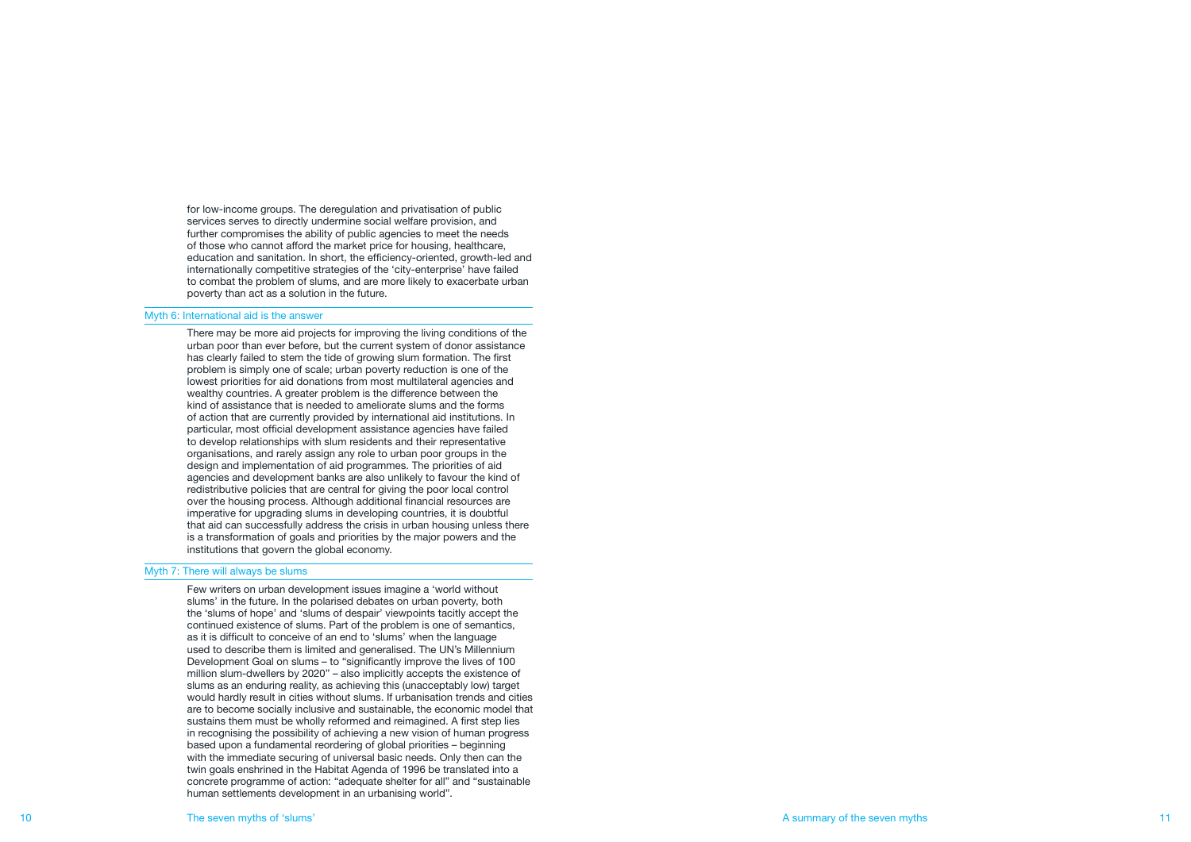for low-income groups. The deregulation and privatisation of public services serves to directly undermine social welfare provision, and further compromises the ability of public agencies to meet the needs of those who cannot afford the market price for housing, healthcare, education and sanitation. In short, the efficiency-oriented, growth-led and internationally competitive strategies of the 'city-enterprise' have failed to combat the problem of slums, and are more likely to exacerbate urban poverty than act as a solution in the future.

## Myth 6: International aid is the answer

There may be more aid projects for improving the living conditions of the urban poor than ever before, but the current system of donor assistance has clearly failed to stem the tide of growing slum formation. The first problem is simply one of scale; urban poverty reduction is one of the lowest priorities for aid donations from most multilateral agencies and wealthy countries. A greater problem is the difference between the kind of assistance that is needed to ameliorate slums and the forms of action that are currently provided by international aid institutions. In particular, most official development assistance agencies have failed to develop relationships with slum residents and their representative organisations, and rarely assign any role to urban poor groups in the design and implementation of aid programmes. The priorities of aid agencies and development banks are also unlikely to favour the kind of redistributive policies that are central for giving the poor local control over the housing process. Although additional financial resources are imperative for upgrading slums in developing countries, it is doubtful that aid can successfully address the crisis in urban housing unless there is a transformation of goals and priorities by the major powers and the institutions that govern the global economy.

## Myth 7: There will always be slums

Few writers on urban development issues imagine a 'world without slums' in the future. In the polarised debates on urban poverty, both the 'slums of hope' and 'slums of despair' viewpoints tacitly accept the continued existence of slums. Part of the problem is one of semantics, as it is difficult to conceive of an end to 'slums' when the language used to describe them is limited and generalised. The UN's Millennium Development Goal on slums – to "significantly improve the lives of 100 million slum-dwellers by 2020" – also implicitly accepts the existence of slums as an enduring reality, as achieving this (unacceptably low) target would hardly result in cities without slums. If urbanisation trends and cities are to become socially inclusive and sustainable, the economic model that sustains them must be wholly reformed and reimagined. A first step lies in recognising the possibility of achieving a new vision of human progress based upon a fundamental reordering of global priorities – beginning with the immediate securing of universal basic needs. Only then can the twin goals enshrined in the Habitat Agenda of 1996 be translated into a concrete programme of action: "adequate shelter for all" and "sustainable human settlements development in an urbanising world".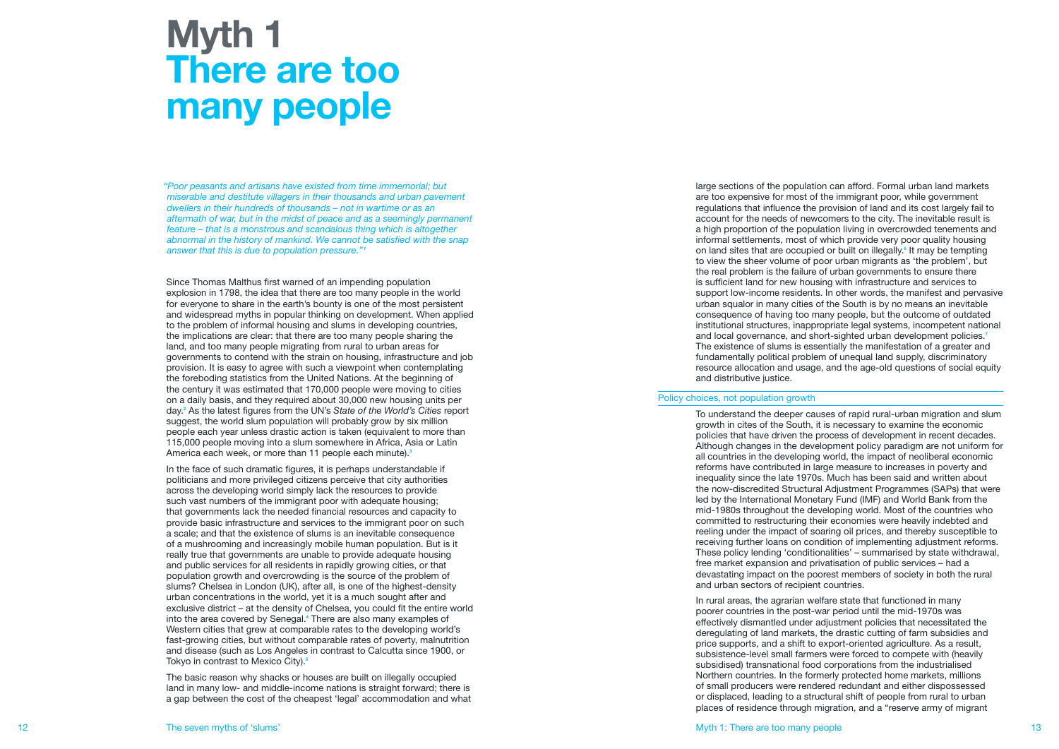# Myth 1 There are too many people

*"Poor peasants and artisans have existed from time immemorial; but miserable and destitute villagers in their thousands and urban pavement dwellers in their hundreds of thousands – not in wartime or as an aftermath of war, but in the midst of peace and as a seemingly permanent feature – that is a monstrous and scandalous thing which is altogether abnormal in the history of mankind. We cannot be satisfied with the snap answer that this is due to population pressure."*[1]

Since Thomas Malthus first warned of an impending population explosion in 1798, the idea that there are too many people in the world for everyone to share in the earth's bounty is one of the most persistent and widespread myths in popular thinking on development. When applied to the problem of informal housing and slums in developing countries, the implications are clear: that there are too many people sharing the land, and too many people migrating from rural to urban areas for governments to contend with the strain on housing, infrastructure and job provision. It is easy to agree with such a viewpoint when contemplating the foreboding statistics from the United Nations. At the beginning of the century it was estimated that 170,000 people were moving to cities on a daily basis, and they required about 30,000 new housing units per day.[2] As the latest figures from the UN's *State of the World's Cities* report suggest, the world slum population will probably grow by six million people each year unless drastic action is taken (equivalent to more than 115,000 people moving into a slum somewhere in Africa, Asia or Latin America each week, or more than 11 people each minute).[3]

In the face of such dramatic figures, it is perhaps understandable if politicians and more privileged citizens perceive that city authorities across the developing world simply lack the resources to provide such vast numbers of the immigrant poor with adequate housing; that governments lack the needed financial resources and capacity to provide basic infrastructure and services to the immigrant poor on such a scale; and that the existence of slums is an inevitable consequence of a mushrooming and increasingly mobile human population. But is it really true that governments are unable to provide adequate housing and public services for all residents in rapidly growing cities, or that population growth and overcrowding is the source of the problem of slums? Chelsea in London (UK), after all, is one of the highest-density urban concentrations in the world, yet it is a much sought after and exclusive district – at the density of Chelsea, you could fit the entire world into the area covered by Senegal.[4] There are also many examples of Western cities that grew at comparable rates to the developing world's fast-growing cities, but without comparable rates of poverty, malnutrition and disease (such as Los Angeles in contrast to Calcutta since 1900, or Tokyo in contrast to Mexico City).[5]

The basic reason why shacks or houses are built on illegally occupied land in many low- and middle-income nations is straight forward; there is a gap between the cost of the cheapest 'legal' accommodation and what large sections of the population can afford. Formal urban land markets are too expensive for most of the immigrant poor, while government regulations that influence the provision of land and its cost largely fail to account for the needs of newcomers to the city. The inevitable result is a high proportion of the population living in overcrowded tenements and informal settlements, most of which provide very poor quality housing on land sites that are occupied or built on illegally.[6] It may be tempting to view the sheer volume of poor urban migrants as 'the problem', but the real problem is the failure of urban governments to ensure there is sufficient land for new housing with infrastructure and services to support low-income residents. In other words, the manifest and pervasive urban squalor in many cities of the South is by no means an inevitable consequence of having too many people, but the outcome of outdated institutional structures, inappropriate legal systems, incompetent national and local governance, and short-sighted urban development policies.[7] The existence of slums is essentially the manifestation of a greater and fundamentally political problem of unequal land supply, discriminatory resource allocation and usage, and the age-old questions of social equity and distributive justice.

## Policy choices, not population growth

To understand the deeper causes of rapid rural-urban migration and slum growth in cites of the South, it is necessary to examine the economic policies that have driven the process of development in recent decades. Although changes in the development policy paradigm are not uniform for all countries in the developing world, the impact of neoliberal economic reforms have contributed in large measure to increases in poverty and inequality since the late 1970s. Much has been said and written about the now-discredited Structural Adjustment Programmes (SAPs) that were led by the International Monetary Fund (IMF) and World Bank from the mid-1980s throughout the developing world. Most of the countries who committed to restructuring their economies were heavily indebted and reeling under the impact of soaring oil prices, and thereby susceptible to receiving further loans on condition of implementing adjustment reforms. These policy lending 'conditionalities' – summarised by state withdrawal, free market expansion and privatisation of public services – had a devastating impact on the poorest members of society in both the rural and urban sectors of recipient countries.

In rural areas, the agrarian welfare state that functioned in many poorer countries in the post-war period until the mid-1970s was effectively dismantled under adjustment policies that necessitated the deregulating of land markets, the drastic cutting of farm subsidies and price supports, and a shift to export-oriented agriculture. As a result, subsistence-level small farmers were forced to compete with (heavily subsidised) transnational food corporations from the industrialised Northern countries. In the formerly protected home markets, millions of small producers were rendered redundant and either dispossessed or displaced, leading to a structural shift of people from rural to urban places of residence through migration, and a "reserve army of migrant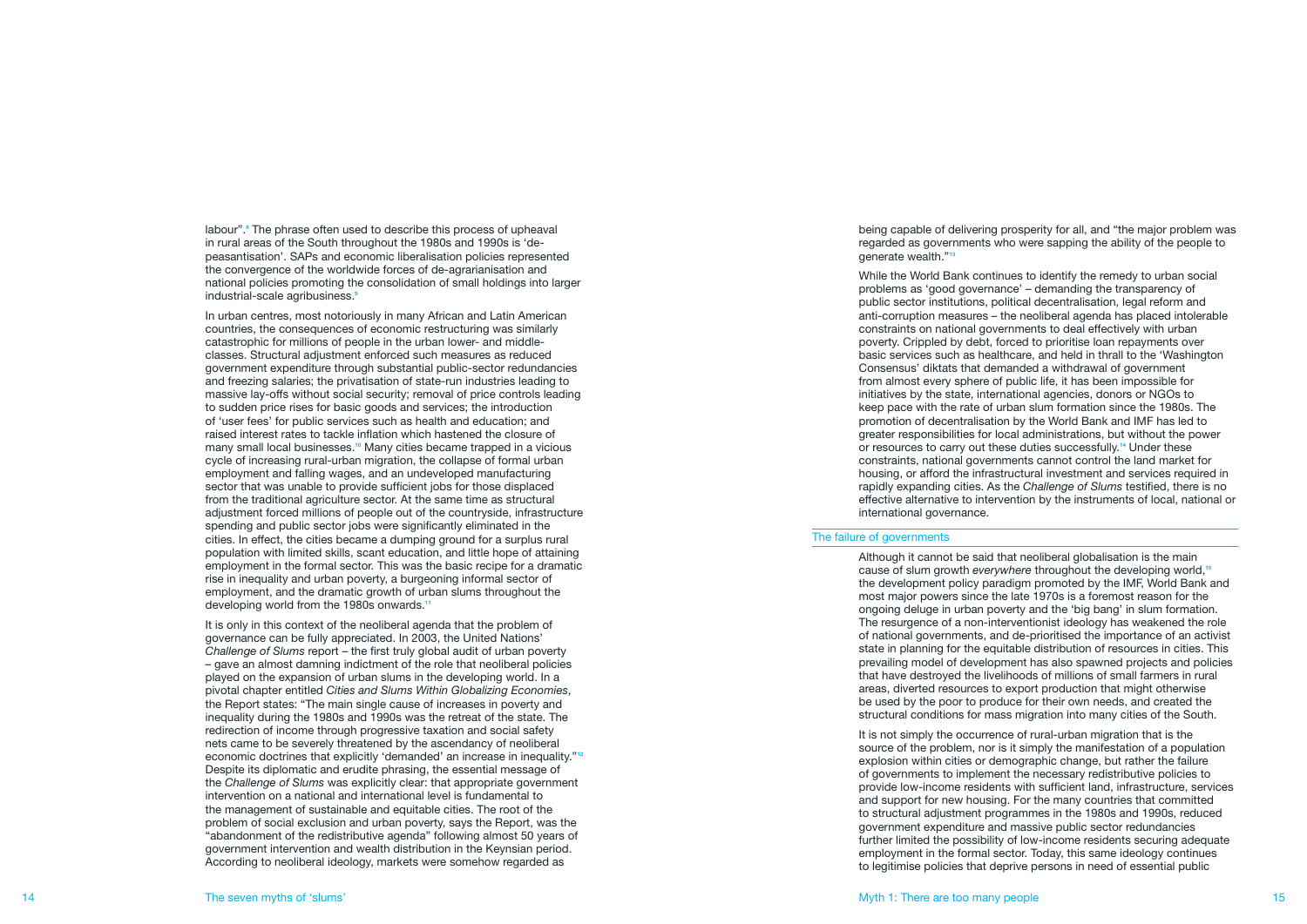labour".[8] The phrase often used to describe this process of upheaval in rural areas of the South throughout the 1980s and 1990s is 'de-peasantisation'. SAPs and economic liberalisation policies represented the convergence of the worldwide forces of de-agrarianisation and national policies promoting the consolidation of small holdings into larger industrial-scale agribusiness.[9]

In urban centres, most notoriously in many African and Latin American countries, the consequences of economic restructuring was similarly catastrophic for millions of people in the urban lower- and middle-classes. Structural adjustment enforced such measures as reduced government expenditure through substantial public-sector redundancies and freezing salaries; the privatisation of state-run industries leading to massive lay-offs without social security; removal of price controls leading to sudden price rises for basic goods and services; the introduction of 'user fees' for public services such as health and education; and raised interest rates to tackle inflation which hastened the closure of many small local businesses.[10] Many cities became trapped in a vicious cycle of increasing rural-urban migration, the collapse of formal urban employment and falling wages, and an undeveloped manufacturing sector that was unable to provide sufficient jobs for those displaced from the traditional agriculture sector. At the same time as structural adjustment forced millions of people out of the countryside, infrastructure spending and public sector jobs were significantly eliminated in the cities. In effect, the cities became a dumping ground for a surplus rural population with limited skills, scant education, and little hope of attaining employment in the formal sector. This was the basic recipe for a dramatic rise in inequality and urban poverty, a burgeoning informal sector of employment, and the dramatic growth of urban slums throughout the developing world from the 1980s onwards.[11]

It is only in this context of the neoliberal agenda that the problem of governance can be fully appreciated. In 2003, the United Nations' *Challenge of Slums* report – the first truly global audit of urban poverty – gave an almost damning indictment of the role that neoliberal policies played on the expansion of urban slums in the developing world. In a pivotal chapter entitled *Cities and Slums Within Globalizing Economies*, the Report states: "The main single cause of increases in poverty and inequality during the 1980s and 1990s was the retreat of the state. The redirection of income through progressive taxation and social safety nets came to be severely threatened by the ascendancy of neoliberal economic doctrines that explicitly 'demanded' an increase in inequality."[12] Despite its diplomatic and erudite phrasing, the essential message of the *Challenge of Slums* was explicitly clear: that appropriate government intervention on a national and international level is fundamental to the management of sustainable and equitable cities. The root of the problem of social exclusion and urban poverty, says the Report, was the "abandonment of the redistributive agenda" following almost 50 years of government intervention and wealth distribution in the Keynsian period. According to neoliberal ideology, markets were somehow regarded as being capable of delivering prosperity for all, and "the major problem was regarded as governments who were sapping the ability of the people to generate wealth."[13]

While the World Bank continues to identify the remedy to urban social problems as 'good governance' – demanding the transparency of public sector institutions, political decentralisation, legal reform and anti-corruption measures – the neoliberal agenda has placed intolerable constraints on national governments to deal effectively with urban poverty. Crippled by debt, forced to prioritise loan repayments over basic services such as healthcare, and held in thrall to the 'Washington Consensus' diktats that demanded a withdrawal of government from almost every sphere of public life, it has been impossible for initiatives by the state, international agencies, donors or NGOs to keep pace with the rate of urban slum formation since the 1980s. The promotion of decentralisation by the World Bank and IMF has led to greater responsibilities for local administrations, but without the power or resources to carry out these duties successfully.[14] Under these constraints, national governments cannot control the land market for housing, or afford the infrastructural investment and services required in rapidly expanding cities. As the *Challenge of Slums* testified, there is no effective alternative to intervention by the instruments of local, national or international governance.

## The failure of governments

Although it cannot be said that neoliberal globalisation is the main cause of slum growth *everywhere* throughout the developing world,[15] the development policy paradigm promoted by the IMF, World Bank and most major powers since the late 1970s is a foremost reason for the ongoing deluge in urban poverty and the 'big bang' in slum formation. The resurgence of a non-interventionist ideology has weakened the role of national governments, and de-prioritised the importance of an activist state in planning for the equitable distribution of resources in cities. This prevailing model of development has also spawned projects and policies that have destroyed the livelihoods of millions of small farmers in rural areas, diverted resources to export production that might otherwise be used by the poor to produce for their own needs, and created the structural conditions for mass migration into many cities of the South.

It is not simply the occurrence of rural-urban migration that is the source of the problem, nor is it simply the manifestation of a population explosion within cities or demographic change, but rather the failure of governments to implement the necessary redistributive policies to provide low-income residents with sufficient land, infrastructure, services and support for new housing. For the many countries that committed to structural adjustment programmes in the 1980s and 1990s, reduced government expenditure and massive public sector redundancies further limited the possibility of low-income residents securing adequate employment in the formal sector. Today, this same ideology continues to legitimise policies that deprive persons in need of essential public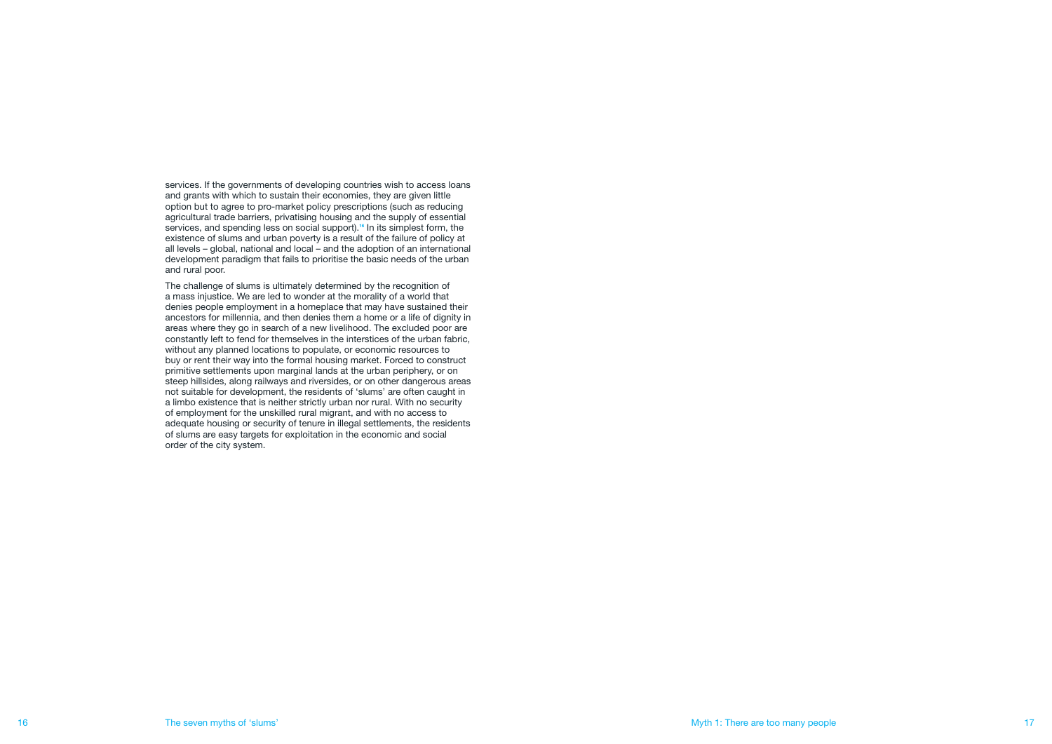services. If the governments of developing countries wish to access loans and grants with which to sustain their economies, they are given little option but to agree to pro-market policy prescriptions (such as reducing agricultural trade barriers, privatising housing and the supply of essential services, and spending less on social support).[16] In its simplest form, the existence of slums and urban poverty is a result of the failure of policy at all levels – global, national and local – and the adoption of an international development paradigm that fails to prioritise the basic needs of the urban and rural poor.

The challenge of slums is ultimately determined by the recognition of a mass injustice. We are led to wonder at the morality of a world that denies people employment in a homeplace that may have sustained their ancestors for millennia, and then denies them a home or a life of dignity in areas where they go in search of a new livelihood. The excluded poor are constantly left to fend for themselves in the interstices of the urban fabric, without any planned locations to populate, or economic resources to buy or rent their way into the formal housing market. Forced to construct primitive settlements upon marginal lands at the urban periphery, or on steep hillsides, along railways and riversides, or on other dangerous areas not suitable for development, the residents of 'slums' are often caught in a limbo existence that is neither strictly urban nor rural. With no security of employment for the unskilled rural migrant, and with no access to adequate housing or security of tenure in illegal settlements, the residents of slums are easy targets for exploitation in the economic and social order of the city system.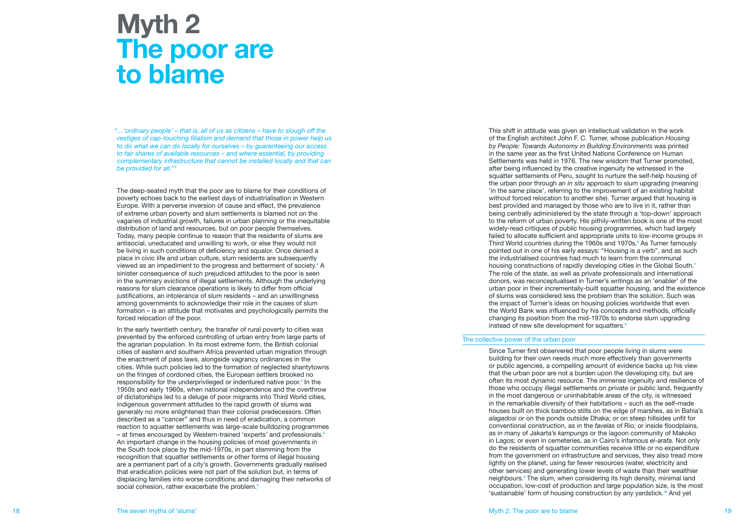# Myth 2
# The poor are to blame

*"…'ordinary people' – that is, all of us as citizens – have to slough off the vestiges of cap-touching filialism and demand that those in power help us to do what we can do locally for ourselves – by guaranteeing our access to fair shares of available resources – and where essential, by providing complementary infrastructure that cannot be installed locally and that can be provided for all."*[1]

The deep-seated myth that the poor are to blame for their conditions of poverty echoes back to the earliest days of industrialisation in Western Europe. With a perverse inversion of cause and effect, the prevalence of extreme urban poverty and slum settlements is blamed not on the vagaries of industrial growth, failures in urban planning or the inequitable distribution of land and resources, but on poor people themselves. Today, many people continue to reason that the residents of slums are antisocial, uneducated and unwilling to work, or else they would not be living in such conditions of deficiency and squalor. Once denied a place in civic life and urban culture, slum residents are subsequently viewed as an impediment to the progress and betterment of society.[2] A sinister consequence of such prejudiced attitudes to the poor is seen in the summary evictions of illegal settlements. Although the underlying reasons for slum clearance operations is likely to differ from official justifications, an intolerance of slum residents – and an unwillingness among governments to acknowledge their role in the causes of slum formation – is an attitude that motivates and psychologically permits the forced relocation of the poor.

In the early twentieth century, the transfer of rural poverty to cities was prevented by the enforced controlling of urban entry from large parts of the agrarian population. In its most extreme form, the British colonial cities of eastern and southern Africa prevented urban migration through the enactment of pass laws, alongside vagrancy ordinances in the cities. While such policies led to the formation of neglected shantytowns on the fringes of cordoned cities, the European settlers brooked no responsibility for the underprivileged or indentured native poor.[3] In the 1950s and early 1960s, when national independence and the overthrow of dictatorships led to a deluge of poor migrants into Third World cities, indigenous government attitudes to the rapid growth of slums was generally no more enlightened than their colonial predecessors. Often described as a "cancer" and thus in need of eradication, a common reaction to squatter settlements was large-scale bulldozing programmes – at times encouraged by Western-trained 'experts' and professionals.[4] An important change in the housing policies of most governments in the South took place by the mid-1970s, in part stemming from the recognition that squatter settlements or other forms of illegal housing are a permanent part of a city's growth. Governments gradually realised that eradication policies were not part of the solution but, in terms of displacing families into worse conditions and damaging their networks of social cohesion, rather exacerbate the problem.[5]

This shift in attitude was given an intellectual validation in the work of the English architect John F. C. Turner, whose publication *Housing by People: Towards Autonomy in Building Environments* was printed in the same year as the first United Nations Conference on Human Settlements was held in 1976. The new wisdom that Turner promoted, after being influenced by the creative ingenuity he witnessed in the squatter settlements of Peru, sought to nurture the self-help housing of the urban poor through an *in situ* approach to slum upgrading (meaning 'in the same place', referring to the improvement of an existing habitat without forced relocation to another site). Turner argued that housing is best provided and managed by those who are to live in it, rather than being centrally administered by the state through a 'top-down' approach to the reform of urban poverty. His pithily-written book is one of the most widely-read critiques of public housing programmes, which had largely failed to allocate sufficient and appropriate units to low-income groups in Third World countries during the 1960s and 1970s.[6] As Turner famously pointed out in one of his early essays: "Housing is a verb", and as such the industrialised countries had much to learn from the communal housing constructions of rapidly developing cities in the Global South.[7] The role of the state, as well as private professionals and international donors, was reconceptualised in Turner's writings as an 'enabler' of the urban poor in their incrementally-built squatter housing, and the existence of slums was considered less the problem than the solution. Such was the impact of Turner's ideas on housing policies worldwide that even the World Bank was influenced by his concepts and methods, officially changing its position from the mid-1970s to endorse slum upgrading instead of new site development for squatters.[8]

## The collective power of the urban poor

Since Turner first observed that poor people living in slums were building for their own needs much more effectively than governments or public agencies, a compelling amount of evidence backs up his view that the urban poor are not a burden upon the developing city, but are often its most dynamic resource. The immense ingenuity and resilience of those who occupy illegal settlements on private or public land, frequently in the most dangerous or uninhabitable areas of the city, is witnessed in the remarkable diversity of their habitations – such as the self-made houses built on thick bamboo stilts on the edge of marshes, as in Bahia's *alagadosi* or on the ponds outside Dhaka; or on steep hillsides unfit for conventional construction, as in the *favelas* of Rio; or inside floodplains, as in many of Jakarta's *kampungs* or the lagoon community of Makoko in Lagos; or even in cemeteries, as in Cairo's infamous *el-arafa*. Not only do the residents of squatter communities receive little or no expenditure from the government on infrastructure and services, they also tread more lightly on the planet, using far fewer resources (water, electricity and other services) and generating lower levels of waste than their wealthier neighbours.[9] The slum, when considering its high density, minimal land occupation, low-cost of production and large population size, is the most 'sustainable' form of housing construction by any yardstick.[10] And yet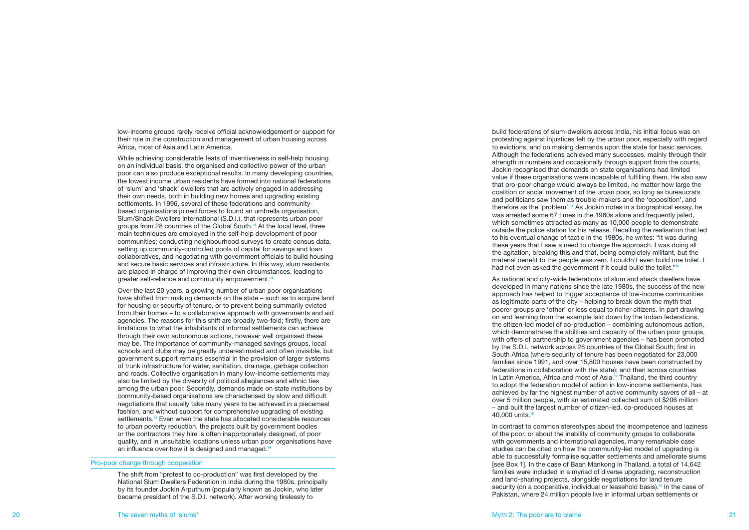low-income groups rarely receive official acknowledgement or support for their role in the construction and management of urban housing across Africa, most of Asia and Latin America.

While achieving considerable feats of inventiveness in self-help housing on an individual basis, the organised and collective power of the urban poor can also produce exceptional results. In many developing countries, the lowest income urban residents have formed into national federations of 'slum' and 'shack' dwellers that are actively engaged in addressing their own needs, both in building new homes and upgrading existing settlements. In 1996, several of these federations and community-based organisations joined forces to found an umbrella organisation, Slum/Shack Dwellers International (S.D.I.), that represents urban poor groups from 28 countries of the Global South.[11] At the local level, three main techniques are employed in the self-help development of poor communities; conducting neighbourhood surveys to create census data, setting up community-controlled pools of capital for savings and loan collaboratives, and negotiating with government officials to build housing and secure basic services and infrastructure. In this way, slum residents are placed in charge of improving their own circumstances, leading to greater self-reliance and community empowerment.[12]

Over the last 20 years, a growing number of urban poor organisations have shifted from making demands on the state – such as to acquire land for housing or security of tenure, or to prevent being summarily evicted from their homes – to a collaborative approach with governments and aid agencies. The reasons for this shift are broadly two-fold; firstly, there are limitations to what the inhabitants of informal settlements can achieve through their own autonomous actions, however well organised these may be. The importance of community-managed savings groups, local schools and clubs may be greatly underestimated and often invisible, but government support remains essential in the provision of larger systems of trunk infrastructure for water, sanitation, drainage, garbage collection and roads. Collective organisation in many low-income settlements may also be limited by the diversity of political allegiances and ethnic ties among the urban poor. Secondly, demands made on state institutions by community-based organisations are characterised by slow and difficult negotiations that usually take many years to be achieved in a piecemeal fashion, and without support for comprehensive upgrading of existing settlements.[13] Even when the state has allocated considerable resources to urban poverty reduction, the projects built by government bodies or the contractors they hire is often inappropriately designed, of poor quality, and in unsuitable locations unless urban poor organisations have an influence over how it is designed and managed.[14]

## Pro-poor change through cooperation

The shift from "protest to co-production" was first developed by the National Slum Dwellers Federation in India during the 1980s, principally by its founder Jockin Arputhum (popularly known as Jockin, who later became president of the S.D.I. network). After working tirelessly to build federations of slum-dwellers across India, his initial focus was on protesting against injustices felt by the urban poor, especially with regard to evictions, and on making demands upon the state for basic services. Although the federations achieved many successes, mainly through their strength in numbers and occasionally through support from the courts, Jockin recognised that demands on state organisations had limited value if these organisations were incapable of fulfilling them. He also saw that pro-poor change would always be limited, no matter how large the coalition or social movement of the urban poor, so long as bureaucrats and politicians saw them as trouble-makers and the 'opposition', and therefore as the 'problem'.[15] As Jockin notes in a biographical essay, he was arrested some 67 times in the 1960s alone and frequently jailed, which sometimes attracted as many as 10,000 people to demonstrate outside the police station for his release. Recalling the realisation that led to his eventual change of tactic in the 1980s, he writes: "It was during these years that I saw a need to change the approach. I was doing all the agitation, breaking this and that, being completely militant, but the material benefit to the people was zero. I couldn't even build one toilet. I had not even asked the government if it could build the toilet."[16]

As national and city-wide federations of slum and shack dwellers have developed in many nations since the late 1980s, the success of the new approach has helped to trigger acceptance of low-income communities as legitimate parts of the city – helping to break down the myth that poorer groups are 'other' or less equal to richer citizens. In part drawing on and learning from the example laid down by the Indian federations, the citizen-led model of co-production – combining autonomous action, which demonstrates the abilities and capacity of the urban poor groups, with offers of partnership to government agencies – has been promoted by the S.D.I. network across 28 countries of the Global South; first in South Africa (where security of tenure has been negotiated for 23,000 families since 1991, and over 15,800 houses have been constructed by federations in collaboration with the state); and then across countries in Latin America, Africa and most of Asia.[17] Thailand, the third country to adopt the federation model of action in low-income settlements, has achieved by far the highest number of active community savers of all – at over 5 million people, with an estimated collected sum of $206 million – and built the largest number of citizen-led, co-produced houses at 40,000 units.[18]

In contrast to common stereotypes about the incompetence and laziness of the poor, or about the inability of community groups to collaborate with governments and international agencies, many remarkable case studies can be cited on how the community-led model of upgrading is able to successfully formalise squatter settlements and ameliorate slums [see Box 1]. In the case of Baan Mankong in Thailand, a total of 14,642 families were included in a myriad of diverse upgrading, reconstruction and land-sharing projects, alongside negotiations for land tenure security (on a cooperative, individual or leasehold basis).[19] In the case of Pakistan, where 24 million people live in informal urban settlements or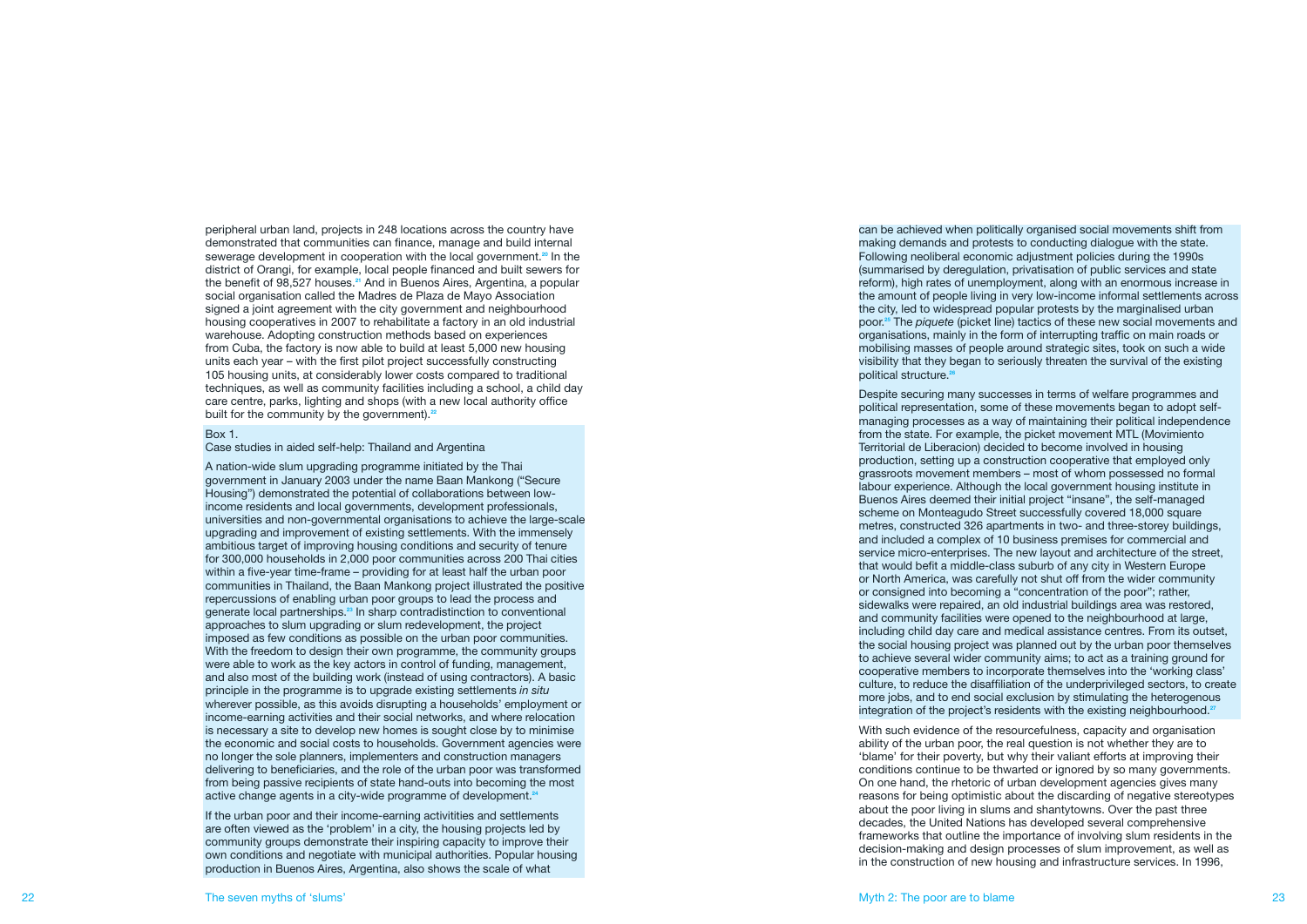peripheral urban land, projects in 248 locations across the country have demonstrated that communities can finance, manage and build internal sewerage development in cooperation with the local government.[20] In the district of Orangi, for example, local people financed and built sewers for the benefit of 98,527 houses.[21] And in Buenos Aires, Argentina, a popular social organisation called the Madres de Plaza de Mayo Association signed a joint agreement with the city government and neighbourhood housing cooperatives in 2007 to rehabilitate a factory in an old industrial warehouse. Adopting construction methods based on experiences from Cuba, the factory is now able to build at least 5,000 new housing units each year – with the first pilot project successfully constructing 105 housing units, at considerably lower costs compared to traditional techniques, as well as community facilities including a school, a child day care centre, parks, lighting and shops (with a new local authority office built for the community by the government).[22]

Box 1.
Case studies in aided self-help: Thailand and Argentina

A nation-wide slum upgrading programme initiated by the Thai government in January 2003 under the name Baan Mankong ("Secure Housing") demonstrated the potential of collaborations between low-income residents and local governments, development professionals, universities and non-governmental organisations to achieve the large-scale upgrading and improvement of existing settlements. With the immensely ambitious target of improving housing conditions and security of tenure for 300,000 households in 2,000 poor communities across 200 Thai cities within a five-year time-frame – providing for at least half the urban poor communities in Thailand, the Baan Mankong project illustrated the positive repercussions of enabling urban poor groups to lead the process and generate local partnerships.[23] In sharp contradistinction to conventional approaches to slum upgrading or slum redevelopment, the project imposed as few conditions as possible on the urban poor communities. With the freedom to design their own programme, the community groups were able to work as the key actors in control of funding, management, and also most of the building work (instead of using contractors). A basic principle in the programme is to upgrade existing settlements *in situ* wherever possible, as this avoids disrupting a households' employment or income-earning activities and their social networks, and where relocation is necessary a site to develop new homes is sought close by to minimise the economic and social costs to households. Government agencies were no longer the sole planners, implementers and construction managers delivering to beneficiaries, and the role of the urban poor was transformed from being passive recipients of state hand-outs into becoming the most active change agents in a city-wide programme of development.[24]

If the urban poor and their income-earning activitities and settlements are often viewed as the 'problem' in a city, the housing projects led by community groups demonstrate their inspiring capacity to improve their own conditions and negotiate with municipal authorities. Popular housing production in Buenos Aires, Argentina, also shows the scale of what can be achieved when politically organised social movements shift from making demands and protests to conducting dialogue with the state. Following neoliberal economic adjustment policies during the 1990s (summarised by deregulation, privatisation of public services and state reform), high rates of unemployment, along with an enormous increase in the amount of people living in very low-income informal settlements across the city, led to widespread popular protests by the marginalised urban poor.[25] The *piquete* (picket line) tactics of these new social movements and organisations, mainly in the form of interrupting traffic on main roads or mobilising masses of people around strategic sites, took on such a wide visibility that they began to seriously threaten the survival of the existing political structure.[26]

Despite securing many successes in terms of welfare programmes and political representation, some of these movements began to adopt self-managing processes as a way of maintaining their political independence from the state. For example, the picket movement MTL (Movimiento Territorial de Liberacion) decided to become involved in housing production, setting up a construction cooperative that employed only grassroots movement members – most of whom possessed no formal labour experience. Although the local government housing institute in Buenos Aires deemed their initial project "insane", the self-managed scheme on Monteagudo Street successfully covered 18,000 square metres, constructed 326 apartments in two- and three-storey buildings, and included a complex of 10 business premises for commercial and service micro-enterprises. The new layout and architecture of the street, that would befit a middle-class suburb of any city in Western Europe or North America, was carefully not shut off from the wider community or consigned into becoming a "concentration of the poor"; rather, sidewalks were repaired, an old industrial buildings area was restored, and community facilities were opened to the neighbourhood at large, including child day care and medical assistance centres. From its outset, the social housing project was planned out by the urban poor themselves to achieve several wider community aims; to act as a training ground for cooperative members to incorporate themselves into the 'working class' culture, to reduce the disaffiliation of the underprivileged sectors, to create more jobs, and to end social exclusion by stimulating the heterogenous integration of the project's residents with the existing neighbourhood.[27]

With such evidence of the resourcefulness, capacity and organisation ability of the urban poor, the real question is not whether they are to 'blame' for their poverty, but why their valiant efforts at improving their conditions continue to be thwarted or ignored by so many governments. On one hand, the rhetoric of urban development agencies gives many reasons for being optimistic about the discarding of negative stereotypes about the poor living in slums and shantytowns. Over the past three decades, the United Nations has developed several comprehensive frameworks that outline the importance of involving slum residents in the decision-making and design processes of slum improvement, as well as in the construction of new housing and infrastructure services. In 1996,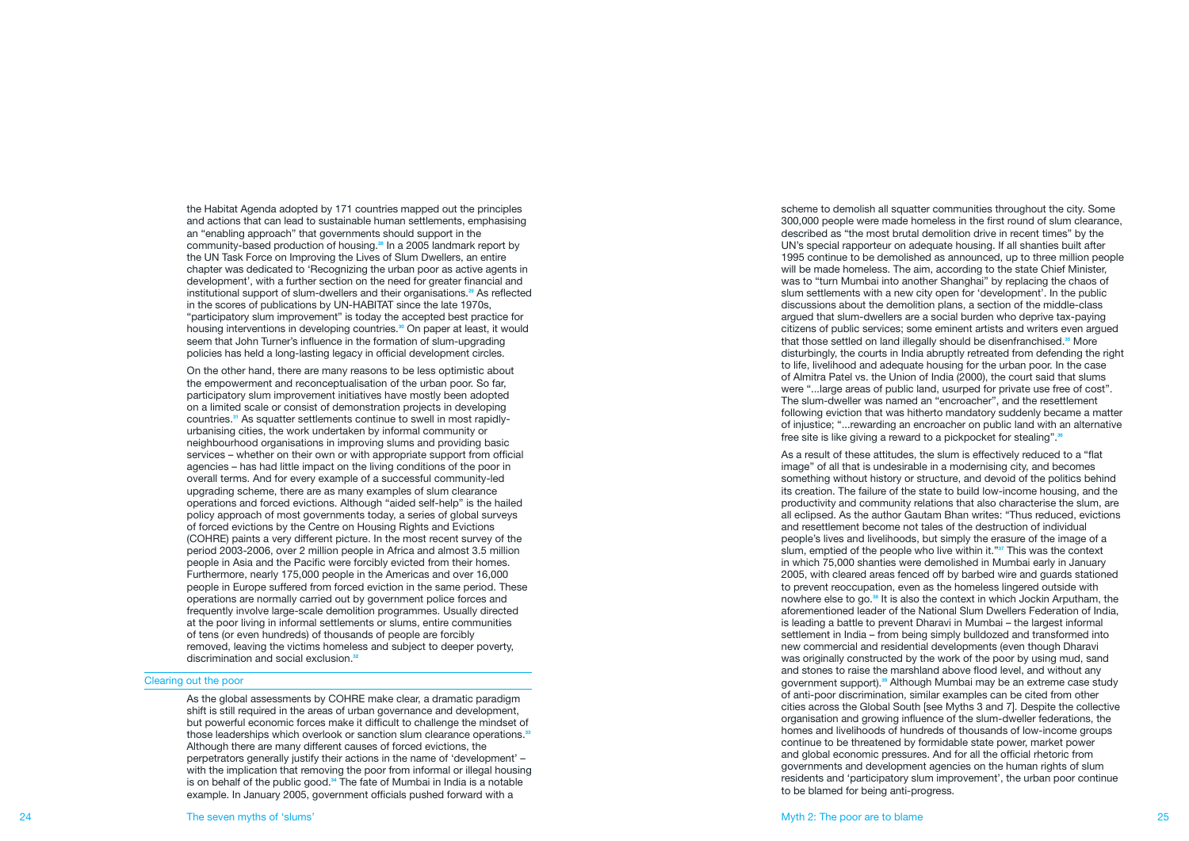the Habitat Agenda adopted by 171 countries mapped out the principles and actions that can lead to sustainable human settlements, emphasising an "enabling approach" that governments should support in the community-based production of housing.[28] In a 2005 landmark report by the UN Task Force on Improving the Lives of Slum Dwellers, an entire chapter was dedicated to 'Recognizing the urban poor as active agents in development', with a further section on the need for greater financial and institutional support of slum-dwellers and their organisations.[29] As reflected in the scores of publications by UN-HABITAT since the late 1970s, "participatory slum improvement" is today the accepted best practice for housing interventions in developing countries.[30] On paper at least, it would seem that John Turner's influence in the formation of slum-upgrading policies has held a long-lasting legacy in official development circles.

On the other hand, there are many reasons to be less optimistic about the empowerment and reconceptualisation of the urban poor. So far, participatory slum improvement initiatives have mostly been adopted on a limited scale or consist of demonstration projects in developing countries.[31] As squatter settlements continue to swell in most rapidly-urbanising cities, the work undertaken by informal community or neighbourhood organisations in improving slums and providing basic services – whether on their own or with appropriate support from official agencies – has had little impact on the living conditions of the poor in overall terms. And for every example of a successful community-led upgrading scheme, there are as many examples of slum clearance operations and forced evictions. Although "aided self-help" is the hailed policy approach of most governments today, a series of global surveys of forced evictions by the Centre on Housing Rights and Evictions (COHRE) paints a very different picture. In the most recent survey of the period 2003-2006, over 2 million people in Africa and almost 3.5 million people in Asia and the Pacific were forcibly evicted from their homes. Furthermore, nearly 175,000 people in the Americas and over 16,000 people in Europe suffered from forced eviction in the same period. These operations are normally carried out by government police forces and frequently involve large-scale demolition programmes. Usually directed at the poor living in informal settlements or slums, entire communities of tens (or even hundreds) of thousands of people are forcibly removed, leaving the victims homeless and subject to deeper poverty, discrimination and social exclusion.[32]

## Clearing out the poor

As the global assessments by COHRE make clear, a dramatic paradigm shift is still required in the areas of urban governance and development, but powerful economic forces make it difficult to challenge the mindset of those leaderships which overlook or sanction slum clearance operations.[33] Although there are many different causes of forced evictions, the perpetrators generally justify their actions in the name of 'development' – with the implication that removing the poor from informal or illegal housing is on behalf of the public good.[34] The fate of Mumbai in India is a notable example. In January 2005, government officials pushed forward with a scheme to demolish all squatter communities throughout the city. Some 300,000 people were made homeless in the first round of slum clearance, described as "the most brutal demolition drive in recent times" by the UN's special rapporteur on adequate housing. If all shanties built after 1995 continue to be demolished as announced, up to three million people will be made homeless. The aim, according to the state Chief Minister, was to "turn Mumbai into another Shanghai" by replacing the chaos of slum settlements with a new city open for 'development'. In the public discussions about the demolition plans, a section of the middle-class argued that slum-dwellers are a social burden who deprive tax-paying citizens of public services; some eminent artists and writers even argued that those settled on land illegally should be disenfranchised.[35] More disturbingly, the courts in India abruptly retreated from defending the right to life, livelihood and adequate housing for the urban poor. In the case of Almitra Patel vs. the Union of India (2000), the court said that slums were "...large areas of public land, usurped for private use free of cost". The slum-dweller was named an "encroacher", and the resettlement following eviction that was hitherto mandatory suddenly became a matter of injustice; "...rewarding an encroacher on public land with an alternative free site is like giving a reward to a pickpocket for stealing".[36]

As a result of these attitudes, the slum is effectively reduced to a "flat image" of all that is undesirable in a modernising city, and becomes something without history or structure, and devoid of the politics behind its creation. The failure of the state to build low-income housing, and the productivity and community relations that also characterise the slum, are all eclipsed. As the author Gautam Bhan writes: "Thus reduced, evictions and resettlement become not tales of the destruction of individual people's lives and livelihoods, but simply the erasure of the image of a slum, emptied of the people who live within it."[37] This was the context in which 75,000 shanties were demolished in Mumbai early in January 2005, with cleared areas fenced off by barbed wire and guards stationed to prevent reoccupation, even as the homeless lingered outside with nowhere else to go.[38] It is also the context in which Jockin Arputham, the aforementioned leader of the National Slum Dwellers Federation of India, is leading a battle to prevent Dharavi in Mumbai – the largest informal settlement in India – from being simply bulldozed and transformed into new commercial and residential developments (even though Dharavi was originally constructed by the work of the poor by using mud, sand and stones to raise the marshland above flood level, and without any government support).[39] Although Mumbai may be an extreme case study of anti-poor discrimination, similar examples can be cited from other cities across the Global South [see Myths 3 and 7]. Despite the collective organisation and growing influence of the slum-dweller federations, the homes and livelihoods of hundreds of thousands of low-income groups continue to be threatened by formidable state power, market power and global economic pressures. And for all the official rhetoric from governments and development agencies on the human rights of slum residents and 'participatory slum improvement', the urban poor continue to be blamed for being anti-progress.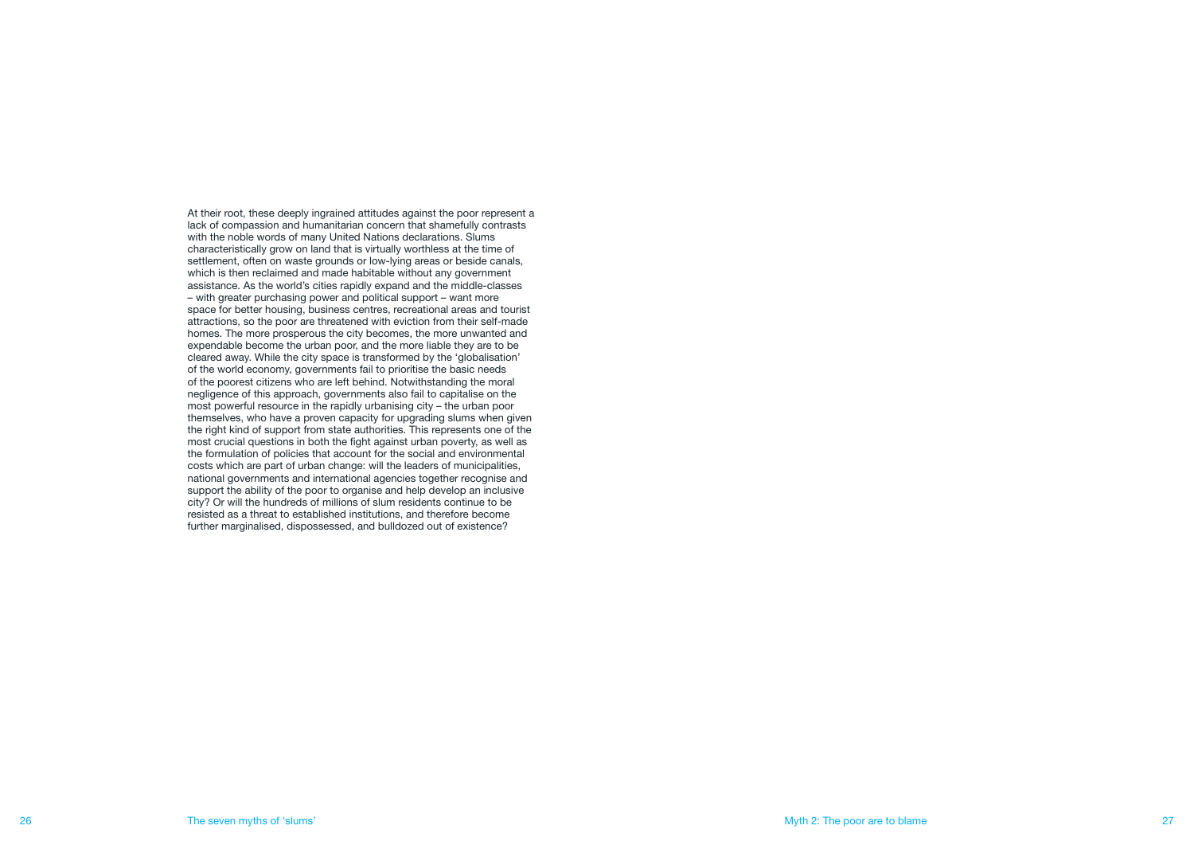At their root, these deeply ingrained attitudes against the poor represent a lack of compassion and humanitarian concern that shamefully contrasts with the noble words of many United Nations declarations. Slums characteristically grow on land that is virtually worthless at the time of settlement, often on waste grounds or low-lying areas or beside canals, which is then reclaimed and made habitable without any government assistance. As the world's cities rapidly expand and the middle-classes – with greater purchasing power and political support – want more space for better housing, business centres, recreational areas and tourist attractions, so the poor are threatened with eviction from their self-made homes. The more prosperous the city becomes, the more unwanted and expendable become the urban poor, and the more liable they are to be cleared away. While the city space is transformed by the 'globalisation' of the world economy, governments fail to prioritise the basic needs of the poorest citizens who are left behind. Notwithstanding the moral negligence of this approach, governments also fail to capitalise on the most powerful resource in the rapidly urbanising city – the urban poor themselves, who have a proven capacity for upgrading slums when given the right kind of support from state authorities. This represents one of the most crucial questions in both the fight against urban poverty, as well as the formulation of policies that account for the social and environmental costs which are part of urban change: will the leaders of municipalities, national governments and international agencies together recognise and support the ability of the poor to organise and help develop an inclusive city? Or will the hundreds of millions of slum residents continue to be resisted as a threat to established institutions, and therefore become further marginalised, dispossessed, and bulldozed out of existence?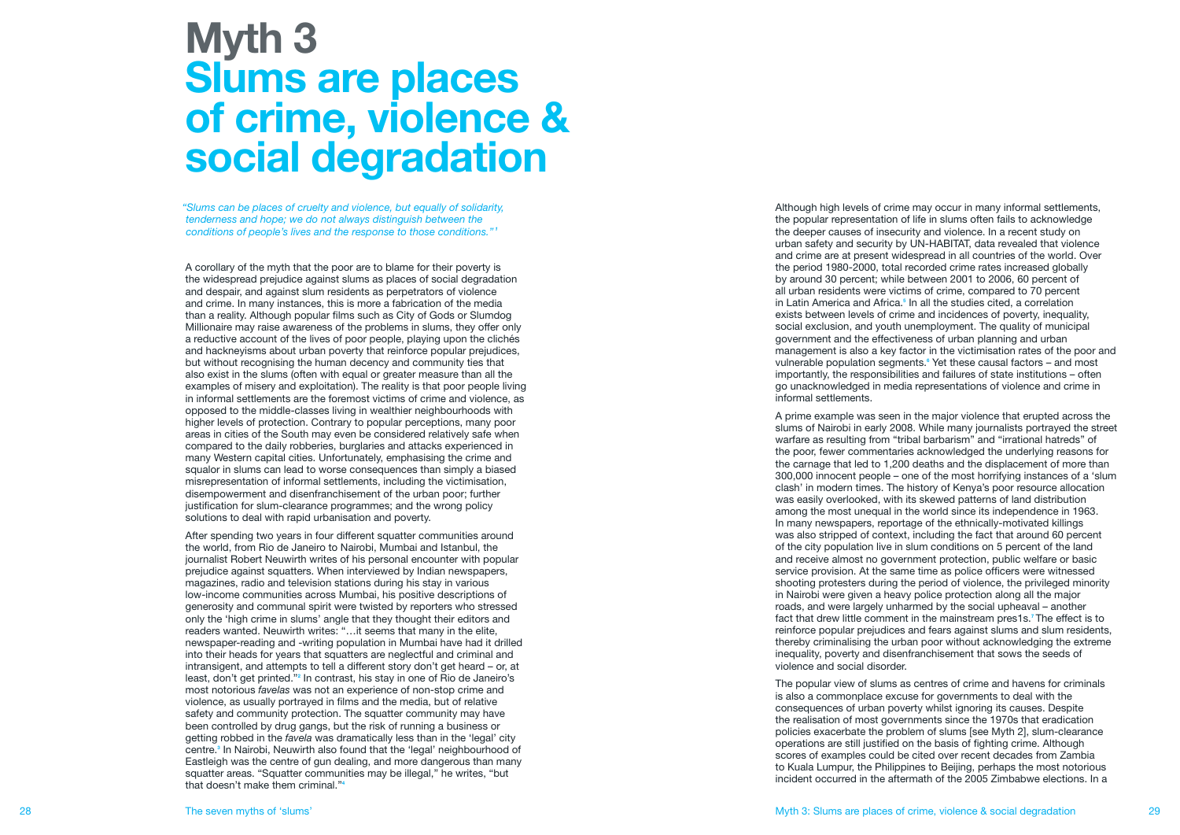# Myth 3
# Slums are places of crime, violence & social degradation

*"Slums can be places of cruelty and violence, but equally of solidarity, tenderness and hope; we do not always distinguish between the conditions of people's lives and the response to those conditions."*[1]

A corollary of the myth that the poor are to blame for their poverty is the widespread prejudice against slums as places of social degradation and despair, and against slum residents as perpetrators of violence and crime. In many instances, this is more a fabrication of the media than a reality. Although popular films such as City of Gods or Slumdog Millionaire may raise awareness of the problems in slums, they offer only a reductive account of the lives of poor people, playing upon the clichés and hackneyisms about urban poverty that reinforce popular prejudices, but without recognising the human decency and community ties that also exist in the slums (often with equal or greater measure than all the examples of misery and exploitation). The reality is that poor people living in informal settlements are the foremost victims of crime and violence, as opposed to the middle-classes living in wealthier neighbourhoods with higher levels of protection. Contrary to popular perceptions, many poor areas in cities of the South may even be considered relatively safe when compared to the daily robberies, burglaries and attacks experienced in many Western capital cities. Unfortunately, emphasising the crime and squalor in slums can lead to worse consequences than simply a biased misrepresentation of informal settlements, including the victimisation, disempowerment and disenfranchisement of the urban poor; further justification for slum-clearance programmes; and the wrong policy solutions to deal with rapid urbanisation and poverty.

After spending two years in four different squatter communities around the world, from Rio de Janeiro to Nairobi, Mumbai and Istanbul, the journalist Robert Neuwirth writes of his personal encounter with popular prejudice against squatters. When interviewed by Indian newspapers, magazines, radio and television stations during his stay in various low-income communities across Mumbai, his positive descriptions of generosity and communal spirit were twisted by reporters who stressed only the 'high crime in slums' angle that they thought their editors and readers wanted. Neuwirth writes: "…it seems that many in the elite, newspaper-reading and -writing population in Mumbai have had it drilled into their heads for years that squatters are neglectful and criminal and intransigent, and attempts to tell a different story don't get heard – or, at least, don't get printed."[2] In contrast, his stay in one of Rio de Janeiro's most notorious *favelas* was not an experience of non-stop crime and violence, as usually portrayed in films and the media, but of relative safety and community protection. The squatter community may have been controlled by drug gangs, but the risk of running a business or getting robbed in the *favela* was dramatically less than in the 'legal' city centre.[3] In Nairobi, Neuwirth also found that the 'legal' neighbourhood of Eastleigh was the centre of gun dealing, and more dangerous than many squatter areas. "Squatter communities may be illegal," he writes, "but that doesn't make them criminal."[4]

Although high levels of crime may occur in many informal settlements, the popular representation of life in slums often fails to acknowledge the deeper causes of insecurity and violence. In a recent study on urban safety and security by UN-HABITAT, data revealed that violence and crime are at present widespread in all countries of the world. Over the period 1980-2000, total recorded crime rates increased globally by around 30 percent; while between 2001 to 2006, 60 percent of all urban residents were victims of crime, compared to 70 percent in Latin America and Africa.[5] In all the studies cited, a correlation exists between levels of crime and incidences of poverty, inequality, social exclusion, and youth unemployment. The quality of municipal government and the effectiveness of urban planning and urban management is also a key factor in the victimisation rates of the poor and vulnerable population segments.[6] Yet these causal factors – and most importantly, the responsibilities and failures of state institutions – often go unacknowledged in media representations of violence and crime in informal settlements.

A prime example was seen in the major violence that erupted across the slums of Nairobi in early 2008. While many journalists portrayed the street warfare as resulting from "tribal barbarism" and "irrational hatreds" of the poor, fewer commentaries acknowledged the underlying reasons for the carnage that led to 1,200 deaths and the displacement of more than 300,000 innocent people – one of the most horrifying instances of a 'slum clash' in modern times. The history of Kenya's poor resource allocation was easily overlooked, with its skewed patterns of land distribution among the most unequal in the world since its independence in 1963. In many newspapers, reportage of the ethnically-motivated killings was also stripped of context, including the fact that around 60 percent of the city population live in slum conditions on 5 percent of the land and receive almost no government protection, public welfare or basic service provision. At the same time as police officers were witnessed shooting protesters during the period of violence, the privileged minority in Nairobi were given a heavy police protection along all the major roads, and were largely unharmed by the social upheaval – another fact that drew little comment in the mainstream pres1s.[7] The effect is to reinforce popular prejudices and fears against slums and slum residents, thereby criminalising the urban poor without acknowledging the extreme inequality, poverty and disenfranchisement that sows the seeds of violence and social disorder.

The popular view of slums as centres of crime and havens for criminals is also a commonplace excuse for governments to deal with the consequences of urban poverty whilst ignoring its causes. Despite the realisation of most governments since the 1970s that eradication policies exacerbate the problem of slums [see Myth 2], slum-clearance operations are still justified on the basis of fighting crime. Although scores of examples could be cited over recent decades from Zambia to Kuala Lumpur, the Philippines to Beijing, perhaps the most notorious incident occurred in the aftermath of the 2005 Zimbabwe elections. In a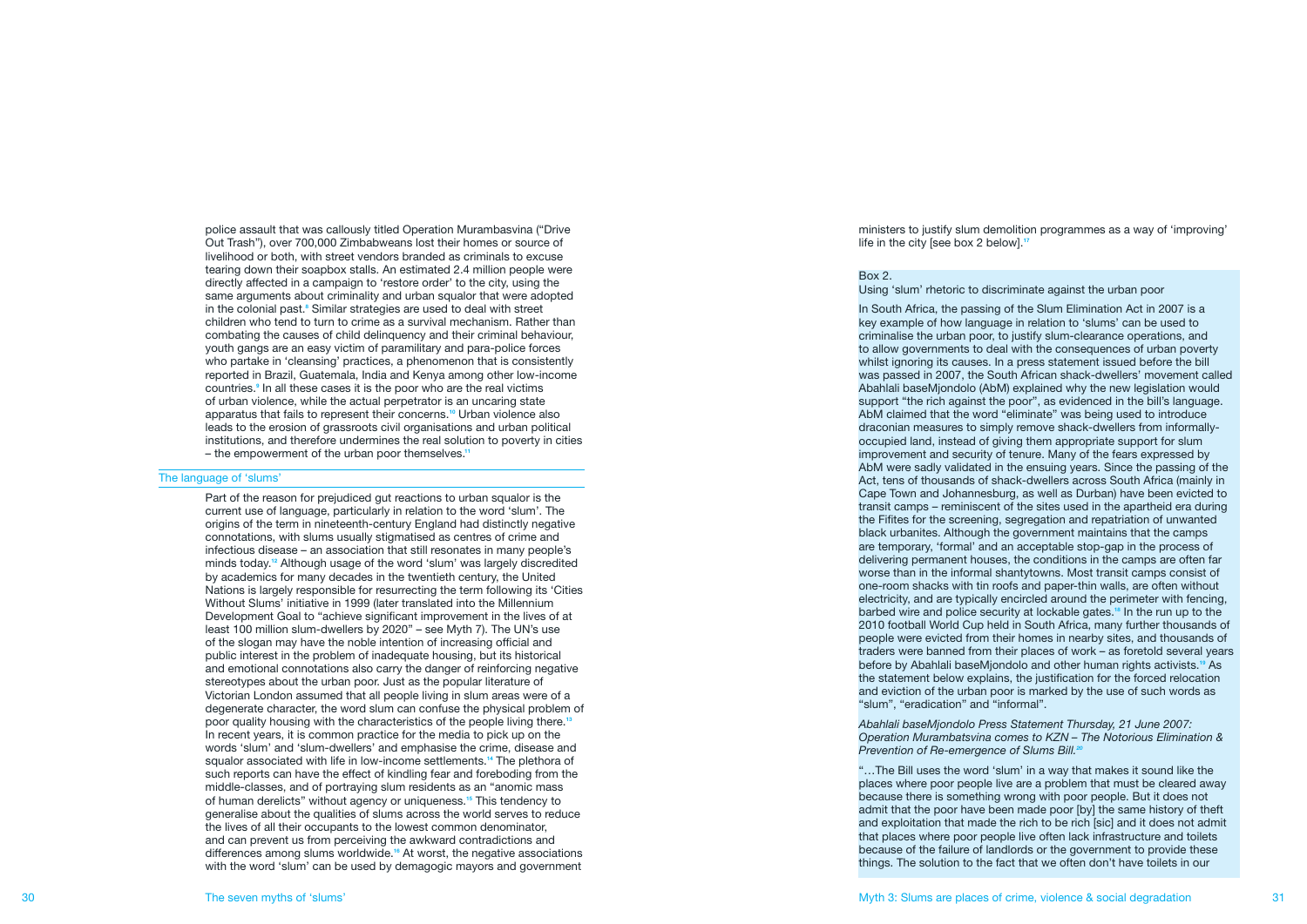police assault that was callously titled Operation Murambasvina ("Drive Out Trash"), over 700,000 Zimbabweans lost their homes or source of livelihood or both, with street vendors branded as criminals to excuse tearing down their soapbox stalls. An estimated 2.4 million people were directly affected in a campaign to 'restore order' to the city, using the same arguments about criminality and urban squalor that were adopted in the colonial past.[8] Similar strategies are used to deal with street children who tend to turn to crime as a survival mechanism. Rather than combating the causes of child delinquency and their criminal behaviour, youth gangs are an easy victim of paramilitary and para-police forces who partake in 'cleansing' practices, a phenomenon that is consistently reported in Brazil, Guatemala, India and Kenya among other low-income countries.[9] In all these cases it is the poor who are the real victims of urban violence, while the actual perpetrator is an uncaring state apparatus that fails to represent their concerns.[10] Urban violence also leads to the erosion of grassroots civil organisations and urban political institutions, and therefore undermines the real solution to poverty in cities – the empowerment of the urban poor themselves.[11]

## The language of 'slums'

Part of the reason for prejudiced gut reactions to urban squalor is the current use of language, particularly in relation to the word 'slum'. The origins of the term in nineteenth-century England had distinctly negative connotations, with slums usually stigmatised as centres of crime and infectious disease – an association that still resonates in many people's minds today.[12] Although usage of the word 'slum' was largely discredited by academics for many decades in the twentieth century, the United Nations is largely responsible for resurrecting the term following its 'Cities Without Slums' initiative in 1999 (later translated into the Millennium Development Goal to "achieve significant improvement in the lives of at least 100 million slum-dwellers by 2020" – see Myth 7). The UN's use of the slogan may have the noble intention of increasing official and public interest in the problem of inadequate housing, but its historical and emotional connotations also carry the danger of reinforcing negative stereotypes about the urban poor. Just as the popular literature of Victorian London assumed that all people living in slum areas were of a degenerate character, the word slum can confuse the physical problem of poor quality housing with the characteristics of the people living there.[13] In recent years, it is common practice for the media to pick up on the words 'slum' and 'slum-dwellers' and emphasise the crime, disease and squalor associated with life in low-income settlements.[14] The plethora of such reports can have the effect of kindling fear and foreboding from the middle-classes, and of portraying slum residents as an "anomic mass of human derelicts" without agency or uniqueness.[15] This tendency to generalise about the qualities of slums across the world serves to reduce the lives of all their occupants to the lowest common denominator, and can prevent us from perceiving the awkward contradictions and differences among slums worldwide.[16] At worst, the negative associations with the word 'slum' can be used by demagogic mayors and government ministers to justify slum demolition programmes as a way of 'improving' life in the city [see box 2 below].[17]

### Box 2.

Using 'slum' rhetoric to discriminate against the urban poor

In South Africa, the passing of the Slum Elimination Act in 2007 is a key example of how language in relation to 'slums' can be used to criminalise the urban poor, to justify slum-clearance operations, and to allow governments to deal with the consequences of urban poverty whilst ignoring its causes. In a press statement issued before the bill was passed in 2007, the South African shack-dwellers' movement called Abahlali baseMjondolo (AbM) explained why the new legislation would support "the rich against the poor", as evidenced in the bill's language. AbM claimed that the word "eliminate" was being used to introduce draconian measures to simply remove shack-dwellers from informally-occupied land, instead of giving them appropriate support for slum improvement and security of tenure. Many of the fears expressed by AbM were sadly validated in the ensuing years. Since the passing of the Act, tens of thousands of shack-dwellers across South Africa (mainly in Cape Town and Johannesburg, as well as Durban) have been evicted to transit camps – reminiscent of the sites used in the apartheid era during the Fifites for the screening, segregation and repatriation of unwanted black urbanites. Although the government maintains that the camps are temporary, 'formal' and an acceptable stop-gap in the process of delivering permanent houses, the conditions in the camps are often far worse than in the informal shantytowns. Most transit camps consist of one-room shacks with tin roofs and paper-thin walls, are often without electricity, and are typically encircled around the perimeter with fencing, barbed wire and police security at lockable gates.[18] In the run up to the 2010 football World Cup held in South Africa, many further thousands of people were evicted from their homes in nearby sites, and thousands of traders were banned from their places of work – as foretold several years before by Abahlali baseMjondolo and other human rights activists.[19] As the statement below explains, the justification for the forced relocation and eviction of the urban poor is marked by the use of such words as "slum", "eradication" and "informal".

*Abahlali baseMjondolo Press Statement Thursday, 21 June 2007: Operation Murambatsvina comes to KZN – The Notorious Elimination & Prevention of Re-emergence of Slums Bill.*[20]

"…The Bill uses the word 'slum' in a way that makes it sound like the places where poor people live are a problem that must be cleared away because there is something wrong with poor people. But it does not admit that the poor have been made poor [by] the same history of theft and exploitation that made the rich to be rich [sic] and it does not admit that places where poor people live often lack infrastructure and toilets because of the failure of landlords or the government to provide these things. The solution to the fact that we often don't have toilets in our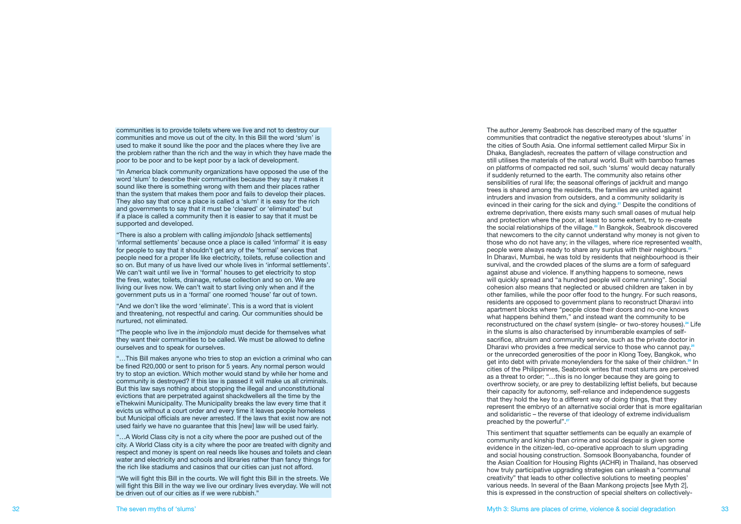communities is to provide toilets where we live and not to destroy our communities and move us out of the city. In this Bill the word 'slum' is used to make it sound like the poor and the places where they live are the problem rather than the rich and the way in which they have made the poor to be poor and to be kept poor by a lack of development.

"In America black community organizations have opposed the use of the word 'slum' to describe their communities because they say it makes it sound like there is something wrong with them and their places rather than the system that makes them poor and fails to develop their places. They also say that once a place is called a 'slum' it is easy for the rich and governments to say that it must be 'cleared' or 'eliminated' but if a place is called a community then it is easier to say that it must be supported and developed.

"There is also a problem with calling *imijondolo* [shack settlements] 'informal settlements' because once a place is called 'informal' it is easy for people to say that it shouldn't get any of the 'formal' services that people need for a proper life like electricity, toilets, refuse collection and so on. But many of us have lived our whole lives in 'informal settlements'. We can't wait until we live in 'formal' houses to get electricity to stop the fires, water, toilets, drainage, refuse collection and so on. We are living our lives now. We can't wait to start living only when and if the government puts us in a 'formal' one roomed 'house' far out of town.

"And we don't like the word 'eliminate'. This is a word that is violent and threatening, not respectful and caring. Our communities should be nurtured, not eliminated.

"The people who live in the *imijondolo* must decide for themselves what they want their communities to be called. We must be allowed to define ourselves and to speak for ourselves.

"…This Bill makes anyone who tries to stop an eviction a criminal who can be fined R20,000 or sent to prison for 5 years. Any normal person would try to stop an eviction. Which mother would stand by while her home and community is destroyed? If this law is passed it will make us all criminals. But this law says nothing about stopping the illegal and unconstitutional evictions that are perpetrated against shackdwellers all the time by the eThekwini Municipality. The Municipality breaks the law every time that it evicts us without a court order and every time it leaves people homeless but Municipal officials are never arrested. If the laws that exist now are not used fairly we have no guarantee that this [new] law will be used fairly.

"…A World Class city is not a city where the poor are pushed out of the city. A World Class city is a city where the poor are treated with dignity and respect and money is spent on real needs like houses and toilets and clean water and electricity and schools and libraries rather than fancy things for the rich like stadiums and casinos that our cities can just not afford.

"We will fight this Bill in the courts. We will fight this Bill in the streets. We will fight this Bill in the way we live our ordinary lives everyday. We will not be driven out of our cities as if we were rubbish."

The author Jeremy Seabrook has described many of the squatter communities that contradict the negative stereotypes about 'slums' in the cities of South Asia. One informal settlement called Mirpur Six in Dhaka, Bangladesh, recreates the pattern of village construction and still utilises the materials of the natural world. Built with bamboo frames on platforms of compacted red soil, such 'slums' would decay naturally if suddenly returned to the earth. The community also retains other sensibilities of rural life; the seasonal offerings of jackfruit and mango trees is shared among the residents, the families are united against intruders and invasion from outsiders, and a community solidarity is evinced in their caring for the sick and dying.[21] Despite the conditions of extreme deprivation, there exists many such small oases of mutual help and protection where the poor, at least to some extent, try to re-create the social relationships of the village.[22] In Bangkok, Seabrook discovered that newcomers to the city cannot understand why money is not given to those who do not have any; in the villages, where rice represented wealth, people were always ready to share any surplus with their neighbours.[23] In Dharavi, Mumbai, he was told by residents that neighbourhood is their survival, and the crowded places of the slums are a form of safeguard against abuse and violence. If anything happens to someone, news will quickly spread and "a hundred people will come running". Social cohesion also means that neglected or abused children are taken in by other families, while the poor offer food to the hungry. For such reasons, residents are opposed to government plans to reconstruct Dharavi into apartment blocks where "people close their doors and no-one knows what happens behind them," and instead want the community to be reconstructed on the *chawl* system (single- or two-storey houses).[24] Life in the slums is also characterised by innumerable examples of self-sacrifice, altruism and community service, such as the private doctor in Dharavi who provides a free medical service to those who cannot pay,[25] or the unrecorded generosities of the poor in Klong Toey, Bangkok, who get into debt with private moneylenders for the sake of their children.[26] In cities of the Philippinnes, Seabrook writes that most slums are perceived as a threat to order; "…this is no longer because they are going to overthrow society, or are prey to destabilizing leftist beliefs, but because their capacity for autonomy, self-reliance and independence suggests that they hold the key to a different way of doing things, that they represent the embryo of an alternative social order that is more egalitarian and solidaristic – the reverse of that ideology of extreme individualism preached by the powerful".[27]

This sentiment that squatter settlements can be equally an example of community and kinship than crime and social despair is given some evidence in the citizen-led, co-operative approach to slum upgrading and social housing construction. Somsook Boonyabancha, founder of the Asian Coalition for Housing Rights (ACHR) in Thailand, has observed how truly participative upgrading strategies can unleash a "communal creativity" that leads to other collective solutions to meeting peoples' various needs. In several of the Baan Mankong projects [see Myth 2], this is expressed in the construction of special shelters on collectively-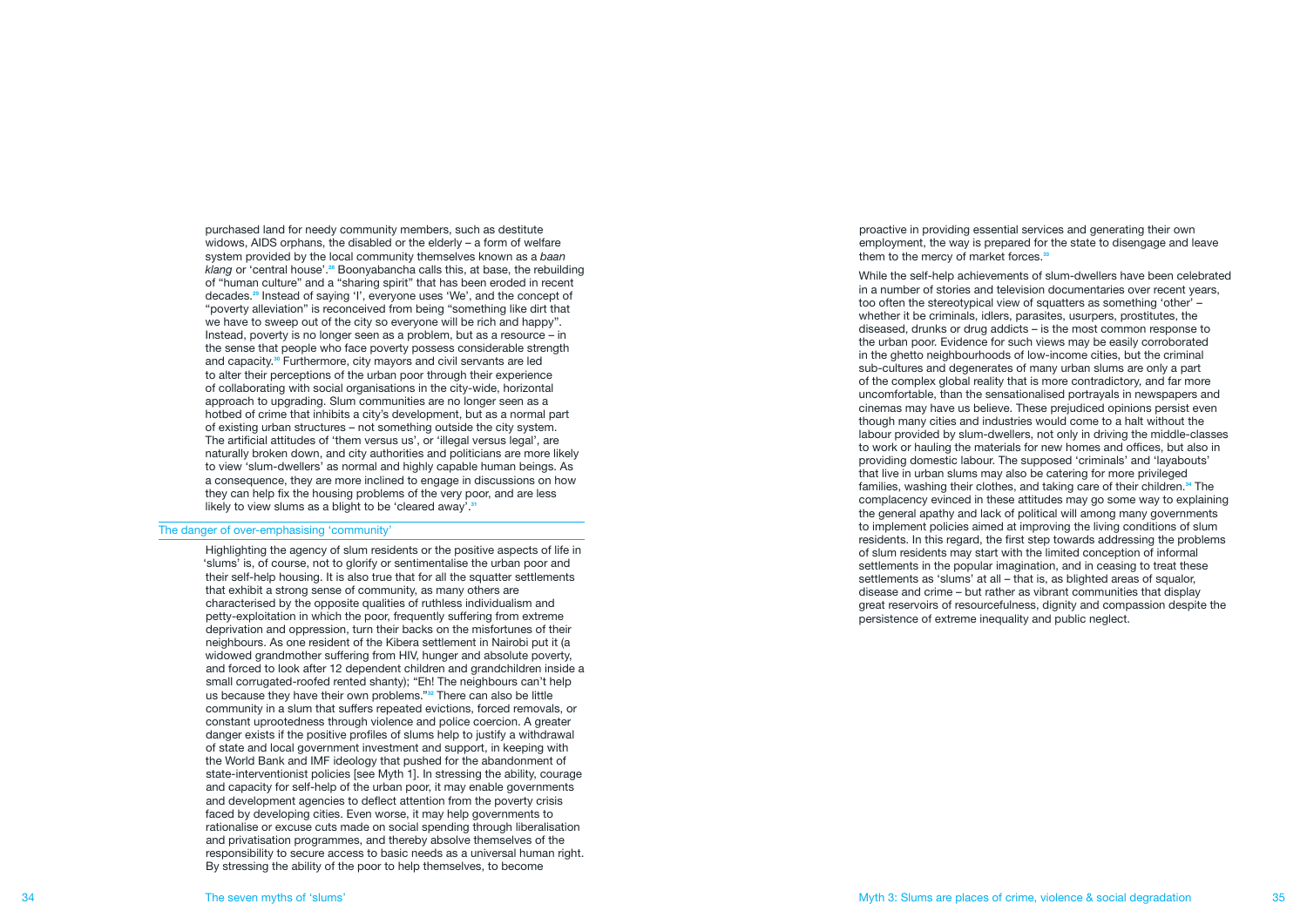purchased land for needy community members, such as destitute widows, AIDS orphans, the disabled or the elderly – a form of welfare system provided by the local community themselves known as a *baan klang* or 'central house'.[28] Boonyabancha calls this, at base, the rebuilding of "human culture" and a "sharing spirit" that has been eroded in recent decades.[29] Instead of saying 'I', everyone uses 'We', and the concept of "poverty alleviation" is reconceived from being "something like dirt that we have to sweep out of the city so everyone will be rich and happy". Instead, poverty is no longer seen as a problem, but as a resource – in the sense that people who face poverty possess considerable strength and capacity.[30] Furthermore, city mayors and civil servants are led to alter their perceptions of the urban poor through their experience of collaborating with social organisations in the city-wide, horizontal approach to upgrading. Slum communities are no longer seen as a hotbed of crime that inhibits a city's development, but as a normal part of existing urban structures – not something outside the city system. The artificial attitudes of 'them versus us', or 'illegal versus legal', are naturally broken down, and city authorities and politicians are more likely to view 'slum-dwellers' as normal and highly capable human beings. As a consequence, they are more inclined to engage in discussions on how they can help fix the housing problems of the very poor, and are less likely to view slums as a blight to be 'cleared away'.[31]

## The danger of over-emphasising 'community'

Highlighting the agency of slum residents or the positive aspects of life in 'slums' is, of course, not to glorify or sentimentalise the urban poor and their self-help housing. It is also true that for all the squatter settlements that exhibit a strong sense of community, as many others are characterised by the opposite qualities of ruthless individualism and petty-exploitation in which the poor, frequently suffering from extreme deprivation and oppression, turn their backs on the misfortunes of their neighbours. As one resident of the Kibera settlement in Nairobi put it (a widowed grandmother suffering from HIV, hunger and absolute poverty, and forced to look after 12 dependent children and grandchildren inside a small corrugated-roofed rented shanty); "Eh! The neighbours can't help us because they have their own problems."[32] There can also be little community in a slum that suffers repeated evictions, forced removals, or constant uprootedness through violence and police coercion. A greater danger exists if the positive profiles of slums help to justify a withdrawal of state and local government investment and support, in keeping with the World Bank and IMF ideology that pushed for the abandonment of state-interventionist policies [see Myth 1]. In stressing the ability, courage and capacity for self-help of the urban poor, it may enable governments and development agencies to deflect attention from the poverty crisis faced by developing cities. Even worse, it may help governments to rationalise or excuse cuts made on social spending through liberalisation and privatisation programmes, and thereby absolve themselves of the responsibility to secure access to basic needs as a universal human right. By stressing the ability of the poor to help themselves, to become proactive in providing essential services and generating their own employment, the way is prepared for the state to disengage and leave them to the mercy of market forces.[33]

While the self-help achievements of slum-dwellers have been celebrated in a number of stories and television documentaries over recent years, too often the stereotypical view of squatters as something 'other' – whether it be criminals, idlers, parasites, usurpers, prostitutes, the diseased, drunks or drug addicts – is the most common response to the urban poor. Evidence for such views may be easily corroborated in the ghetto neighbourhoods of low-income cities, but the criminal sub-cultures and degenerates of many urban slums are only a part of the complex global reality that is more contradictory, and far more uncomfortable, than the sensationalised portrayals in newspapers and cinemas may have us believe. These prejudiced opinions persist even though many cities and industries would come to a halt without the labour provided by slum-dwellers, not only in driving the middle-classes to work or hauling the materials for new homes and offices, but also in providing domestic labour. The supposed 'criminals' and 'layabouts' that live in urban slums may also be catering for more privileged families, washing their clothes, and taking care of their children.[34] The complacency evinced in these attitudes may go some way to explaining the general apathy and lack of political will among many governments to implement policies aimed at improving the living conditions of slum residents. In this regard, the first step towards addressing the problems of slum residents may start with the limited conception of informal settlements in the popular imagination, and in ceasing to treat these settlements as 'slums' at all – that is, as blighted areas of squalor, disease and crime – but rather as vibrant communities that display great reservoirs of resourcefulness, dignity and compassion despite the persistence of extreme inequality and public neglect.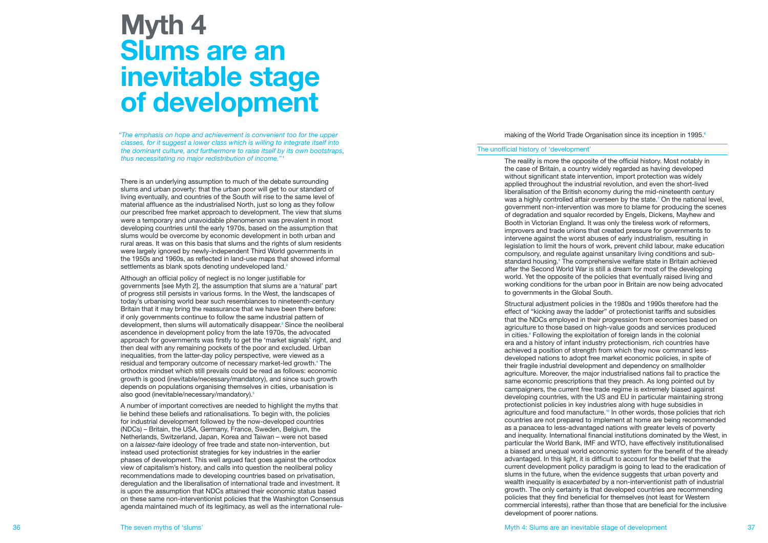# Myth 4
# Slums are an inevitable stage of development

*"The emphasis on hope and achievement is convenient too for the upper classes, for it suggest a lower class which is willing to integrate itself into the dominant culture, and furthermore to raise itself by its own bootstraps, thus necessitating no major redistribution of income."*[1]

There is an underlying assumption to much of the debate surrounding slums and urban poverty: that the urban poor will get to our standard of living eventually, and countries of the South will rise to the same level of material affluence as the industrialised North, just so long as they follow our prescribed free market approach to development. The view that slums were a temporary and unavoidable phenomenon was prevalent in most developing countries until the early 1970s, based on the assumption that slums would be overcome by economic development in both urban and rural areas. It was on this basis that slums and the rights of slum residents were largely ignored by newly-independent Third World governments in the 1950s and 1960s, as reflected in land-use maps that showed informal settlements as blank spots denoting undeveloped land.[2]

Although an official policy of neglect is no longer justifiable for governments [see Myth 2], the assumption that slums are a 'natural' part of progress still persists in various forms. In the West, the landscapes of today's urbanising world bear such resemblances to nineteenth-century Britain that it may bring the reassurance that we have been there before: if only governments continue to follow the same industrial pattern of development, then slums will automatically disappear.[3] Since the neoliberal ascendence in development policy from the late 1970s, the advocated approach for governments was firstly to get the 'market signals' right, and then deal with any remaining pockets of the poor and excluded. Urban inequalities, from the latter-day policy perspective, were viewed as a residual and temporary outcome of necessary market-led growth.[4] The orthodox mindset which still prevails could be read as follows: economic growth is good (inevitable/necessary/mandatory), and since such growth depends on populations organising themselves in cities, urbanisation is also good (inevitable/necessary/mandatory).[5]

A number of important correctives are needed to highlight the myths that lie behind these beliefs and rationalisations. To begin with, the policies for industrial development followed by the now-developed countries (NDCs) – Britain, the USA, Germany, France, Sweden, Belgium, the Netherlands, Switzerland, Japan, Korea and Taiwan – were not based on a *laissez-faire* ideology of free trade and state non-intervention, but instead used protectionist strategies for key industries in the earlier phases of development. This well argued fact goes against the orthodox view of capitalism's history, and calls into question the neoliberal policy recommendations made to developing countries based on privatisation, deregulation and the liberalisation of international trade and investment. It is upon the assumption that NDCs attained their economic status based on these same non-interventionist policies that the Washington Consensus agenda maintained much of its legitimacy, as well as the international rule-making of the World Trade Organisation since its inception in 1995.[6]

## The unofficial history of 'development'

The reality is more the opposite of the official history. Most notably in the case of Britain, a country widely regarded as having developed without significant state intervention, import protection was widely applied throughout the industrial revolution, and even the short-lived liberalisation of the British economy during the mid-nineteenth century was a highly controlled affair overseen by the state.[7] On the national level, government non-intervention was more to blame for producing the scenes of degradation and squalor recorded by Engels, Dickens, Mayhew and Booth in Victorian England. It was only the tireless work of reformers, improvers and trade unions that created pressure for governments to intervene against the worst abuses of early industrialism, resulting in legislation to limit the hours of work, prevent child labour, make education compulsory, and regulate against unsanitary living conditions and sub-standard housing.[8] The comprehensive welfare state in Britain achieved after the Second World War is still a dream for most of the developing world. Yet the opposite of the policies that eventually raised living and working conditions for the urban poor in Britain are now being advocated to governments in the Global South.

Structural adjustment policies in the 1980s and 1990s therefore had the effect of "kicking away the ladder" of protectionist tariffs and subsidies that the NDCs employed in their progression from economies based on agriculture to those based on high-value goods and services produced in cities.[9] Following the exploitation of foreign lands in the colonial era and a history of infant industry protectionism, rich countries have achieved a position of strength from which they now command less-developed nations to adopt free market economic policies, in spite of their fragile industrial development and dependency on smallholder agriculture. Moreover, the major industrialised nations fail to practice the same economic prescriptions that they preach. As long pointed out by campaigners, the current free trade regime is extremely biased against developing countries, with the US and EU in particular maintaining strong protectionist policies in key industries along with huge subsidies in agriculture and food manufacture.[10] In other words, those policies that rich countries are not prepared to implement at home are being recommended as a panacea to less-advantaged nations with greater levels of poverty and inequality. International financial institutions dominated by the West, in particular the World Bank, IMF and WTO, have effectively institutionalised a biased and unequal world economic system for the benefit of the already advantaged. In this light, it is difficult to account for the belief that the current development policy paradigm is going to lead to the eradication of slums in the future, when the evidence suggests that urban poverty and wealth inequality is *exacerbated* by a non-interventionist path of industrial growth. The only certainty is that developed countries are recommending policies that they find beneficial for themselves (not least for Western commercial interests), rather than those that are beneficial for the inclusive development of poorer nations.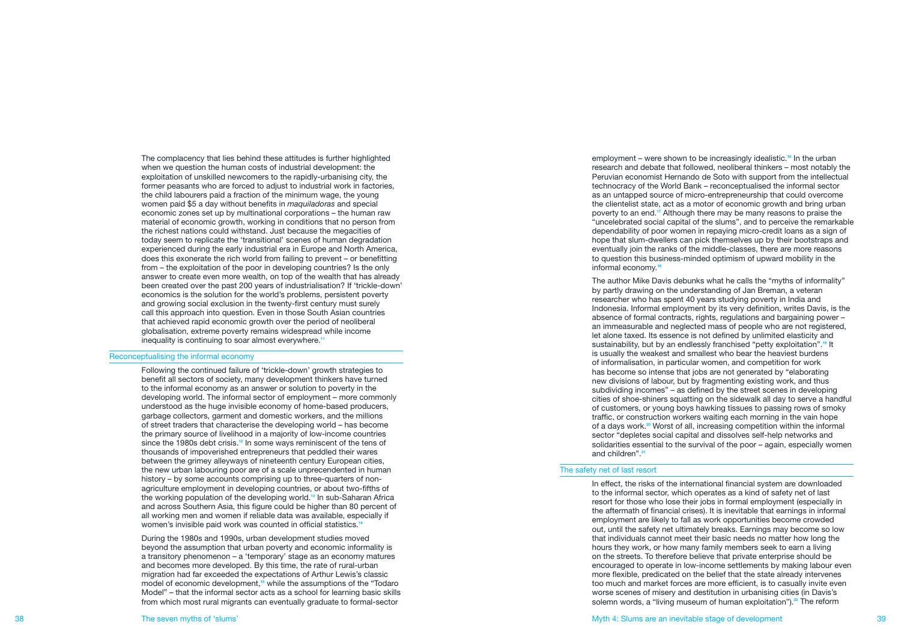The complacency that lies behind these attitudes is further highlighted when we question the human costs of industrial development: the exploitation of unskilled newcomers to the rapidly-urbanising city, the former peasants who are forced to adjust to industrial work in factories, the child labourers paid a fraction of the minimum wage, the young women paid $5 a day without benefits in *maquiladoras* and special economic zones set up by multinational corporations – the human raw material of economic growth, working in conditions that no person from the richest nations could withstand. Just because the megacities of today seem to replicate the 'transitional' scenes of human degradation experienced during the early industrial era in Europe and North America, does this exonerate the rich world from failing to prevent – or benefitting from – the exploitation of the poor in developing countries? Is the only answer to create even more wealth, on top of the wealth that has already been created over the past 200 years of industrialisation? If 'trickle-down' economics is the solution for the world's problems, persistent poverty and growing social exclusion in the twenty-first century must surely call this approach into question. Even in those South Asian countries that achieved rapid economic growth over the period of neoliberal globalisation, extreme poverty remains widespread while income inequality is continuing to soar almost everywhere.[11]

## Reconceptualising the informal economy

Following the continued failure of 'trickle-down' growth strategies to benefit all sectors of society, many development thinkers have turned to the informal economy as an answer or solution to poverty in the developing world. The informal sector of employment – more commonly understood as the huge invisible economy of home-based producers, garbage collectors, garment and domestic workers, and the millions of street traders that characterise the developing world – has become the primary source of livelihood in a majority of low-income countries since the 1980s debt crisis.[12] In some ways reminiscent of the tens of thousands of impoverished entrepreneurs that peddled their wares between the grimey alleyways of nineteenth century European cities, the new urban labouring poor are of a scale unprencedented in human history – by some accounts comprising up to three-quarters of non-agriculture employment in developing countries, or about two-fifths of the working population of the developing world.[13] In sub-Saharan Africa and across Southern Asia, this figure could be higher than 80 percent of all working men and women if reliable data was available, especially if women's invisible paid work was counted in official statistics.[14]

During the 1980s and 1990s, urban development studies moved beyond the assumption that urban poverty and economic informality is a transitory phenomenon – a 'temporary' stage as an economy matures and becomes more developed. By this time, the rate of rural-urban migration had far exceeded the expectations of Arthur Lewis's classic model of economic development,[15] while the assumptions of the "Todaro Model" – that the informal sector acts as a school for learning basic skills from which most rural migrants can eventually graduate to formal-sector employment – were shown to be increasingly idealistic.[16] In the urban research and debate that followed, neoliberal thinkers – most notably the Peruvian economist Hernando de Soto with support from the intellectual technocracy of the World Bank – reconceptualised the informal sector as an untapped source of micro-entrepreneurship that could overcome the clientelist state, act as a motor of economic growth and bring urban poverty to an end.[17] Although there may be many reasons to praise the "uncelebrated social capital of the slums", and to perceive the remarkable dependability of poor women in repaying micro-credit loans as a sign of hope that slum-dwellers can pick themselves up by their bootstraps and eventually join the ranks of the middle-classes, there are more reasons to question this business-minded optimism of upward mobility in the informal economy.[18]

The author Mike Davis debunks what he calls the "myths of informality" by partly drawing on the understanding of Jan Breman, a veteran researcher who has spent 40 years studying poverty in India and Indonesia. Informal employment by its very definition, writes Davis, is the absence of formal contracts, rights, regulations and bargaining power – an immeasurable and neglected mass of people who are not registered, let alone taxed. Its essence is not defined by unlimited elasticity and sustainability, but by an endlessly franchised "petty exploitation".[19] It is usually the weakest and smallest who bear the heaviest burdens of informalisation, in particular women, and competition for work has become so intense that jobs are not generated by "elaborating new divisions of labour, but by fragmenting existing work, and thus subdividing incomes" – as defined by the street scenes in developing cities of shoe-shiners squatting on the sidewalk all day to serve a handful of customers, or young boys hawking tissues to passing rows of smoky traffic, or construction workers waiting each morning in the vain hope of a days work.[20] Worst of all, increasing competition within the informal sector "depletes social capital and dissolves self-help networks and solidarities essential to the survival of the poor – again, especially women and children".[21]

## The safety net of last resort

In effect, the risks of the international financial system are downloaded to the informal sector, which operates as a kind of safety net of last resort for those who lose their jobs in formal employment (especially in the aftermath of financial crises). It is inevitable that earnings in informal employment are likely to fall as work opportunities become crowded out, until the safety net ultimately breaks. Earnings may become so low that individuals cannot meet their basic needs no matter how long the hours they work, or how many family members seek to earn a living on the streets. To therefore believe that private enterprise should be encouraged to operate in low-income settlements by making labour even more flexible, predicated on the belief that the state already intervenes too much and market forces are more efficient, is to casually invite even worse scenes of misery and destitution in urbanising cities (in Davis's solemn words, a "living museum of human exploitation").[22] The reform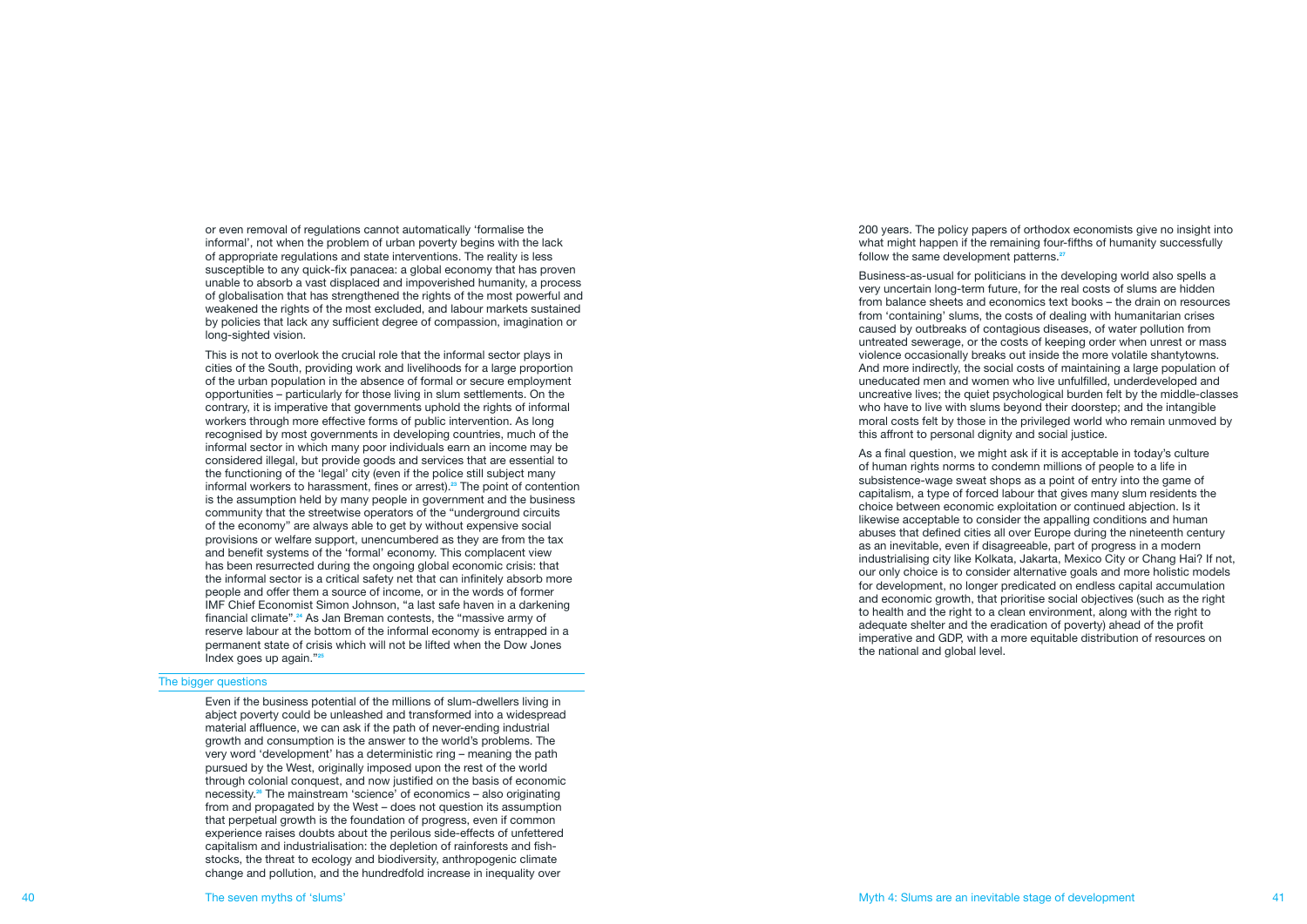or even removal of regulations cannot automatically 'formalise the informal', not when the problem of urban poverty begins with the lack of appropriate regulations and state interventions. The reality is less susceptible to any quick-fix panacea: a global economy that has proven unable to absorb a vast displaced and impoverished humanity, a process of globalisation that has strengthened the rights of the most powerful and weakened the rights of the most excluded, and labour markets sustained by policies that lack any sufficient degree of compassion, imagination or long-sighted vision.

This is not to overlook the crucial role that the informal sector plays in cities of the South, providing work and livelihoods for a large proportion of the urban population in the absence of formal or secure employment opportunities – particularly for those living in slum settlements. On the contrary, it is imperative that governments uphold the rights of informal workers through more effective forms of public intervention. As long recognised by most governments in developing countries, much of the informal sector in which many poor individuals earn an income may be considered illegal, but provide goods and services that are essential to the functioning of the 'legal' city (even if the police still subject many informal workers to harassment, fines or arrest).[23] The point of contention is the assumption held by many people in government and the business community that the streetwise operators of the "underground circuits of the economy" are always able to get by without expensive social provisions or welfare support, unencumbered as they are from the tax and benefit systems of the 'formal' economy. This complacent view has been resurrected during the ongoing global economic crisis: that the informal sector is a critical safety net that can infinitely absorb more people and offer them a source of income, or in the words of former IMF Chief Economist Simon Johnson, "a last safe haven in a darkening financial climate".[24] As Jan Breman contests, the "massive army of reserve labour at the bottom of the informal economy is entrapped in a permanent state of crisis which will not be lifted when the Dow Jones Index goes up again."[25]

## The bigger questions

Even if the business potential of the millions of slum-dwellers living in abject poverty could be unleashed and transformed into a widespread material affluence, we can ask if the path of never-ending industrial growth and consumption is the answer to the world's problems. The very word 'development' has a deterministic ring – meaning the path pursued by the West, originally imposed upon the rest of the world through colonial conquest, and now justified on the basis of economic necessity.[26] The mainstream 'science' of economics – also originating from and propagated by the West – does not question its assumption that perpetual growth is the foundation of progress, even if common experience raises doubts about the perilous side-effects of unfettered capitalism and industrialisation: the depletion of rainforests and fish-stocks, the threat to ecology and biodiversity, anthropogenic climate change and pollution, and the hundredfold increase in inequality over 200 years. The policy papers of orthodox economists give no insight into what might happen if the remaining four-fifths of humanity successfully follow the same development patterns.[27]

Business-as-usual for politicians in the developing world also spells a very uncertain long-term future, for the real costs of slums are hidden from balance sheets and economics text books – the drain on resources from 'containing' slums, the costs of dealing with humanitarian crises caused by outbreaks of contagious diseases, of water pollution from untreated sewerage, or the costs of keeping order when unrest or mass violence occasionally breaks out inside the more volatile shantytowns. And more indirectly, the social costs of maintaining a large population of uneducated men and women who live unfulfilled, underdeveloped and uncreative lives; the quiet psychological burden felt by the middle-classes who have to live with slums beyond their doorstep; and the intangible moral costs felt by those in the privileged world who remain unmoved by this affront to personal dignity and social justice.

As a final question, we might ask if it is acceptable in today's culture of human rights norms to condemn millions of people to a life in subsistence-wage sweat shops as a point of entry into the game of capitalism, a type of forced labour that gives many slum residents the choice between economic exploitation or continued abjection. Is it likewise acceptable to consider the appalling conditions and human abuses that defined cities all over Europe during the nineteenth century as an inevitable, even if disagreeable, part of progress in a modern industrialising city like Kolkata, Jakarta, Mexico City or Chang Hai? If not, our only choice is to consider alternative goals and more holistic models for development, no longer predicated on endless capital accumulation and economic growth, that prioritise social objectives (such as the right to health and the right to a clean environment, along with the right to adequate shelter and the eradication of poverty) ahead of the profit imperative and GDP, with a more equitable distribution of resources on the national and global level.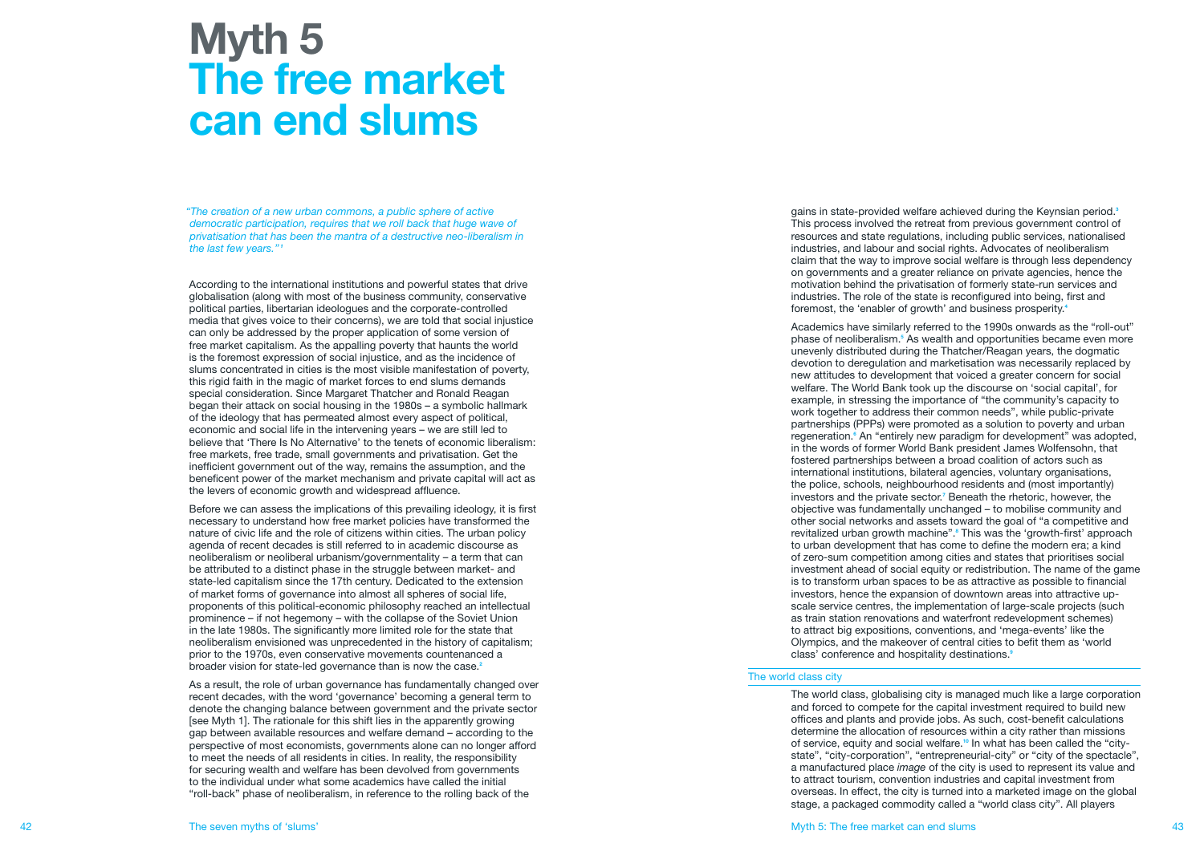# Myth 5
# The free market can end slums

*"The creation of a new urban commons, a public sphere of active democratic participation, requires that we roll back that huge wave of privatisation that has been the mantra of a destructive neo-liberalism in the last few years."*[1]

According to the international institutions and powerful states that drive globalisation (along with most of the business community, conservative political parties, libertarian ideologues and the corporate-controlled media that gives voice to their concerns), we are told that social injustice can only be addressed by the proper application of some version of free market capitalism. As the appalling poverty that haunts the world is the foremost expression of social injustice, and as the incidence of slums concentrated in cities is the most visible manifestation of poverty, this rigid faith in the magic of market forces to end slums demands special consideration. Since Margaret Thatcher and Ronald Reagan began their attack on social housing in the 1980s – a symbolic hallmark of the ideology that has permeated almost every aspect of political, economic and social life in the intervening years – we are still led to believe that 'There Is No Alternative' to the tenets of economic liberalism: free markets, free trade, small governments and privatisation. Get the inefficient government out of the way, remains the assumption, and the beneficent power of the market mechanism and private capital will act as the levers of economic growth and widespread affluence.

Before we can assess the implications of this prevailing ideology, it is first necessary to understand how free market policies have transformed the nature of civic life and the role of citizens within cities. The urban policy agenda of recent decades is still referred to in academic discourse as neoliberalism or neoliberal urbanism/governmentality – a term that can be attributed to a distinct phase in the struggle between market- and state-led capitalism since the 17th century. Dedicated to the extension of market forms of governance into almost all spheres of social life, proponents of this political-economic philosophy reached an intellectual prominence – if not hegemony – with the collapse of the Soviet Union in the late 1980s. The significantly more limited role for the state that neoliberalism envisioned was unprecedented in the history of capitalism; prior to the 1970s, even conservative movements countenanced a broader vision for state-led governance than is now the case.[2]

As a result, the role of urban governance has fundamentally changed over recent decades, with the word 'governance' becoming a general term to denote the changing balance between government and the private sector [see Myth 1]. The rationale for this shift lies in the apparently growing gap between available resources and welfare demand – according to the perspective of most economists, governments alone can no longer afford to meet the needs of all residents in cities. In reality, the responsibility for securing wealth and welfare has been devolved from governments to the individual under what some academics have called the initial "roll-back" phase of neoliberalism, in reference to the rolling back of the gains in state-provided welfare achieved during the Keynsian period.[3] This process involved the retreat from previous government control of resources and state regulations, including public services, nationalised industries, and labour and social rights. Advocates of neoliberalism claim that the way to improve social welfare is through less dependency on governments and a greater reliance on private agencies, hence the motivation behind the privatisation of formerly state-run services and industries. The role of the state is reconfigured into being, first and foremost, the 'enabler of growth' and business prosperity.[4]

Academics have similarly referred to the 1990s onwards as the "roll-out" phase of neoliberalism.[5] As wealth and opportunities became even more unevenly distributed during the Thatcher/Reagan years, the dogmatic devotion to deregulation and marketisation was necessarily replaced by new attitudes to development that voiced a greater concern for social welfare. The World Bank took up the discourse on 'social capital', for example, in stressing the importance of "the community's capacity to work together to address their common needs", while public-private partnerships (PPPs) were promoted as a solution to poverty and urban regeneration.[6] An "entirely new paradigm for development" was adopted, in the words of former World Bank president James Wolfensohn, that fostered partnerships between a broad coalition of actors such as international institutions, bilateral agencies, voluntary organisations, the police, schools, neighbourhood residents and (most importantly) investors and the private sector.[7] Beneath the rhetoric, however, the objective was fundamentally unchanged – to mobilise community and other social networks and assets toward the goal of "a competitive and revitalized urban growth machine".[8] This was the 'growth-first' approach to urban development that has come to define the modern era; a kind of zero-sum competition among cities and states that prioritises social investment ahead of social equity or redistribution. The name of the game is to transform urban spaces to be as attractive as possible to financial investors, hence the expansion of downtown areas into attractive up-scale service centres, the implementation of large-scale projects (such as train station renovations and waterfront redevelopment schemes) to attract big expositions, conventions, and 'mega-events' like the Olympics, and the makeover of central cities to befit them as 'world class' conference and hospitality destinations.[9]

## The world class city

The world class, globalising city is managed much like a large corporation and forced to compete for the capital investment required to build new offices and plants and provide jobs. As such, cost-benefit calculations determine the allocation of resources within a city rather than missions of service, equity and social welfare.[10] In what has been called the "city-state", "city-corporation", "entrepreneurial-city" or "city of the spectacle", a manufactured place *image* of the city is used to represent its value and to attract tourism, convention industries and capital investment from overseas. In effect, the city is turned into a marketed image on the global stage, a packaged commodity called a "world class city". All players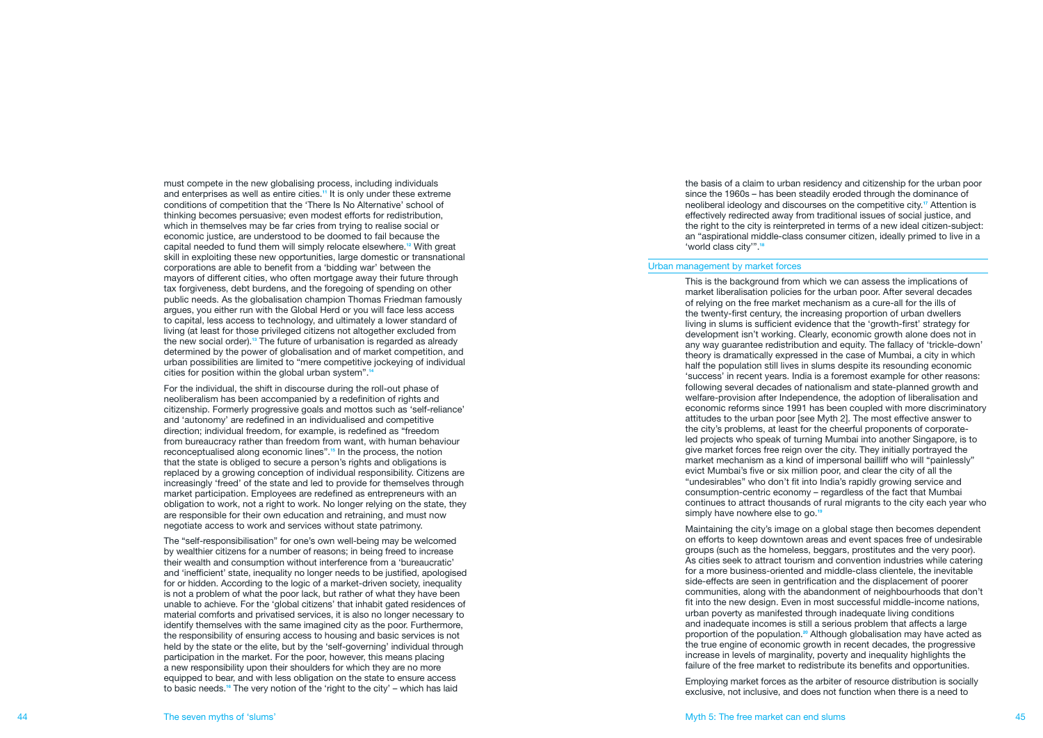must compete in the new globalising process, including individuals and enterprises as well as entire cities.[11] It is only under these extreme conditions of competition that the 'There Is No Alternative' school of thinking becomes persuasive; even modest efforts for redistribution, which in themselves may be far cries from trying to realise social or economic justice, are understood to be doomed to fail because the capital needed to fund them will simply relocate elsewhere.[12] With great skill in exploiting these new opportunities, large domestic or transnational corporations are able to benefit from a 'bidding war' between the mayors of different cities, who often mortgage away their future through tax forgiveness, debt burdens, and the foregoing of spending on other public needs. As the globalisation champion Thomas Friedman famously argues, you either run with the Global Herd or you will face less access to capital, less access to technology, and ultimately a lower standard of living (at least for those privileged citizens not altogether excluded from the new social order).[13] The future of urbanisation is regarded as already determined by the power of globalisation and of market competition, and urban possibilities are limited to "mere competitive jockeying of individual cities for position within the global urban system".[14]

For the individual, the shift in discourse during the roll-out phase of neoliberalism has been accompanied by a redefinition of rights and citizenship. Formerly progressive goals and mottos such as 'self-reliance' and 'autonomy' are redefined in an individualised and competitive direction; individual freedom, for example, is redefined as "freedom from bureaucracy rather than freedom from want, with human behaviour reconceptualised along economic lines".[15] In the process, the notion that the state is obliged to secure a person's rights and obligations is replaced by a growing conception of individual responsibility. Citizens are increasingly 'freed' of the state and led to provide for themselves through market participation. Employees are redefined as entrepreneurs with an obligation to work, not a right to work. No longer relying on the state, they are responsible for their own education and retraining, and must now negotiate access to work and services without state patrimony.

The "self-responsibilisation" for one's own well-being may be welcomed by wealthier citizens for a number of reasons; in being freed to increase their wealth and consumption without interference from a 'bureaucratic' and 'inefficient' state, inequality no longer needs to be justified, apologised for or hidden. According to the logic of a market-driven society, inequality is not a problem of what the poor lack, but rather of what they have been unable to achieve. For the 'global citizens' that inhabit gated residences of material comforts and privatised services, it is also no longer necessary to identify themselves with the same imagined city as the poor. Furthermore, the responsibility of ensuring access to housing and basic services is not held by the state or the elite, but by the 'self-governing' individual through participation in the market. For the poor, however, this means placing a new responsibility upon their shoulders for which they are no more equipped to bear, and with less obligation on the state to ensure access to basic needs.[16] The very notion of the 'right to the city' – which has laid the basis of a claim to urban residency and citizenship for the urban poor since the 1960s – has been steadily eroded through the dominance of neoliberal ideology and discourses on the competitive city.[17] Attention is effectively redirected away from traditional issues of social justice, and the right to the city is reinterpreted in terms of a new ideal citizen-subject: an "aspirational middle-class consumer citizen, ideally primed to live in a 'world class city'".[18]

## Urban management by market forces

This is the background from which we can assess the implications of market liberalisation policies for the urban poor. After several decades of relying on the free market mechanism as a cure-all for the ills of the twenty-first century, the increasing proportion of urban dwellers living in slums is sufficient evidence that the 'growth-first' strategy for development isn't working. Clearly, economic growth alone does not in any way guarantee redistribution and equity. The fallacy of 'trickle-down' theory is dramatically expressed in the case of Mumbai, a city in which half the population still lives in slums despite its resounding economic 'success' in recent years. India is a foremost example for other reasons: following several decades of nationalism and state-planned growth and welfare-provision after Independence, the adoption of liberalisation and economic reforms since 1991 has been coupled with more discriminatory attitudes to the urban poor [see Myth 2]. The most effective answer to the city's problems, at least for the cheerful proponents of corporate-led projects who speak of turning Mumbai into another Singapore, is to give market forces free reign over the city. They initially portrayed the market mechanism as a kind of impersonal bailliff who will "painlessly" evict Mumbai's five or six million poor, and clear the city of all the "undesirables" who don't fit into India's rapidly growing service and consumption-centric economy – regardless of the fact that Mumbai continues to attract thousands of rural migrants to the city each year who simply have nowhere else to go.[19]

Maintaining the city's image on a global stage then becomes dependent on efforts to keep downtown areas and event spaces free of undesirable groups (such as the homeless, beggars, prostitutes and the very poor). As cities seek to attract tourism and convention industries while catering for a more business-oriented and middle-class clientele, the inevitable side-effects are seen in gentrification and the displacement of poorer communities, along with the abandonment of neighbourhoods that don't fit into the new design. Even in most successful middle-income nations, urban poverty as manifested through inadequate living conditions and inadequate incomes is still a serious problem that affects a large proportion of the population.[20] Although globalisation may have acted as the true engine of economic growth in recent decades, the progressive increase in levels of marginality, poverty and inequality highlights the failure of the free market to redistribute its benefits and opportunities.

Employing market forces as the arbiter of resource distribution is socially exclusive, not inclusive, and does not function when there is a need to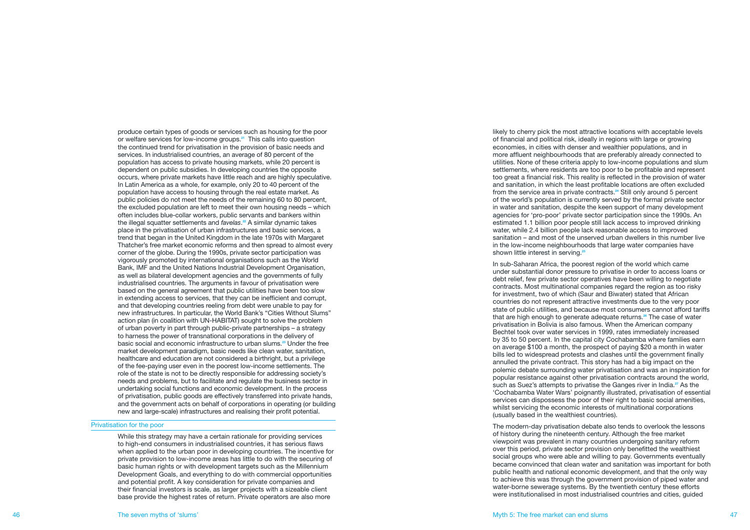produce certain types of goods or services such as housing for the poor or welfare services for low-income groups.[21] This calls into question the continued trend for privatisation in the provision of basic needs and services. In industrialised countries, an average of 80 percent of the population has access to private housing markets, while 20 percent is dependent on public subsidies. In developing countries the opposite occurs, where private markets have little reach and are highly speculative. In Latin America as a whole, for example, only 20 to 40 percent of the population have access to housing through the real estate market. As public policies do not meet the needs of the remaining 60 to 80 percent, the excluded population are left to meet their own housing needs – which often includes blue-collar workers, public servants and bankers within the illegal squatter settlements and *favelas*.[22] A similar dynamic takes place in the privatisation of urban infrastructures and basic services, a trend that began in the United Kingdom in the late 1970s with Margaret Thatcher's free market economic reforms and then spread to almost every corner of the globe. During the 1990s, private sector participation was vigorously promoted by international organisations such as the World Bank, IMF and the United Nations Industrial Development Organisation, as well as bilateral development agencies and the governments of fully industrialised countries. The arguments in favour of privatisation were based on the general agreement that public utilities have been too slow in extending access to services, that they can be inefficient and corrupt, and that developing countries reeling from debt were unable to pay for new infrastructures. In particular, the World Bank's "Cities Without Slums" action plan (in coalition with UN-HABITAT) sought to solve the problem of urban poverty in part through public-private partnerships – a strategy to harness the power of transnational corporations in the delivery of basic social and economic infrastructure to urban slums.[23] Under the free market development paradigm, basic needs like clean water, sanitation, healthcare and education are not considered a birthright, but a privilege of the fee-paying user even in the poorest low-income settlements. The role of the state is not to be directly responsible for addressing society's needs and problems, but to facilitate and regulate the business sector in undertaking social functions and economic development. In the process of privatisation, public goods are effectively transferred into private hands, and the government acts on behalf of corporations in operating (or building new and large-scale) infrastructures and realising their profit potential.

## Privatisation for the poor

While this strategy may have a certain rationale for providing services to high-end consumers in industrialised countries, it has serious flaws when applied to the urban poor in developing countries. The incentive for private provision to low-income areas has little to do with the securing of basic human rights or with development targets such as the Millennium Development Goals, and everything to do with commercial opportunities and potential profit. A key consideration for private companies and their financial investors is scale, as larger projects with a sizeable client base provide the highest rates of return. Private operators are also more likely to cherry pick the most attractive locations with acceptable levels of financial and political risk, ideally in regions with large or growing economies, in cities with denser and wealthier populations, and in more affluent neighbourhoods that are preferably already connected to utilities. None of these criteria apply to low-income populations and slum settlements, where residents are too poor to be profitable and represent too great a financial risk. This reality is reflected in the provision of water and sanitation, in which the least profitable locations are often excluded from the service area in private contracts.[24] Still only around 5 percent of the world's population is currently served by the formal private sector in water and sanitation, despite the keen support of many development agencies for 'pro-poor' private sector participation since the 1990s. An estimated 1.1 billion poor people still lack access to improved drinking water, while 2.4 billion people lack reasonable access to improved sanitation – and most of the unserved urban dwellers in this number live in the low-income neighbourhoods that large water companies have shown little interest in serving.[25]

In sub-Saharan Africa, the poorest region of the world which came under substantial donor pressure to privatise in order to access loans or debt relief, few private sector operatives have been willing to negotiate contracts. Most multinational companies regard the region as too risky for investment, two of which (Saur and Biwater) stated that African countries do not represent attractive investments due to the very poor state of public utilities, and because most consumers cannot afford tariffs that are high enough to generate adequate returns.[26] The case of water privatisation in Bolivia is also famous. When the American company Bechtel took over water services in 1999, rates immediately increased by 35 to 50 percent. In the capital city Cochabamba where families earn on average $100 a month, the prospect of paying $20 a month in water bills led to widespread protests and clashes until the government finally annulled the private contract. This story has had a big impact on the polemic debate surrounding water privatisation and was an inspiration for popular resistance against other privatisation contracts around the world, such as Suez's attempts to privatise the Ganges river in India.[27] As the 'Cochabamba Water Wars' poignantly illustrated, privatisation of essential services can dispossess the poor of their right to basic social amenities, whilst servicing the economic interests of multinational corporations (usually based in the wealthiest countries).

The modern-day privatisation debate also tends to overlook the lessons of history during the nineteenth century. Although the free market viewpoint was prevalent in many countries undergoing sanitary reform over this period, private sector provision only benefitted the wealthiest social groups who were able and willing to pay. Governments eventually became convinced that clean water and sanitation was important for both public health and national economic development, and that the only way to achieve this was through the government provision of piped water and water-borne sewerage systems. By the twentieth century these efforts were institutionalised in most industrialised countries and cities, guided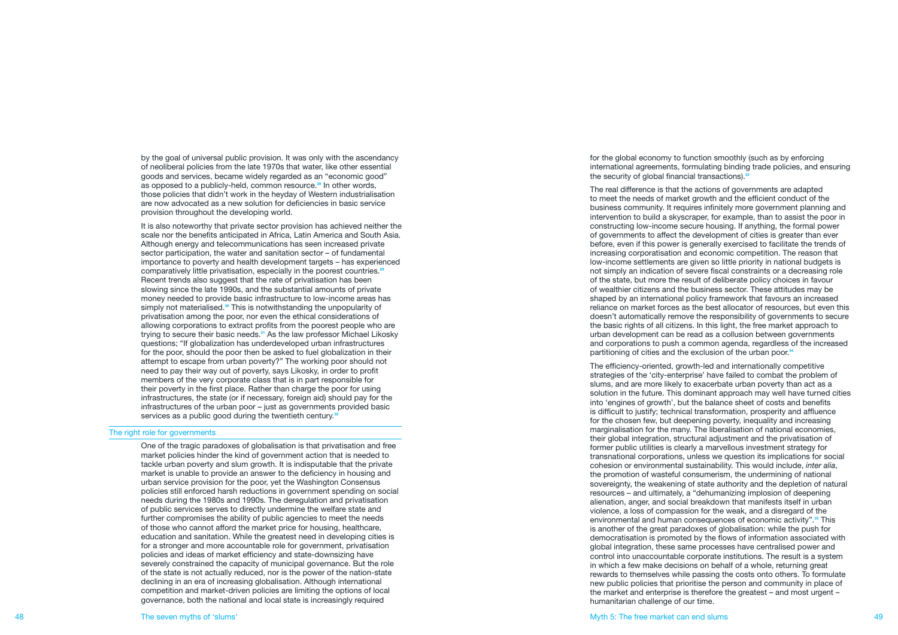by the goal of universal public provision. It was only with the ascendancy of neoliberal policies from the late 1970s that water, like other essential goods and services, became widely regarded as an "economic good" as opposed to a publicly-held, common resource.[28] In other words, those policies that didn't work in the heyday of Western industrialisation are now advocated as a new solution for deficiencies in basic service provision throughout the developing world.

It is also noteworthy that private sector provision has achieved neither the scale nor the benefits anticipated in Africa, Latin America and South Asia. Although energy and telecommunications has seen increased private sector participation, the water and sanitation sector – of fundamental importance to poverty and health development targets – has experienced comparatively little privatisation, especially in the poorest countries.[29] Recent trends also suggest that the rate of privatisation has been slowing since the late 1990s, and the substantial amounts of private money needed to provide basic infrastructure to low-income areas has simply not materialised.[30] This is notwithstanding the unpopularity of privatisation among the poor, nor even the ethical considerations of allowing corporations to extract profits from the poorest people who are trying to secure their basic needs.[31] As the law professor Michael Likosky questions; "If globalization has underdeveloped urban infrastructures for the poor, should the poor then be asked to fuel globalization in their attempt to escape from urban poverty?" The working poor should not need to pay their way out of poverty, says Likosky, in order to profit members of the very corporate class that is in part responsible for their poverty in the first place. Rather than charge the poor for using infrastructures, the state (or if necessary, foreign aid) should pay for the infrastructures of the urban poor – just as governments provided basic services as a public good during the twentieth century.[32]

## The right role for governments

One of the tragic paradoxes of globalisation is that privatisation and free market policies hinder the kind of government action that is needed to tackle urban poverty and slum growth. It is indisputable that the private market is unable to provide an answer to the deficiency in housing and urban service provision for the poor, yet the Washington Consensus policies still enforced harsh reductions in government spending on social needs during the 1980s and 1990s. The deregulation and privatisation of public services serves to directly undermine the welfare state and further compromises the ability of public agencies to meet the needs of those who cannot afford the market price for housing, healthcare, education and sanitation. While the greatest need in developing cities is for a stronger and more accountable role for government, privatisation policies and ideas of market efficiency and state-downsizing have severely constrained the capacity of municipal governance. But the role of the state is not actually reduced, nor is the power of the nation-state declining in an era of increasing globalisation. Although international competition and market-driven policies are limiting the options of local governance, both the national and local state is increasingly required for the global economy to function smoothly (such as by enforcing international agreements, formulating binding trade policies, and ensuring the security of global financial transactions).[33]

The real difference is that the actions of governments are adapted to meet the needs of market growth and the efficient conduct of the business community. It requires infinitely more government planning and intervention to build a skyscraper, for example, than to assist the poor in constructing low-income secure housing. If anything, the formal power of governments to affect the development of cities is greater than ever before, even if this power is generally exercised to facilitate the trends of increasing corporatisation and economic competition. The reason that low-income settlements are given so little priority in national budgets is not simply an indication of severe fiscal constraints or a decreasing role of the state, but more the result of deliberate policy choices in favour of wealthier citizens and the business sector. These attitudes may be shaped by an international policy framework that favours an increased reliance on market forces as the best allocator of resources, but even this doesn't automatically remove the responsibility of governments to secure the basic rights of all citizens. In this light, the free market approach to urban development can be read as a collusion between governments and corporations to push a common agenda, regardless of the increased partitioning of cities and the exclusion of the urban poor.[34]

The efficiency-oriented, growth-led and internationally competitive strategies of the 'city-enterprise' have failed to combat the problem of slums, and are more likely to exacerbate urban poverty than act as a solution in the future. This dominant approach may well have turned cities into 'engines of growth', but the balance sheet of costs and benefits is difficult to justify; technical transformation, prosperity and affluence for the chosen few, but deepening poverty, inequality and increasing marginalisation for the many. The liberalisation of national economies, their global integration, structural adjustment and the privatisation of former public utilities is clearly a marvellous investment strategy for transnational corporations, unless we question its implications for social cohesion or environmental sustainability. This would include, *inter alia*, the promotion of wasteful consumerism, the undermining of national sovereignty, the weakening of state authority and the depletion of natural resources – and ultimately, a "dehumanizing implosion of deepening alienation, anger, and social breakdown that manifests itself in urban violence, a loss of compassion for the weak, and a disregard of the environmental and human consequences of economic activity".[35] This is another of the great paradoxes of globalisation: while the push for democratisation is promoted by the flows of information associated with global integration, these same processes have centralised power and control into unaccountable corporate institutions. The result is a system in which a few make decisions on behalf of a whole, returning great rewards to themselves while passing the costs onto others. To formulate new public policies that prioritise the person and community in place of the market and enterprise is therefore the greatest – and most urgent – humanitarian challenge of our time.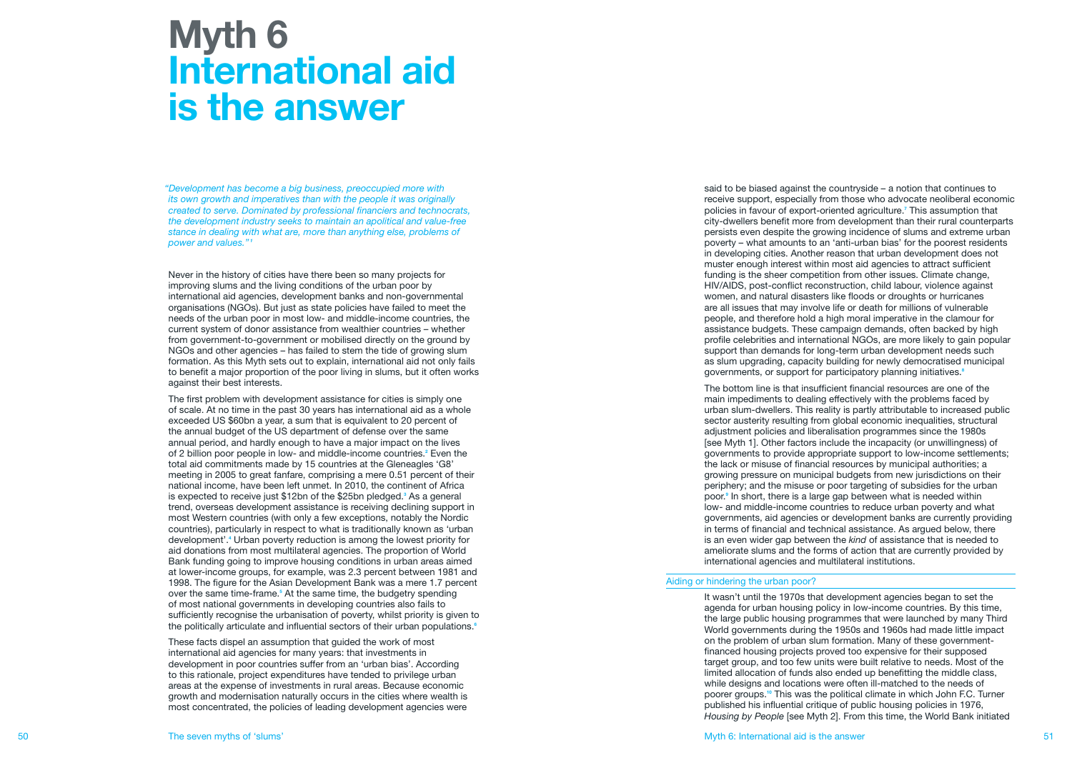# Myth 6
# International aid is the answer

*"Development has become a big business, preoccupied more with its own growth and imperatives than with the people it was originally created to serve. Dominated by professional financiers and technocrats, the development industry seeks to maintain an apolitical and value-free stance in dealing with what are, more than anything else, problems of power and values."[1]*

Never in the history of cities have there been so many projects for improving slums and the living conditions of the urban poor by international aid agencies, development banks and non-governmental organisations (NGOs). But just as state policies have failed to meet the needs of the urban poor in most low- and middle-income countries, the current system of donor assistance from wealthier countries – whether from government-to-government or mobilised directly on the ground by NGOs and other agencies – has failed to stem the tide of growing slum formation. As this Myth sets out to explain, international aid not only fails to benefit a major proportion of the poor living in slums, but it often works against their best interests.

The first problem with development assistance for cities is simply one of scale. At no time in the past 30 years has international aid as a whole exceeded US $60bn a year, a sum that is equivalent to 20 percent of the annual budget of the US department of defense over the same annual period, and hardly enough to have a major impact on the lives of 2 billion poor people in low- and middle-income countries.[2] Even the total aid commitments made by 15 countries at the Gleneagles 'G8' meeting in 2005 to great fanfare, comprising a mere 0.51 percent of their national income, have been left unmet. In 2010, the continent of Africa is expected to receive just $12bn of the $25bn pledged.[3] As a general trend, overseas development assistance is receiving declining support in most Western countries (with only a few exceptions, notably the Nordic countries), particularly in respect to what is traditionally known as 'urban development'.[4] Urban poverty reduction is among the lowest priority for aid donations from most multilateral agencies. The proportion of World Bank funding going to improve housing conditions in urban areas aimed at lower-income groups, for example, was 2.3 percent between 1981 and 1998. The figure for the Asian Development Bank was a mere 1.7 percent over the same time-frame.[5] At the same time, the budgetry spending of most national governments in developing countries also fails to sufficiently recognise the urbanisation of poverty, whilst priority is given to the politically articulate and influential sectors of their urban populations.[6]

These facts dispel an assumption that guided the work of most international aid agencies for many years: that investments in development in poor countries suffer from an 'urban bias'. According to this rationale, project expenditures have tended to privilege urban areas at the expense of investments in rural areas. Because economic growth and modernisation naturally occurs in the cities where wealth is most concentrated, the policies of leading development agencies were said to be biased against the countryside – a notion that continues to receive support, especially from those who advocate neoliberal economic policies in favour of export-oriented agriculture.[7] This assumption that city-dwellers benefit more from development than their rural counterparts persists even despite the growing incidence of slums and extreme urban poverty – what amounts to an 'anti-urban bias' for the poorest residents in developing cities. Another reason that urban development does not muster enough interest within most aid agencies to attract sufficient funding is the sheer competition from other issues. Climate change, HIV/AIDS, post-conflict reconstruction, child labour, violence against women, and natural disasters like floods or droughts or hurricanes are all issues that may involve life or death for millions of vulnerable people, and therefore hold a high moral imperative in the clamour for assistance budgets. These campaign demands, often backed by high profile celebrities and international NGOs, are more likely to gain popular support than demands for long-term urban development needs such as slum upgrading, capacity building for newly democratised municipal governments, or support for participatory planning initiatives.[8]

The bottom line is that insufficient financial resources are one of the main impediments to dealing effectively with the problems faced by urban slum-dwellers. This reality is partly attributable to increased public sector austerity resulting from global economic inequalities, structural adjustment policies and liberalisation programmes since the 1980s [see Myth 1]. Other factors include the incapacity (or unwillingness) of governments to provide appropriate support to low-income settlements; the lack or misuse of financial resources by municipal authorities; a growing pressure on municipal budgets from new jurisdictions on their periphery; and the misuse or poor targeting of subsidies for the urban poor.[9] In short, there is a large gap between what is needed within low- and middle-income countries to reduce urban poverty and what governments, aid agencies or development banks are currently providing in terms of financial and technical assistance. As argued below, there is an even wider gap between the *kind* of assistance that is needed to ameliorate slums and the forms of action that are currently provided by international agencies and multilateral institutions.

## Aiding or hindering the urban poor?

It wasn't until the 1970s that development agencies began to set the agenda for urban housing policy in low-income countries. By this time, the large public housing programmes that were launched by many Third World governments during the 1950s and 1960s had made little impact on the problem of urban slum formation. Many of these government-financed housing projects proved too expensive for their supposed target group, and too few units were built relative to needs. Most of the limited allocation of funds also ended up benefitting the middle class, while designs and locations were often ill-matched to the needs of poorer groups.[10] This was the political climate in which John F.C. Turner published his influential critique of public housing policies in 1976, *Housing by People* [see Myth 2]. From this time, the World Bank initiated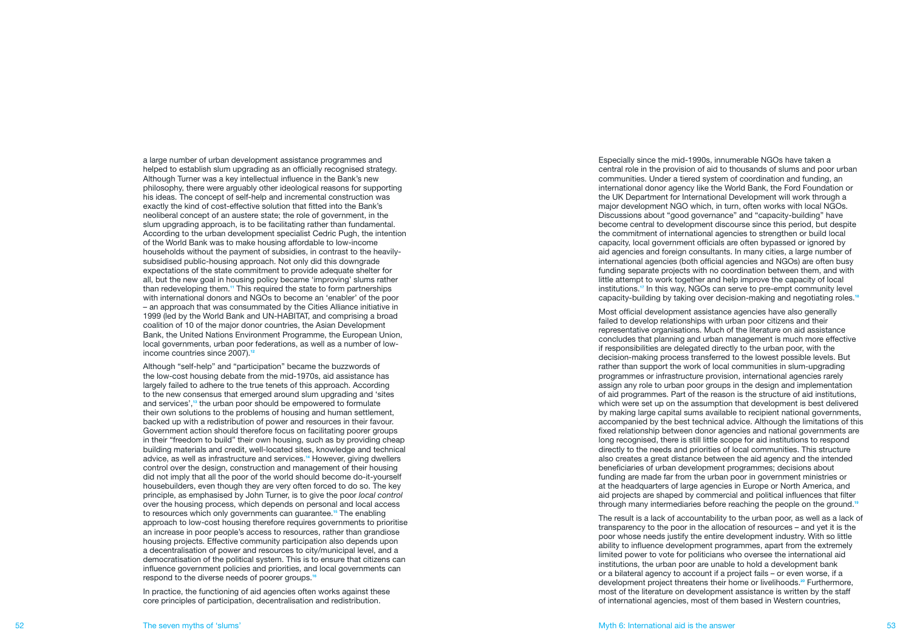a large number of urban development assistance programmes and helped to establish slum upgrading as an officially recognised strategy. Although Turner was a key intellectual influence in the Bank's new philosophy, there were arguably other ideological reasons for supporting his ideas. The concept of self-help and incremental construction was exactly the kind of cost-effective solution that fitted into the Bank's neoliberal concept of an austere state; the role of government, in the slum upgrading approach, is to be facilitating rather than fundamental. According to the urban development specialist Cedric Pugh, the intention of the World Bank was to make housing affordable to low-income households without the payment of subsidies, in contrast to the heavily-subsidised public-housing approach. Not only did this downgrade expectations of the state commitment to provide adequate shelter for all, but the new goal in housing policy became 'improving' slums rather than redeveloping them.[11] This required the state to form partnerships with international donors and NGOs to become an 'enabler' of the poor – an approach that was consummated by the Cities Alliance initiative in 1999 (led by the World Bank and UN-HABITAT, and comprising a broad coalition of 10 of the major donor countries, the Asian Development Bank, the United Nations Environment Programme, the European Union, local governments, urban poor federations, as well as a number of low-income countries since 2007).[12]

Although "self-help" and "participation" became the buzzwords of the low-cost housing debate from the mid-1970s, aid assistance has largely failed to adhere to the true tenets of this approach. According to the new consensus that emerged around slum upgrading and 'sites and services',[13] the urban poor should be empowered to formulate their own solutions to the problems of housing and human settlement, backed up with a redistribution of power and resources in their favour. Government action should therefore focus on facilitating poorer groups in their "freedom to build" their own housing, such as by providing cheap building materials and credit, well-located sites, knowledge and technical advice, as well as infrastructure and services.[14] However, giving dwellers control over the design, construction and management of their housing did not imply that all the poor of the world should become do-it-yourself housebuilders, even though they are very often forced to do so. The key principle, as emphasised by John Turner, is to give the poor *local control* over the housing process, which depends on personal and local access to resources which only governments can guarantee.[15] The enabling approach to low-cost housing therefore requires governments to prioritise an increase in poor people's access to resources, rather than grandiose housing projects. Effective community participation also depends upon a decentralisation of power and resources to city/municipal level, and a democratisation of the political system. This is to ensure that citizens can influence government policies and priorities, and local governments can respond to the diverse needs of poorer groups.[16]

In practice, the functioning of aid agencies often works against these core principles of participation, decentralisation and redistribution.

Especially since the mid-1990s, innumerable NGOs have taken a central role in the provision of aid to thousands of slums and poor urban communities. Under a tiered system of coordination and funding, an international donor agency like the World Bank, the Ford Foundation or the UK Department for International Development will work through a major development NGO which, in turn, often works with local NGOs. Discussions about "good governance" and "capacity-building" have become central to development discourse since this period, but despite the commitment of international agencies to strengthen or build local capacity, local government officials are often bypassed or ignored by aid agencies and foreign consultants. In many cities, a large number of international agencies (both official agencies and NGOs) are often busy funding separate projects with no coordination between them, and with little attempt to work together and help improve the capacity of local institutions.[17] In this way, NGOs can serve to pre-empt community level capacity-building by taking over decision-making and negotiating roles.[18]

Most official development assistance agencies have also generally failed to develop relationships with urban poor citizens and their representative organisations. Much of the literature on aid assistance concludes that planning and urban management is much more effective if responsibilities are delegated directly to the urban poor, with the decision-making process transferred to the lowest possible levels. But rather than support the work of local communities in slum-upgrading programmes or infrastructure provision, international agencies rarely assign any role to urban poor groups in the design and implementation of aid programmes. Part of the reason is the structure of aid institutions, which were set up on the assumption that development is best delivered by making large capital sums available to recipient national governments, accompanied by the best technical advice. Although the limitations of this fixed relationship between donor agencies and national governments are long recognised, there is still little scope for aid institutions to respond directly to the needs and priorities of local communities. This structure also creates a great distance between the aid agency and the intended beneficiaries of urban development programmes; decisions about funding are made far from the urban poor in government ministries or at the headquarters of large agencies in Europe or North America, and aid projects are shaped by commercial and political influences that filter through many intermediaries before reaching the people on the ground.[19]

The result is a lack of accountability to the urban poor, as well as a lack of transparency to the poor in the allocation of resources – and yet it is the poor whose needs justify the entire development industry. With so little ability to influence development programmes, apart from the extremely limited power to vote for politicians who oversee the international aid institutions, the urban poor are unable to hold a development bank or a bilateral agency to account if a project fails – or even worse, if a development project threatens their home or livelihoods.[20] Furthermore, most of the literature on development assistance is written by the staff of international agencies, most of them based in Western countries,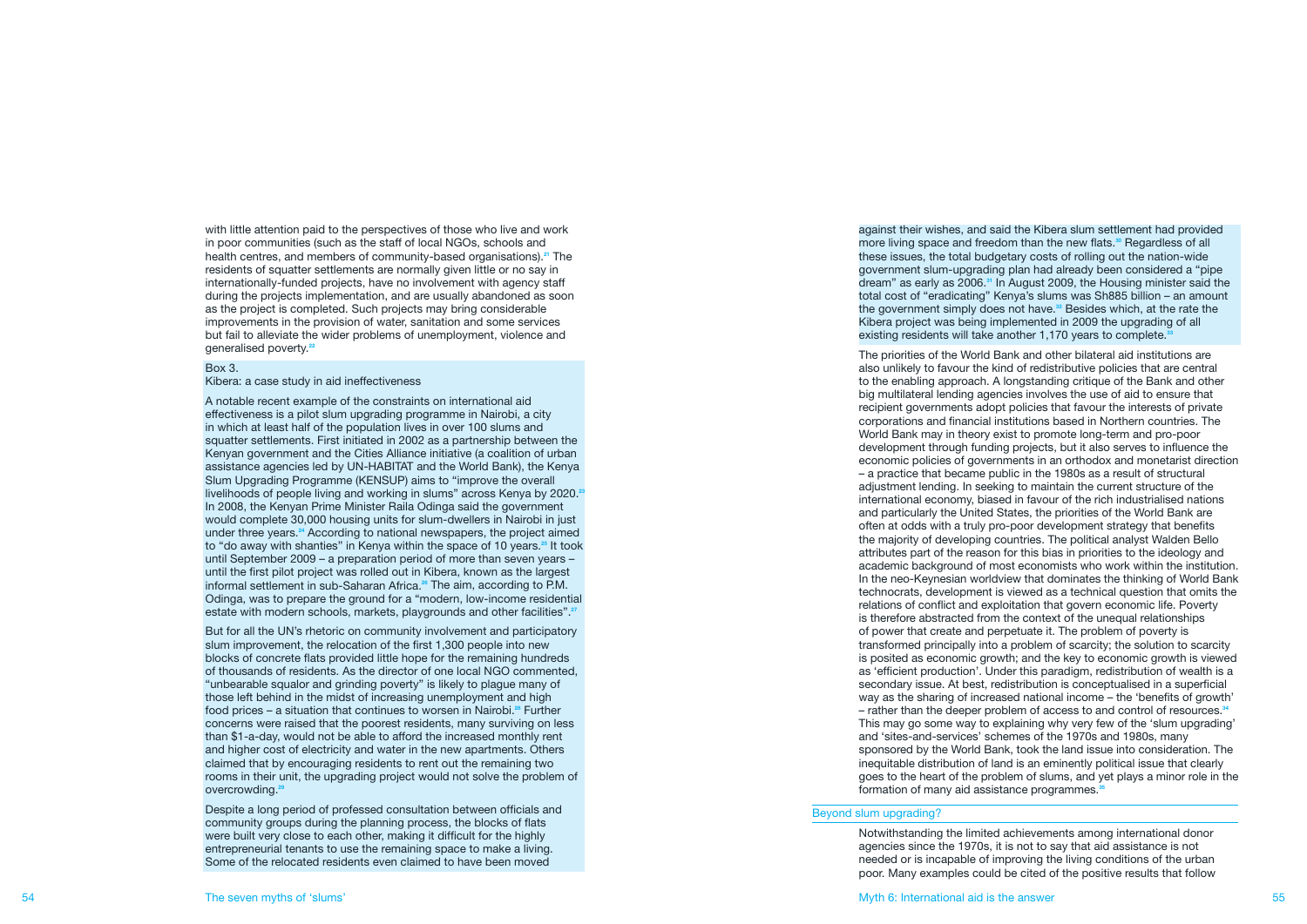with little attention paid to the perspectives of those who live and work in poor communities (such as the staff of local NGOs, schools and health centres, and members of community-based organisations).[21] The residents of squatter settlements are normally given little or no say in internationally-funded projects, have no involvement with agency staff during the projects implementation, and are usually abandoned as soon as the project is completed. Such projects may bring considerable improvements in the provision of water, sanitation and some services but fail to alleviate the wider problems of unemployment, violence and generalised poverty.[22]

Box 3.
Kibera: a case study in aid ineffectiveness

A notable recent example of the constraints on international aid effectiveness is a pilot slum upgrading programme in Nairobi, a city in which at least half of the population lives in over 100 slums and squatter settlements. First initiated in 2002 as a partnership between the Kenyan government and the Cities Alliance initiative (a coalition of urban assistance agencies led by UN-HABITAT and the World Bank), the Kenya Slum Upgrading Programme (KENSUP) aims to "improve the overall livelihoods of people living and working in slums" across Kenya by 2020.[23] In 2008, the Kenyan Prime Minister Raila Odinga said the government would complete 30,000 housing units for slum-dwellers in Nairobi in just under three years.[24] According to national newspapers, the project aimed to "do away with shanties" in Kenya within the space of 10 years.[25] It took until September 2009 – a preparation period of more than seven years – until the first pilot project was rolled out in Kibera, known as the largest informal settlement in sub-Saharan Africa.[26] The aim, according to P.M. Odinga, was to prepare the ground for a "modern, low-income residential estate with modern schools, markets, playgrounds and other facilities".[27]

But for all the UN's rhetoric on community involvement and participatory slum improvement, the relocation of the first 1,300 people into new blocks of concrete flats provided little hope for the remaining hundreds of thousands of residents. As the director of one local NGO commented, "unbearable squalor and grinding poverty" is likely to plague many of those left behind in the midst of increasing unemployment and high food prices – a situation that continues to worsen in Nairobi.[28] Further concerns were raised that the poorest residents, many surviving on less than $1-a-day, would not be able to afford the increased monthly rent and higher cost of electricity and water in the new apartments. Others claimed that by encouraging residents to rent out the remaining two rooms in their unit, the upgrading project would not solve the problem of overcrowding.[29]

Despite a long period of professed consultation between officials and community groups during the planning process, the blocks of flats were built very close to each other, making it difficult for the highly entrepreneurial tenants to use the remaining space to make a living. Some of the relocated residents even claimed to have been moved against their wishes, and said the Kibera slum settlement had provided more living space and freedom than the new flats.[30] Regardless of all these issues, the total budgetary costs of rolling out the nation-wide government slum-upgrading plan had already been considered a "pipe dream" as early as 2006.[31] In August 2009, the Housing minister said the total cost of "eradicating" Kenya's slums was Sh885 billion – an amount the government simply does not have.[32] Besides which, at the rate the Kibera project was being implemented in 2009 the upgrading of all existing residents will take another 1,170 years to complete.[33]

The priorities of the World Bank and other bilateral aid institutions are also unlikely to favour the kind of redistributive policies that are central to the enabling approach. A longstanding critique of the Bank and other big multilateral lending agencies involves the use of aid to ensure that recipient governments adopt policies that favour the interests of private corporations and financial institutions based in Northern countries. The World Bank may in theory exist to promote long-term and pro-poor development through funding projects, but it also serves to influence the economic policies of governments in an orthodox and monetarist direction – a practice that became public in the 1980s as a result of structural adjustment lending. In seeking to maintain the current structure of the international economy, biased in favour of the rich industrialised nations and particularly the United States, the priorities of the World Bank are often at odds with a truly pro-poor development strategy that benefits the majority of developing countries. The political analyst Walden Bello attributes part of the reason for this bias in priorities to the ideology and academic background of most economists who work within the institution. In the neo-Keynesian worldview that dominates the thinking of World Bank technocrats, development is viewed as a technical question that omits the relations of conflict and exploitation that govern economic life. Poverty is therefore abstracted from the context of the unequal relationships of power that create and perpetuate it. The problem of poverty is transformed principally into a problem of scarcity; the solution to scarcity is posited as economic growth; and the key to economic growth is viewed as 'efficient production'. Under this paradigm, redistribution of wealth is a secondary issue. At best, redistribution is conceptualised in a superficial way as the sharing of increased national income – the 'benefits of growth' – rather than the deeper problem of access to and control of resources.[34] This may go some way to explaining why very few of the 'slum upgrading' and 'sites-and-services' schemes of the 1970s and 1980s, many sponsored by the World Bank, took the land issue into consideration. The inequitable distribution of land is an eminently political issue that clearly goes to the heart of the problem of slums, and yet plays a minor role in the formation of many aid assistance programmes.[35]

## Beyond slum upgrading?

Notwithstanding the limited achievements among international donor agencies since the 1970s, it is not to say that aid assistance is not needed or is incapable of improving the living conditions of the urban poor. Many examples could be cited of the positive results that follow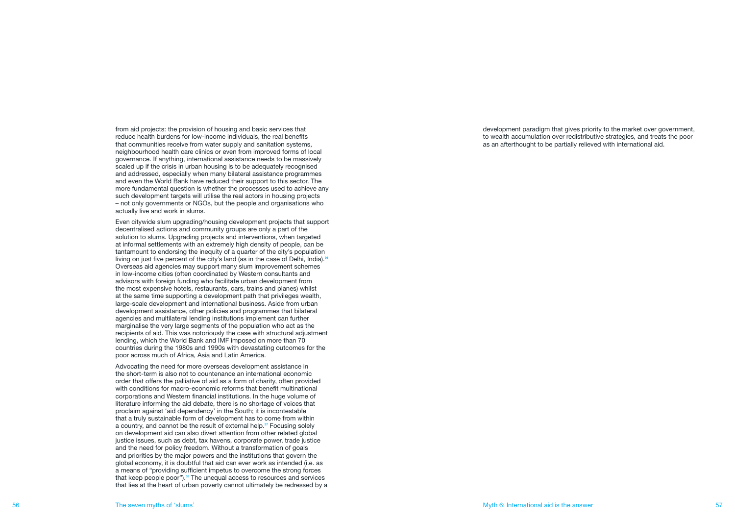from aid projects: the provision of housing and basic services that reduce health burdens for low-income individuals, the real benefits that communities receive from water supply and sanitation systems, neighbourhood health care clinics or even from improved forms of local governance. If anything, international assistance needs to be massively scaled up if the crisis in urban housing is to be adequately recognised and addressed, especially when many bilateral assistance programmes and even the World Bank have reduced their support to this sector. The more fundamental question is whether the processes used to achieve any such development targets will utilise the real actors in housing projects – not only governments or NGOs, but the people and organisations who actually live and work in slums.

Even citywide slum upgrading/housing development projects that support decentralised actions and community groups are only a part of the solution to slums. Upgrading projects and interventions, when targeted at informal settlements with an extremely high density of people, can be tantamount to endorsing the inequity of a quarter of the city's population living on just five percent of the city's land (as in the case of Delhi, India).[36] Overseas aid agencies may support many slum improvement schemes in low-income cities (often coordinated by Western consultants and advisors with foreign funding who facilitate urban development from the most expensive hotels, restaurants, cars, trains and planes) whilst at the same time supporting a development path that privileges wealth, large-scale development and international business. Aside from urban development assistance, other policies and programmes that bilateral agencies and multilateral lending institutions implement can further marginalise the very large segments of the population who act as the recipients of aid. This was notoriously the case with structural adjustment lending, which the World Bank and IMF imposed on more than 70 countries during the 1980s and 1990s with devastating outcomes for the poor across much of Africa, Asia and Latin America.

Advocating the need for more overseas development assistance in the short-term is also not to countenance an international economic order that offers the palliative of aid as a form of charity, often provided with conditions for macro-economic reforms that benefit multinational corporations and Western financial institutions. In the huge volume of literature informing the aid debate, there is no shortage of voices that proclaim against 'aid dependency' in the South; it is incontestable that a truly sustainable form of development has to come from within a country, and cannot be the result of external help.[37] Focusing solely on development aid can also divert attention from other related global justice issues, such as debt, tax havens, corporate power, trade justice and the need for policy freedom. Without a transformation of goals and priorities by the major powers and the institutions that govern the global economy, it is doubtful that aid can ever work as intended (i.e. as a means of "providing sufficient impetus to overcome the strong forces that keep people poor").[38] The unequal access to resources and services that lies at the heart of urban poverty cannot ultimately be redressed by a development paradigm that gives priority to the market over government, to wealth accumulation over redistributive strategies, and treats the poor as an afterthought to be partially relieved with international aid.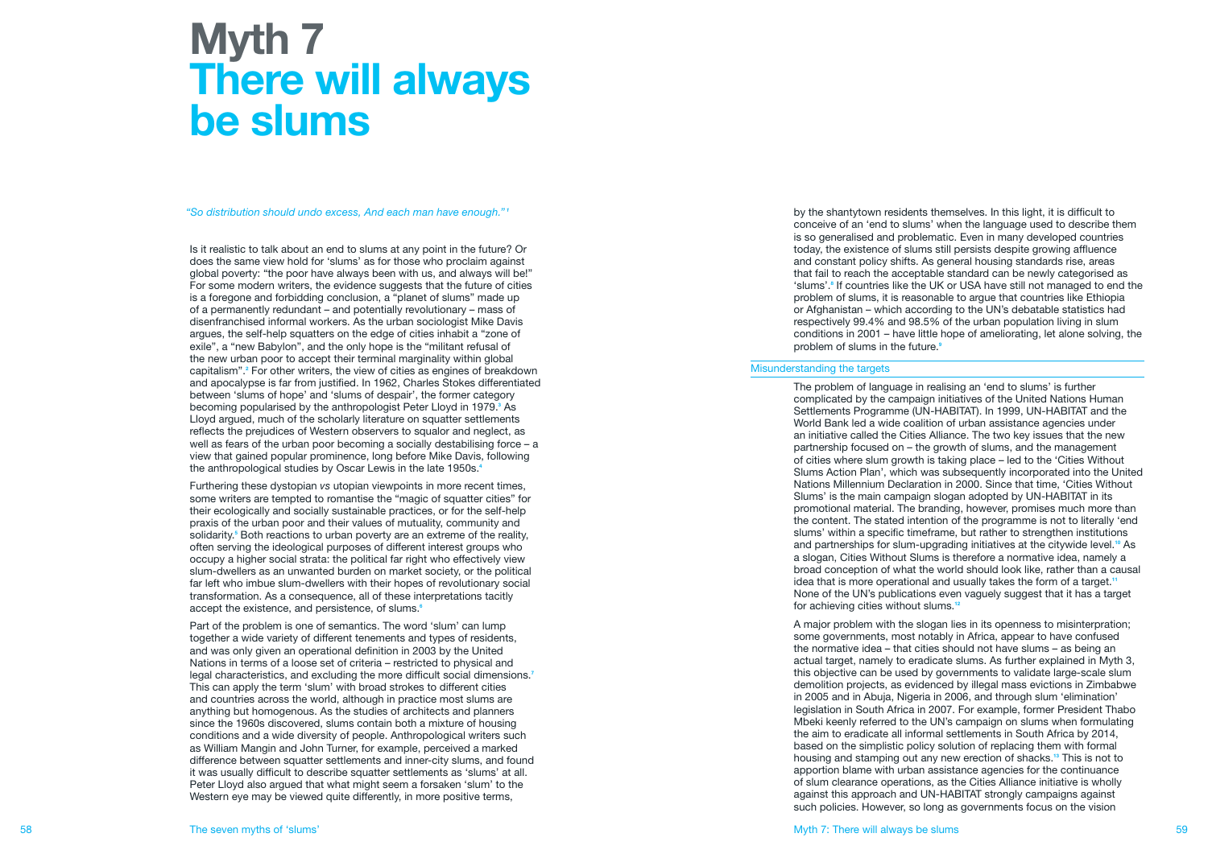# Myth 7
# There will always be slums

*"So distribution should undo excess, And each man have enough."*[1]

Is it realistic to talk about an end to slums at any point in the future? Or does the same view hold for 'slums' as for those who proclaim against global poverty: "the poor have always been with us, and always will be!" For some modern writers, the evidence suggests that the future of cities is a foregone and forbidding conclusion, a "planet of slums" made up of a permanently redundant – and potentially revolutionary – mass of disenfranchised informal workers. As the urban sociologist Mike Davis argues, the self-help squatters on the edge of cities inhabit a "zone of exile", a "new Babylon", and the only hope is the "militant refusal of the new urban poor to accept their terminal marginality within global capitalism".[2] For other writers, the view of cities as engines of breakdown and apocalypse is far from justified. In 1962, Charles Stokes differentiated between 'slums of hope' and 'slums of despair', the former category becoming popularised by the anthropologist Peter Lloyd in 1979.[3] As Lloyd argued, much of the scholarly literature on squatter settlements reflects the prejudices of Western observers to squalor and neglect, as well as fears of the urban poor becoming a socially destabilising force – a view that gained popular prominence, long before Mike Davis, following the anthropological studies by Oscar Lewis in the late 1950s.[4]

Furthering these dystopian *vs* utopian viewpoints in more recent times, some writers are tempted to romantise the "magic of squatter cities" for their ecologically and socially sustainable practices, or for the self-help praxis of the urban poor and their values of mutuality, community and solidarity.[5] Both reactions to urban poverty are an extreme of the reality, often serving the ideological purposes of different interest groups who occupy a higher social strata: the political far right who effectively view slum-dwellers as an unwanted burden on market society, or the political far left who imbue slum-dwellers with their hopes of revolutionary social transformation. As a consequence, all of these interpretations tacitly accept the existence, and persistence, of slums.[6]

Part of the problem is one of semantics. The word 'slum' can lump together a wide variety of different tenements and types of residents, and was only given an operational definition in 2003 by the United Nations in terms of a loose set of criteria – restricted to physical and legal characteristics, and excluding the more difficult social dimensions.[7] This can apply the term 'slum' with broad strokes to different cities and countries across the world, although in practice most slums are anything but homogenous. As the studies of architects and planners since the 1960s discovered, slums contain both a mixture of housing conditions and a wide diversity of people. Anthropological writers such as William Mangin and John Turner, for example, perceived a marked difference between squatter settlements and inner-city slums, and found it was usually difficult to describe squatter settlements as 'slums' at all. Peter Lloyd also argued that what might seem a forsaken 'slum' to the Western eye may be viewed quite differently, in more positive terms, by the shantytown residents themselves. In this light, it is difficult to conceive of an 'end to slums' when the language used to describe them is so generalised and problematic. Even in many developed countries today, the existence of slums still persists despite growing affluence and constant policy shifts. As general housing standards rise, areas that fail to reach the acceptable standard can be newly categorised as 'slums'.[8] If countries like the UK or USA have still not managed to end the problem of slums, it is reasonable to argue that countries like Ethiopia or Afghanistan – which according to the UN's debatable statistics had respectively 99.4% and 98.5% of the urban population living in slum conditions in 2001 – have little hope of ameliorating, let alone solving, the problem of slums in the future.[9]

## Misunderstanding the targets

The problem of language in realising an 'end to slums' is further complicated by the campaign initiatives of the United Nations Human Settlements Programme (UN-HABITAT). In 1999, UN-HABITAT and the World Bank led a wide coalition of urban assistance agencies under an initiative called the Cities Alliance. The two key issues that the new partnership focused on – the growth of slums, and the management of cities where slum growth is taking place – led to the 'Cities Without Slums Action Plan', which was subsequently incorporated into the United Nations Millennium Declaration in 2000. Since that time, 'Cities Without Slums' is the main campaign slogan adopted by UN-HABITAT in its promotional material. The branding, however, promises much more than the content. The stated intention of the programme is not to literally 'end slums' within a specific timeframe, but rather to strengthen institutions and partnerships for slum-upgrading initiatives at the citywide level.[10] As a slogan, Cities Without Slums is therefore a normative idea, namely a broad conception of what the world should look like, rather than a causal idea that is more operational and usually takes the form of a target.[11] None of the UN's publications even vaguely suggest that it has a target for achieving cities without slums.[12]

A major problem with the slogan lies in its openness to misinterpration; some governments, most notably in Africa, appear to have confused the normative idea – that cities should not have slums – as being an actual target, namely to eradicate slums. As further explained in Myth 3, this objective can be used by governments to validate large-scale slum demolition projects, as evidenced by illegal mass evictions in Zimbabwe in 2005 and in Abuja, Nigeria in 2006, and through slum 'elimination' legislation in South Africa in 2007. For example, former President Thabo Mbeki keenly referred to the UN's campaign on slums when formulating the aim to eradicate all informal settlements in South Africa by 2014, based on the simplistic policy solution of replacing them with formal housing and stamping out any new erection of shacks.[13] This is not to apportion blame with urban assistance agencies for the continuance of slum clearance operations, as the Cities Alliance initiative is wholly against this approach and UN-HABITAT strongly campaigns against such policies. However, so long as governments focus on the vision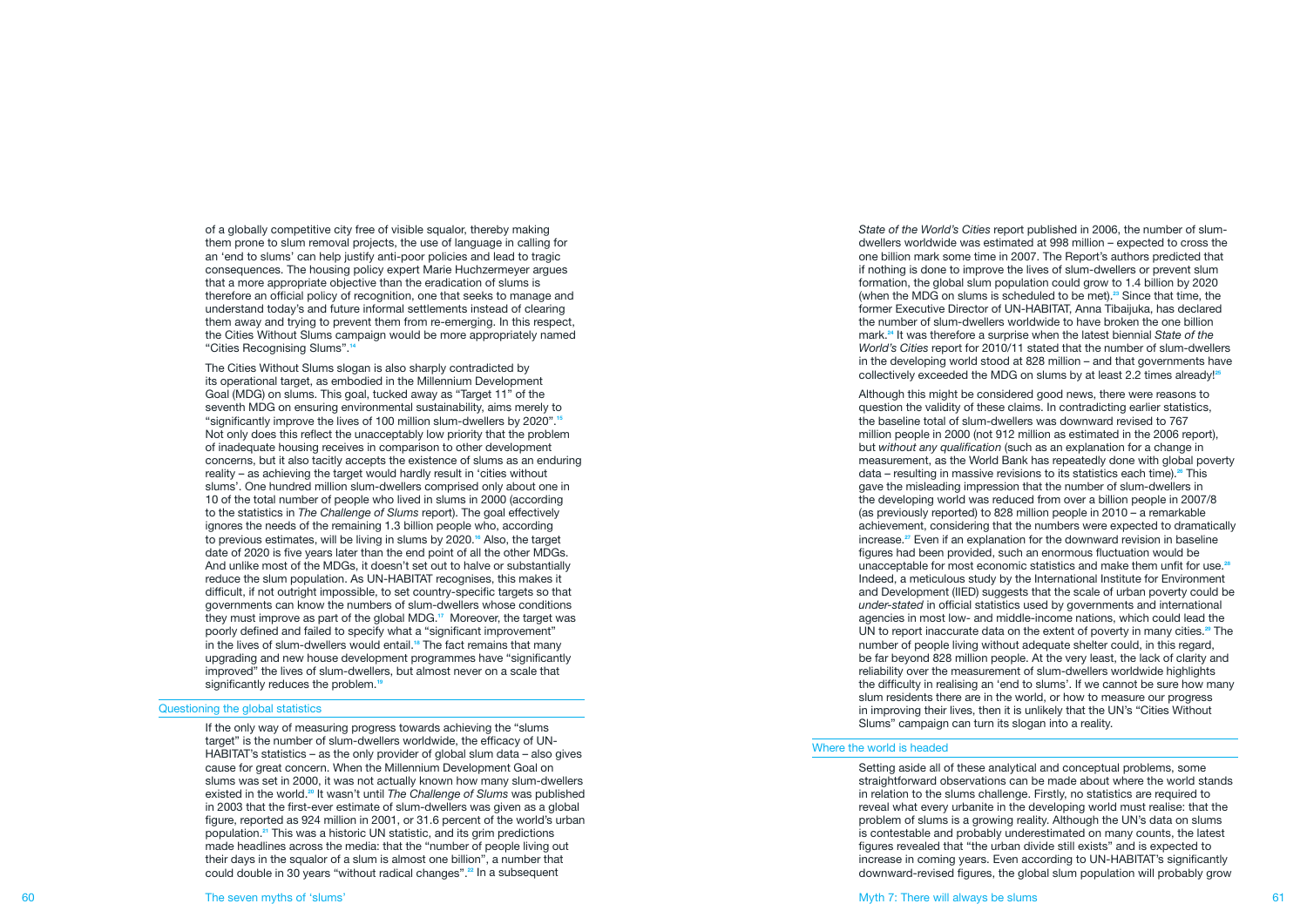of a globally competitive city free of visible squalor, thereby making them prone to slum removal projects, the use of language in calling for an 'end to slums' can help justify anti-poor policies and lead to tragic consequences. The housing policy expert Marie Huchzermeyer argues that a more appropriate objective than the eradication of slums is therefore an official policy of recognition, one that seeks to manage and understand today's and future informal settlements instead of clearing them away and trying to prevent them from re-emerging. In this respect, the Cities Without Slums campaign would be more appropriately named "Cities Recognising Slums".[14]

The Cities Without Slums slogan is also sharply contradicted by its operational target, as embodied in the Millennium Development Goal (MDG) on slums. This goal, tucked away as "Target 11" of the seventh MDG on ensuring environmental sustainability, aims merely to "significantly improve the lives of 100 million slum-dwellers by 2020".[15] Not only does this reflect the unacceptably low priority that the problem of inadequate housing receives in comparison to other development concerns, but it also tacitly accepts the existence of slums as an enduring reality – as achieving the target would hardly result in 'cities without slums'. One hundred million slum-dwellers comprised only about one in 10 of the total number of people who lived in slums in 2000 (according to the statistics in *The Challenge of Slums* report). The goal effectively ignores the needs of the remaining 1.3 billion people who, according to previous estimates, will be living in slums by 2020.[16] Also, the target date of 2020 is five years later than the end point of all the other MDGs. And unlike most of the MDGs, it doesn't set out to halve or substantially reduce the slum population. As UN-HABITAT recognises, this makes it difficult, if not outright impossible, to set country-specific targets so that governments can know the numbers of slum-dwellers whose conditions they must improve as part of the global MDG.[17] Moreover, the target was poorly defined and failed to specify what a "significant improvement" in the lives of slum-dwellers would entail.[18] The fact remains that many upgrading and new house development programmes have "significantly improved" the lives of slum-dwellers, but almost never on a scale that significantly reduces the problem.[19]

## Questioning the global statistics

If the only way of measuring progress towards achieving the "slums target" is the number of slum-dwellers worldwide, the efficacy of UN-HABITAT's statistics – as the only provider of global slum data – also gives cause for great concern. When the Millennium Development Goal on slums was set in 2000, it was not actually known how many slum-dwellers existed in the world.[20] It wasn't until *The Challenge of Slums* was published in 2003 that the first-ever estimate of slum-dwellers was given as a global figure, reported as 924 million in 2001, or 31.6 percent of the world's urban population.[21] This was a historic UN statistic, and its grim predictions made headlines across the media: that the "number of people living out their days in the squalor of a slum is almost one billion", a number that could double in 30 years "without radical changes".[22] In a subsequent *State of the World's Cities* report published in 2006, the number of slum-dwellers worldwide was estimated at 998 million – expected to cross the one billion mark some time in 2007. The Report's authors predicted that if nothing is done to improve the lives of slum-dwellers or prevent slum formation, the global slum population could grow to 1.4 billion by 2020 (when the MDG on slums is scheduled to be met).[23] Since that time, the former Executive Director of UN-HABITAT, Anna Tibaijuka, has declared the number of slum-dwellers worldwide to have broken the one billion mark.[24] It was therefore a surprise when the latest biennial *State of the World's Cities* report for 2010/11 stated that the number of slum-dwellers in the developing world stood at 828 million – and that governments have collectively exceeded the MDG on slums by at least 2.2 times already![25]

Although this might be considered good news, there were reasons to question the validity of these claims. In contradicting earlier statistics, the baseline total of slum-dwellers was downward revised to 767 million people in 2000 (not 912 million as estimated in the 2006 report), but *without any qualification* (such as an explanation for a change in measurement, as the World Bank has repeatedly done with global poverty data – resulting in massive revisions to its statistics each time).[26] This gave the misleading impression that the number of slum-dwellers in the developing world was reduced from over a billion people in 2007/8 (as previously reported) to 828 million people in 2010 – a remarkable achievement, considering that the numbers were expected to dramatically increase.[27] Even if an explanation for the downward revision in baseline figures had been provided, such an enormous fluctuation would be unacceptable for most economic statistics and make them unfit for use.[28] Indeed, a meticulous study by the International Institute for Environment and Development (IIED) suggests that the scale of urban poverty could be *under-stated* in official statistics used by governments and international agencies in most low- and middle-income nations, which could lead the UN to report inaccurate data on the extent of poverty in many cities.[29] The number of people living without adequate shelter could, in this regard, be far beyond 828 million people. At the very least, the lack of clarity and reliability over the measurement of slum-dwellers worldwide highlights the difficulty in realising an 'end to slums'. If we cannot be sure how many slum residents there are in the world, or how to measure our progress in improving their lives, then it is unlikely that the UN's "Cities Without Slums" campaign can turn its slogan into a reality.

## Where the world is headed

Setting aside all of these analytical and conceptual problems, some straightforward observations can be made about where the world stands in relation to the slums challenge. Firstly, no statistics are required to reveal what every urbanite in the developing world must realise: that the problem of slums is a growing reality. Although the UN's data on slums is contestable and probably underestimated on many counts, the latest figures revealed that "the urban divide still exists" and is expected to increase in coming years. Even according to UN-HABITAT's significantly downward-revised figures, the global slum population will probably grow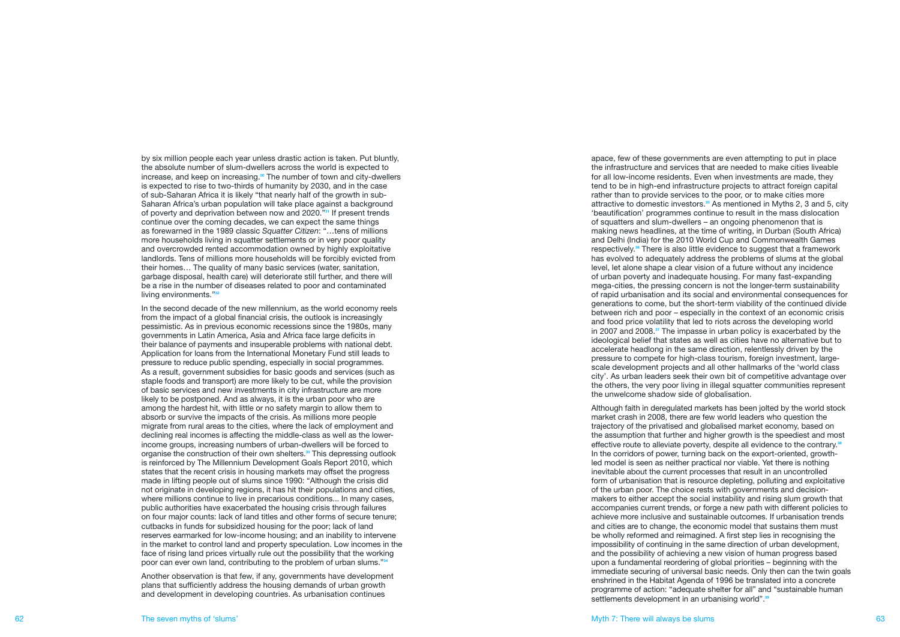by six million people each year unless drastic action is taken. Put bluntly, the absolute number of slum-dwellers across the world is expected to increase, and keep on increasing.[30] The number of town and city-dwellers is expected to rise to two-thirds of humanity by 2030, and in the case of sub-Saharan Africa it is likely "that nearly half of the growth in sub-Saharan Africa's urban population will take place against a background of poverty and deprivation between now and 2020."[31] If present trends continue over the coming decades, we can expect the same things as forewarned in the 1989 classic *Squatter Citizen*: "…tens of millions more households living in squatter settlements or in very poor quality and overcrowded rented accommodation owned by highly exploitative landlords. Tens of millions more households will be forcibly evicted from their homes… The quality of many basic services (water, sanitation, garbage disposal, health care) will deteriorate still further, and there will be a rise in the number of diseases related to poor and contaminated living environments."[32]

In the second decade of the new millennium, as the world economy reels from the impact of a global financial crisis, the outlook is increasingly pessimistic. As in previous economic recessions since the 1980s, many governments in Latin America, Asia and Africa face large deficits in their balance of payments and insuperable problems with national debt. Application for loans from the International Monetary Fund still leads to pressure to reduce public spending, especially in social programmes. As a result, government subsidies for basic goods and services (such as staple foods and transport) are more likely to be cut, while the provision of basic services and new investments in city infrastructure are more likely to be postponed. And as always, it is the urban poor who are among the hardest hit, with little or no safety margin to allow them to absorb or survive the impacts of the crisis. As millions more people migrate from rural areas to the cities, where the lack of employment and declining real incomes is affecting the middle-class as well as the lower-income groups, increasing numbers of urban-dwellers will be forced to organise the construction of their own shelters.[33] This depressing outlook is reinforced by The Millennium Development Goals Report 2010, which states that the recent crisis in housing markets may offset the progress made in lifting people out of slums since 1990: "Although the crisis did not originate in developing regions, it has hit their populations and cities, where millions continue to live in precarious conditions... In many cases, public authorities have exacerbated the housing crisis through failures on four major counts: lack of land titles and other forms of secure tenure; cutbacks in funds for subsidized housing for the poor; lack of land reserves earmarked for low-income housing; and an inability to intervene in the market to control land and property speculation. Low incomes in the face of rising land prices virtually rule out the possibility that the working poor can ever own land, contributing to the problem of urban slums."[34]

Another observation is that few, if any, governments have development plans that sufficiently address the housing demands of urban growth and development in developing countries. As urbanisation continues apace, few of these governments are even attempting to put in place the infrastructure and services that are needed to make cities liveable for all low-income residents. Even when investments are made, they tend to be in high-end infrastructure projects to attract foreign capital rather than to provide services to the poor, or to make cities more attractive to domestic investors.[35] As mentioned in Myths 2, 3 and 5, city 'beautification' programmes continue to result in the mass dislocation of squatters and slum-dwellers – an ongoing phenomenon that is making news headlines, at the time of writing, in Durban (South Africa) and Delhi (India) for the 2010 World Cup and Commonwealth Games respectively.[36] There is also little evidence to suggest that a framework has evolved to adequately address the problems of slums at the global level, let alone shape a clear vision of a future without any incidence of urban poverty and inadequate housing. For many fast-expanding mega-cities, the pressing concern is not the longer-term sustainability of rapid urbanisation and its social and environmental consequences for generations to come, but the short-term viability of the continued divide between rich and poor – especially in the context of an economic crisis and food price volatility that led to riots across the developing world in 2007 and 2008.[37] The impasse in urban policy is exacerbated by the ideological belief that states as well as cities have no alternative but to accelerate headlong in the same direction, relentlessly driven by the pressure to compete for high-class tourism, foreign investment, large-scale development projects and all other hallmarks of the 'world class city'. As urban leaders seek their own bit of competitive advantage over the others, the very poor living in illegal squatter communities represent the unwelcome shadow side of globalisation.

Although faith in deregulated markets has been jolted by the world stock market crash in 2008, there are few world leaders who question the trajectory of the privatised and globalised market economy, based on the assumption that further and higher growth is the speediest and most effective route to alleviate poverty, despite all evidence to the contrary.[38] In the corridors of power, turning back on the export-oriented, growth-led model is seen as neither practical nor viable. Yet there is nothing inevitable about the current processes that result in an uncontrolled form of urbanisation that is resource depleting, polluting and exploitative of the urban poor. The choice rests with governments and decision-makers to either accept the social instability and rising slum growth that accompanies current trends, or forge a new path with different policies to achieve more inclusive and sustainable outcomes. If urbanisation trends and cities are to change, the economic model that sustains them must be wholly reformed and reimagined. A first step lies in recognising the impossibility of continuing in the same direction of urban development, and the possibility of achieving a new vision of human progress based upon a fundamental reordering of global priorities – beginning with the immediate securing of universal basic needs. Only then can the twin goals enshrined in the Habitat Agenda of 1996 be translated into a concrete programme of action: "adequate shelter for all" and "sustainable human settlements development in an urbanising world".[39]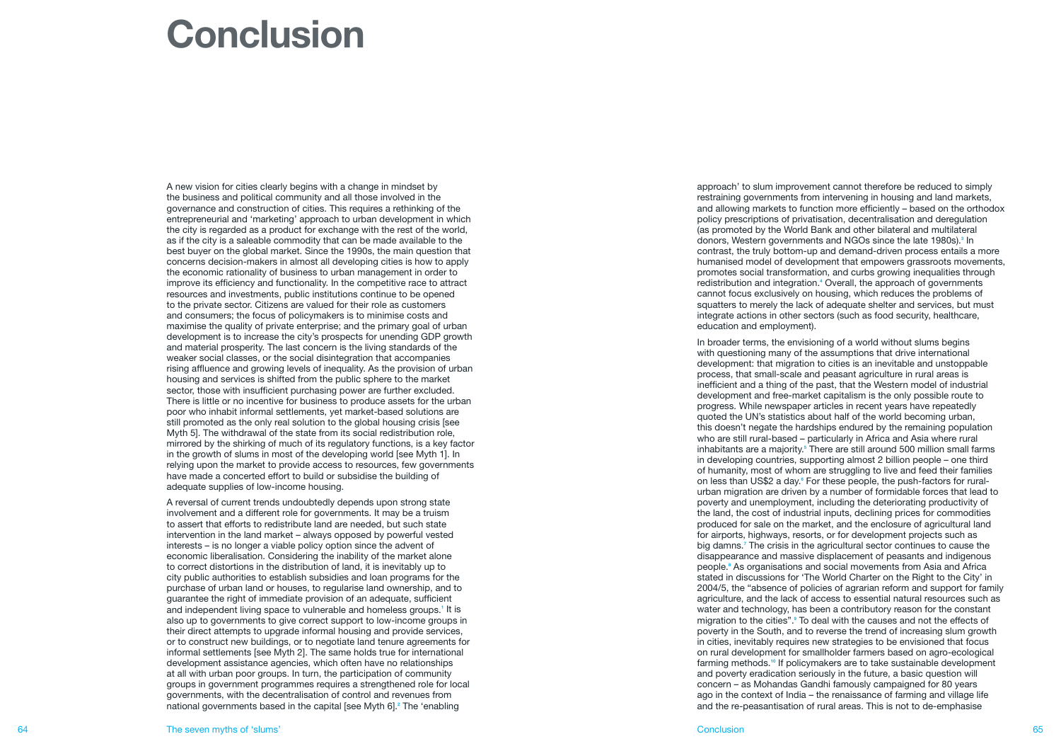# Conclusion

A new vision for cities clearly begins with a change in mindset by the business and political community and all those involved in the governance and construction of cities. This requires a rethinking of the entrepreneurial and 'marketing' approach to urban development in which the city is regarded as a product for exchange with the rest of the world, as if the city is a saleable commodity that can be made available to the best buyer on the global market. Since the 1990s, the main question that concerns decision-makers in almost all developing cities is how to apply the economic rationality of business to urban management in order to improve its efficiency and functionality. In the competitive race to attract resources and investments, public institutions continue to be opened to the private sector. Citizens are valued for their role as customers and consumers; the focus of policymakers is to minimise costs and maximise the quality of private enterprise; and the primary goal of urban development is to increase the city's prospects for unending GDP growth and material prosperity. The last concern is the living standards of the weaker social classes, or the social disintegration that accompanies rising affluence and growing levels of inequality. As the provision of urban housing and services is shifted from the public sphere to the market sector, those with insufficient purchasing power are further excluded. There is little or no incentive for business to produce assets for the urban poor who inhabit informal settlements, yet market-based solutions are still promoted as the only real solution to the global housing crisis [see Myth 5]. The withdrawal of the state from its social redistribution role, mirrored by the shirking of much of its regulatory functions, is a key factor in the growth of slums in most of the developing world [see Myth 1]. In relying upon the market to provide access to resources, few governments have made a concerted effort to build or subsidise the building of adequate supplies of low-income housing.

A reversal of current trends undoubtedly depends upon strong state involvement and a different role for governments. It may be a truism to assert that efforts to redistribute land are needed, but such state intervention in the land market – always opposed by powerful vested interests – is no longer a viable policy option since the advent of economic liberalisation. Considering the inability of the market alone to correct distortions in the distribution of land, it is inevitably up to city public authorities to establish subsidies and loan programs for the purchase of urban land or houses, to regularise land ownership, and to guarantee the right of immediate provision of an adequate, sufficient and independent living space to vulnerable and homeless groups.[1] It is also up to governments to give correct support to low-income groups in their direct attempts to upgrade informal housing and provide services, or to construct new buildings, or to negotiate land tenure agreements for informal settlements [see Myth 2]. The same holds true for international development assistance agencies, which often have no relationships at all with urban poor groups. In turn, the participation of community groups in government programmes requires a strengthened role for local governments, with the decentralisation of control and revenues from national governments based in the capital [see Myth 6].[2] The 'enabling approach' to slum improvement cannot therefore be reduced to simply restraining governments from intervening in housing and land markets, and allowing markets to function more efficiently – based on the orthodox policy prescriptions of privatisation, decentralisation and deregulation (as promoted by the World Bank and other bilateral and multilateral donors, Western governments and NGOs since the late 1980s).[3] In contrast, the truly bottom-up and demand-driven process entails a more humanised model of development that empowers grassroots movements, promotes social transformation, and curbs growing inequalities through redistribution and integration.[4] Overall, the approach of governments cannot focus exclusively on housing, which reduces the problems of squatters to merely the lack of adequate shelter and services, but must integrate actions in other sectors (such as food security, healthcare, education and employment).

In broader terms, the envisioning of a world without slums begins with questioning many of the assumptions that drive international development: that migration to cities is an inevitable and unstoppable process, that small-scale and peasant agriculture in rural areas is inefficient and a thing of the past, that the Western model of industrial development and free-market capitalism is the only possible route to progress. While newspaper articles in recent years have repeatedly quoted the UN's statistics about half of the world becoming urban, this doesn't negate the hardships endured by the remaining population who are still rural-based – particularly in Africa and Asia where rural inhabitants are a majority.[5] There are still around 500 million small farms in developing countries, supporting almost 2 billion people – one third of humanity, most of whom are struggling to live and feed their families on less than US$2 a day.[6] For these people, the push-factors for rural-urban migration are driven by a number of formidable forces that lead to poverty and unemployment, including the deteriorating productivity of the land, the cost of industrial inputs, declining prices for commodities produced for sale on the market, and the enclosure of agricultural land for airports, highways, resorts, or for development projects such as big damns.[7] The crisis in the agricultural sector continues to cause the disappearance and massive displacement of peasants and indigenous people.[8] As organisations and social movements from Asia and Africa stated in discussions for 'The World Charter on the Right to the City' in 2004/5, the "absence of policies of agrarian reform and support for family agriculture, and the lack of access to essential natural resources such as water and technology, has been a contributory reason for the constant migration to the cities".[9] To deal with the causes and not the effects of poverty in the South, and to reverse the trend of increasing slum growth in cities, inevitably requires new strategies to be envisioned that focus on rural development for smallholder farmers based on agro-ecological farming methods.[10] If policymakers are to take sustainable development and poverty eradication seriously in the future, a basic question will concern – as Mohandas Gandhi famously campaigned for 80 years ago in the context of India – the renaissance of farming and village life and the re-peasantisation of rural areas. This is not to de-emphasise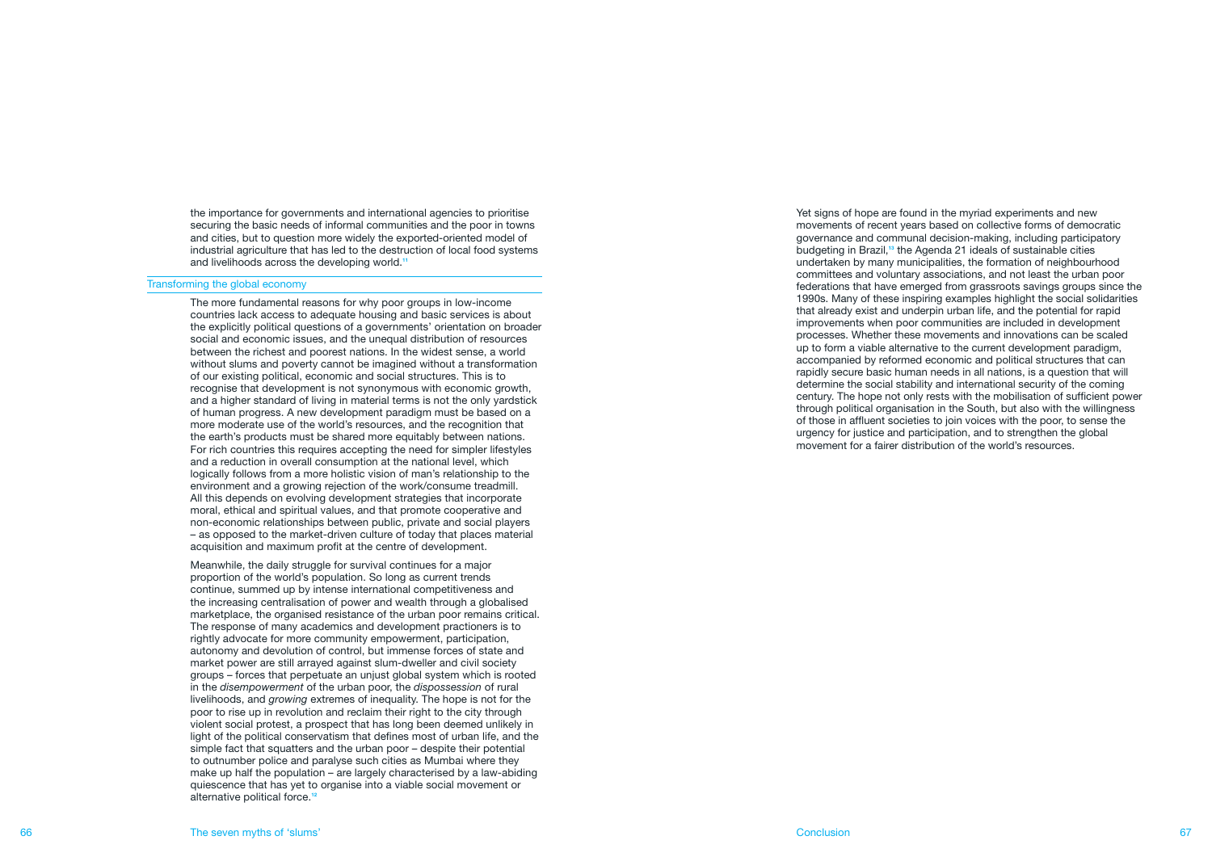the importance for governments and international agencies to prioritise securing the basic needs of informal communities and the poor in towns and cities, but to question more widely the exported-oriented model of industrial agriculture that has led to the destruction of local food systems and livelihoods across the developing world.[11]

## Transforming the global economy

The more fundamental reasons for why poor groups in low-income countries lack access to adequate housing and basic services is about the explicitly political questions of a governments' orientation on broader social and economic issues, and the unequal distribution of resources between the richest and poorest nations. In the widest sense, a world without slums and poverty cannot be imagined without a transformation of our existing political, economic and social structures. This is to recognise that development is not synonymous with economic growth, and a higher standard of living in material terms is not the only yardstick of human progress. A new development paradigm must be based on a more moderate use of the world's resources, and the recognition that the earth's products must be shared more equitably between nations. For rich countries this requires accepting the need for simpler lifestyles and a reduction in overall consumption at the national level, which logically follows from a more holistic vision of man's relationship to the environment and a growing rejection of the work/consume treadmill. All this depends on evolving development strategies that incorporate moral, ethical and spiritual values, and that promote cooperative and non-economic relationships between public, private and social players – as opposed to the market-driven culture of today that places material acquisition and maximum profit at the centre of development.

Meanwhile, the daily struggle for survival continues for a major proportion of the world's population. So long as current trends continue, summed up by intense international competitiveness and the increasing centralisation of power and wealth through a globalised marketplace, the organised resistance of the urban poor remains critical. The response of many academics and development practioners is to rightly advocate for more community empowerment, participation, autonomy and devolution of control, but immense forces of state and market power are still arrayed against slum-dweller and civil society groups – forces that perpetuate an unjust global system which is rooted in the *disempowerment* of the urban poor, the *dispossession* of rural livelihoods, and *growing* extremes of inequality. The hope is not for the poor to rise up in revolution and reclaim their right to the city through violent social protest, a prospect that has long been deemed unlikely in light of the political conservatism that defines most of urban life, and the simple fact that squatters and the urban poor – despite their potential to outnumber police and paralyse such cities as Mumbai where they make up half the population – are largely characterised by a law-abiding quiescence that has yet to organise into a viable social movement or alternative political force.[12]

Yet signs of hope are found in the myriad experiments and new movements of recent years based on collective forms of democratic governance and communal decision-making, including participatory budgeting in Brazil,[13] the Agenda 21 ideals of sustainable cities undertaken by many municipalities, the formation of neighbourhood committees and voluntary associations, and not least the urban poor federations that have emerged from grassroots savings groups since the 1990s. Many of these inspiring examples highlight the social solidarities that already exist and underpin urban life, and the potential for rapid improvements when poor communities are included in development processes. Whether these movements and innovations can be scaled up to form a viable alternative to the current development paradigm, accompanied by reformed economic and political structures that can rapidly secure basic human needs in all nations, is a question that will determine the social stability and international security of the coming century. The hope not only rests with the mobilisation of sufficient power through political organisation in the South, but also with the willingness of those in affluent societies to join voices with the poor, to sense the urgency for justice and participation, and to strengthen the global movement for a fairer distribution of the world's resources.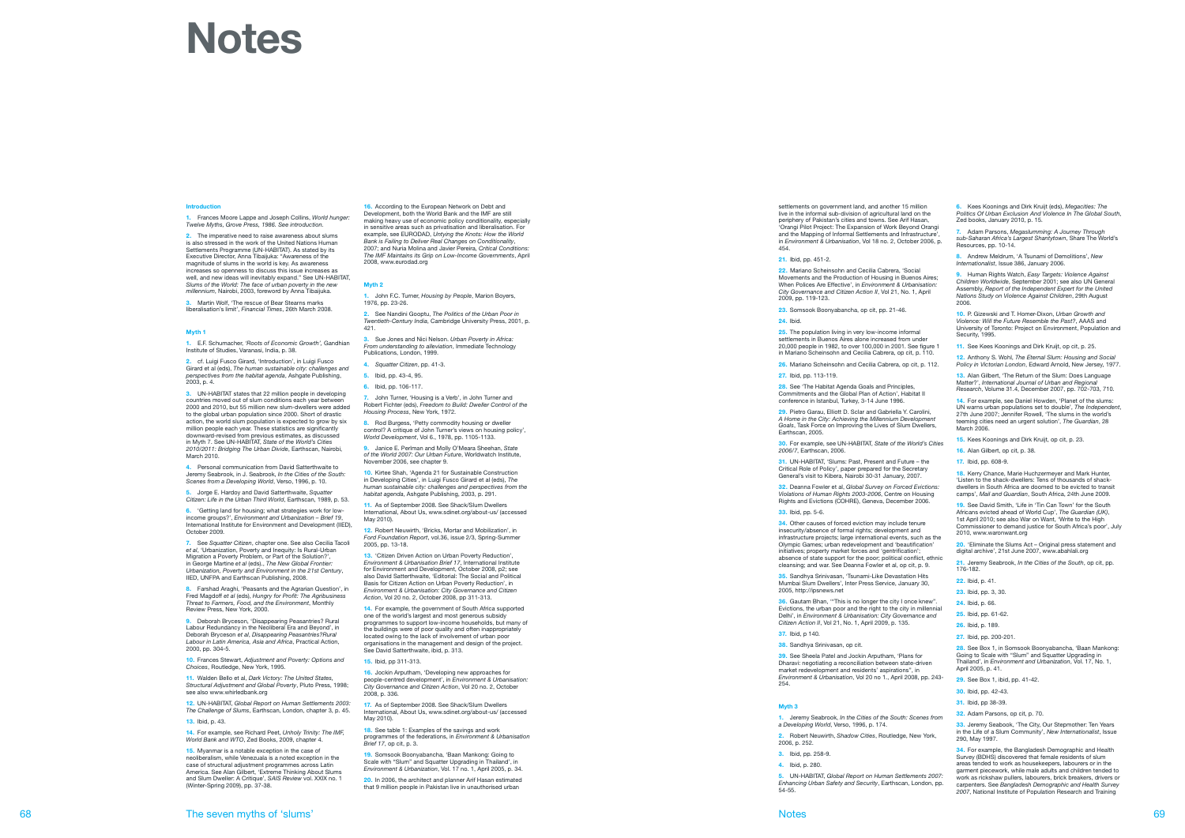# Notes

### Introduction

**1.** Frances Moore Lappe and Joseph Collins, *World hunger: Twelve Myths*, *Grove Press*, *1986. See introduction*.

**2.** The imperative need to raise awareness about slums is also stressed in the work of the United Nations Human Settlements Programme (UN-HABITAT). As stated by its Executive Director, Anna Tibaijuka: "Awareness of the magnitude of slums in the world is key. As awareness increases so openness to discuss this issue increases as well, and new ideas will inevitably expand." See UN-HABITAT, *Slums of the World: The face of urban poverty in the new millennium*, Nairobi, 2003, foreword by Anna Tibaijuka.

**3.** Martin Wolf, 'The rescue of Bear Stearns marks liberalisation's limit', *Financial Times*, 26th March 2008.

### Myth 1

**1.** E.F. Schumacher, *'Roots of Economic Growth'*, Gandhian Institute of Studies, Varanasi, India, p. 38.

**2.** cf. Luigi Fusco Girard, 'Introduction', in Luigi Fusco Girard et al (eds), *The human sustainable city: challenges and perspectives from the habitat agenda*, Ashgate Publishing, 2003, p. 4.

**3.** UN-HABITAT states that 22 million people in developing countries moved out of slum conditions each year between 2000 and 2010, but 55 million new slum-dwellers were added to the global urban population since 2000. Short of drastic action, the world slum population is expected to grow by six million people each year. These statistics are significantly downward-revised from previous estimates, as discussed in Myth 7. See UN-HABITAT, *State of the World's Cities 2010/2011: Bridging The Urban Divide*, Earthscan, Nairobi, March 2010.

**4.** Personal communication from David Satterthwaite to Jeremy Seabrook, in J. Seabrook, *In the Cities of the South: Scenes from a Developing World*, Verso, 1996, p. 10.

**5.** Jorge E. Hardoy and David Satterthwaite, *Squatter Citizen: Life in the Urban Third World*, Earthscan, 1989, p. 53.

**6.** 'Getting land for housing; what strategies work for low-income groups?', *Environment and Urbanization – Brief 19*, International Institute for Environment and Development (IIED), October 2009.

**7.** See *Squatter Citizen*, chapter one. See also Cecilia Tacoli *et al*, 'Urbanization, Poverty and Inequity: Is Rural-Urban Migration a Poverty Problem, or Part of the Solution?', in George Martine *et al* (eds)., *The New Global Frontier: Urbanization, Poverty and Environment in the 21st Century*, IIED, UNFPA and Earthscan Publishing, 2008.

**8.** Farshad Araghi, 'Peasants and the Agrarian Question', in Fred Magdoff *et al* (eds), *Hungry for Profit: The Agribusiness Threat to Farmers, Food, and the Environment*, Monthly Review Press, New York, 2000.

**9.** Deborah Bryceson, 'Disappearing Peasantries? Rural Labour Redundancy in the Neoliberal Era and Beyond', in Deborah Bryceson *et al*, *Disappearing Peasantries?Rural Labour in Latin America, Asia and Africa*, Practical Action, 2000, pp. 304-5.

**10.** Frances Stewart, *Adjustment and Poverty: Options and Choices*, Routledge, New York, 1995.

**11.** Walden Bello et al, *Dark Victory: The United States, Structural Adjustment and Global Poverty*, Pluto Press, 1998; see also www.whirledbank.org

**12.** UN-HABITAT, *Global Report on Human Settlements 2003: The Challenge of Slums*, Earthscan, London, chapter 3, p. 45.

**13.** Ibid, p. 43.

**14.** For example, see Richard Peet, *Unholy Trinity: The IMF, World Bank and WTO*, Zed Books, 2009, chapter 4.

**15.** Myanmar is a notable exception in the case of neoliberalism, while Venezuela is a noted exception in the case of structural adjustment programmes across Latin America. See Alan Gilbert, 'Extreme Thinking About Slums and Slum Dweller: A Critique', *SAIS Review* vol. XXIX no. 1 (Winter-Spring 2009), pp. 37-38.

**16.** According to the European Network on Debt and Development, both the World Bank and the IMF are still making heavy use of economic policy conditionality, especially in sensitive areas such as privatisation and liberalisation. For example, see EURODAD, *Untying the Knots: How the World Bank is Failing to Deliver Real Changes on Conditionality*, 2007; and Nuria Molina and Javier Pereira, *Critical Conditions: The IMF Maintains its Grip on Low-Income Governments*, April 2008, www.eurodad.org

### Myth 2

**1.** John F.C. Turner, *Housing by People*, Marion Boyers, 1976, pp. 23-26.

**2.** See Nandini Gooptu, *The Politics of the Urban Poor in Twentieth-Century India*, Cambridge University Press, 2001, p. 421.

**3.** Sue Jones and Nici Nelson. *Urban Poverty in Africa: From understanding to alleviation*, Immediate Technology Publications, London, 1999.

**4.** *Squatter Citizen*, pp. 41-3.

**5.** Ibid, pp. 43-4, 95.

**6.** Ibid, pp. 106-117.

**7.** John Turner, 'Housing is a Verb', in John Turner and Robert Fichter (eds), *Freedom to Build: Dweller Control of the Housing Process*, New York, 1972.

**8.** Rod Burgess, 'Petty commodity housing or dweller control? A critique of John Turner's views on housing policy', *World Development*, Vol 6., 1978, pp. 1105-1133.

**9.** Janice E. Perlman and Molly O'Meara Sheehan, *State of the World 2007: Our Urban Future*, Worldwatch Institute, November 2006, see chapter 9.

**10.** Kirtee Shah, 'Agenda 21 for Sustainable Construction in Developing Cities', in Luigi Fusco Girard et al (eds), *The human sustainable city: challenges and perspectives from the habitat agenda*, Ashgate Publishing, 2003, p. 291.

**11.** As of September 2008. See Shack/Slum Dwellers International, About Us, www.sdinet.org/about-us/ (accessed May 2010).

**12.** Robert Neuwirth, 'Bricks, Mortar and Mobilization', in *Ford Foundation Report*, vol.36, issue 2/3, Spring-Summer 2005, pp. 13-18.

**13.** 'Citizen Driven Action on Urban Poverty Reduction', *Environment & Urbanisation Brief 17*, International Institute for Environment and Development, October 2008, p2; see also David Satterthwaite, 'Editorial: The Social and Political Basis for Citizen Action on Urban Poverty Reduction', in *Environment & Urbanisation: City Governance and Citizen Action*, Vol 20 no. 2, October 2008, pp 311-313.

**14.** For example, the government of South Africa supported one of the world's largest and most generous subsidy programmes to support low-income households, but many of the buildings were of poor quality and often inappropriately located owing to the lack of involvement of urban poor organisations in the management and design of the project. See David Satterthwaite, ibid, p. 313.

**15.** Ibid, pp 311-313.

**16.** Jockin Arputham, 'Developing new approaches for people-centred development', in *Environment & Urbanisation: City Governance and Citizen Action*, Vol 20 no. 2, October 2008, p. 336.

**17.** As of September 2008. See Shack/Slum Dwellers International, About Us, www.sdinet.org/about-us/ (accessed May 2010).

**18.** See table 1: Examples of the savings and work programmes of the federations, in *Environment & Urbanisation Brief 17*, op cit, p. 3.

**19.** Somsook Boonyabancha, 'Baan Mankong: Going to Scale with "Slum" and Squatter Upgrading in Thailand', in *Environment & Urbanization*, Vol. 17 no. 1, April 2005, p. 34.

**20.** In 2006, the architect and planner Arif Hasan estimated that 9 million people in Pakistan live in unauthorised urban settlements on government land, and another 15 million live in the informal sub-division of agricultural land on the periphery of Pakistan's cities and towns. See Arif Hasan, 'Orangi Pilot Project: The Expansion of Work Beyond Orangi and the Mapping of Informal Settlements and Infrastructure', in *Environment & Urbanisation*, Vol 18 no. 2, October 2006, p. 454.

**21.** Ibid, pp. 451-2.

**22.** Mariano Scheinsohn and Cecilia Cabrera, 'Social Movements and the Production of Housing in Buenos Aires; When Polices Are Effective', in *Environment & Urbanisation: City Governance and Citizen Action II*, Vol 21, No. 1, April 2009, pp. 119-123.

**23.** Somsook Boonyabancha, op cit, pp. 21-46.

**24.** Ibid.

**25.** The population living in very low-income informal settlements in Buenos Aires alone increased from under 20,000 people in 1982, to over 100,000 in 2001. See figure 1 in Mariano Scheinsohn and Cecilia Cabrera, op cit, p. 110.

**26.** Mariano Scheinsohn and Cecilia Cabrera, op cit, p. 112.

**27.** Ibid, pp. 113-119.

**28.** See 'The Habitat Agenda Goals and Principles, Commitments and the Global Plan of Action', Habitat II conference in Istanbul, Turkey, 3-14 June 1996.

**29.** Pietro Garau, Elliott D. Sclar and Gabriella Y. Carolini, *A Home in the City: Achieving the Millennium Development Goals*, Task Force on Improving the Lives of Slum Dwellers, Earthscan, 2005.

**30.** For example, see UN-HABITAT, *State of the World's Cities 2006/7*, Earthscan, 2006.

**31.** UN-HABITAT, 'Slums: Past, Present and Future – the Critical Role of Policy', paper prepared for the Secretary General's visit to Kibera, Nairobi 30-31 January, 2007.

**32.** Deanna Fowler et al, *Global Survey on Forced Evictions: Violations of Human Rights 2003-2006*, Centre on Housing Rights and Evictions (COHRE), Geneva, December 2006.

**33.** Ibid, pp. 5-6.

**34.** Other causes of forced eviction may include tenure insecurity/absence of formal rights; development and infrastructure projects; large international events, such as the Olympic Games; urban redevelopment and 'beautification' initiatives; property market forces and 'gentrification'; absence of state support for the poor; political conflict, ethnic cleansing; and war. See Deanna Fowler et al, op cit, p. 9.

**35.** Sandhya Srinivasan, 'Tsunami-Like Devastation Hits Mumbai Slum Dwellers', Inter Press Service, January 30, 2005, http://ipsnews.net

**36.** Gautam Bhan, '"This is no longer the city I once knew". Evictions, the urban poor and the right to the city in millennial Delhi', in *Environment & Urbanisation: City Governance and Citizen Action II*, Vol 21, No. 1, April 2009, p. 135.

**37.** Ibid, p 140.

**38.** Sandhya Srinivasan, op cit.

**39.** See Sheela Patel and Jockin Arputham, 'Plans for Dharavi: negotiating a reconciliation between state-driven market redevelopment and residents' aspirations", in *Environment & Urbanisation*, Vol 20 no 1., April 2008, pp. 243-254.

### Myth 3

**1.** Jeremy Seabrook, *In the Cities of the South: Scenes from a Developing World*, Verso, 1996, p. 174.

**2.** Robert Neuwirth, *Shadow Cities*, Routledge, New York, 2006, p. 252.

**3.** Ibid, pp. 258-9.

**4.** Ibid, p. 280.

**5.** UN-HABITAT, *Global Report on Human Settlements 2007: Enhancing Urban Safety and Security*, Earthscan, London, pp. 54-55.

**6.** Kees Koonings and Dirk Kruijt (eds), *Megacities: The Politics Of Urban Exclusion And Violence In The Global South*, Zed books, January 2010, p. 15.

**7.** Adam Parsons, *Megaslumming: A Journey Through sub-Saharan Africa's Largest Shantytown*, Share The World's Resources, pp. 10-14.

**8.** Andrew Meldrum, 'A Tsunami of Demolitions', *New Internationalist*, Issue 386, January 2006.

**9.** Human Rights Watch, *Easy Targets: Violence Against Children Worldwide*, September 2001; see also UN General Assembly, *Report of the Independent Expert for the United Nations Study on Violence Against Children*, 29th August 2006.

**10.** P. Gizewski and T. Homer-Dixon, *Urban Growth and Violence: Will the Future Resemble the Past?*, AAAS and University of Toronto: Project on Environment, Population and Security, 1995.

**11.** See Kees Koonings and Dirk Kruijt, op cit, p. 25.

**12.** Anthony S. Wohl, *The Eternal Slum: Housing and Social Policy in Victorian London*, Edward Arnold, New Jersey, 1977.

**13.** Alan Gilbert, 'The Return of the Slum: Does Language Matter?', *International Journal of Urban and Regional Research*, Volume 31.4, December 2007, pp. 702-703, 710.

**14.** For example, see Daniel Howden, 'Planet of the slums: UN warns urban populations set to double', *The Independent*, 27th June 2007; Jennifer Rowell, 'The slums in the world's teeming cities need an urgent solution', *The Guardian*, 28 March 2006.

**15.** Kees Koonings and Dirk Kruijt, op cit, p. 23.

**16.** Alan Gilbert, op cit, p. 38.

**17.** Ibid, pp. 608-9.

**18.** Kerry Chance, Marie Huchzermeyer and Mark Hunter, 'Listen to the shack-dwellers: Tens of thousands of shack-dwellers in South Africa are doomed to be evicted to transit camps', *Mail and Guardian*, South Africa, 24th June 2009.

**19.** See David Smith, 'Life in 'Tin Can Town' for the South Africans evicted ahead of World Cup', *The Guardian (UK)*, 1st April 2010; see also War on Want, 'Write to the High Commissioner to demand justice for South Africa's poor', July 2010, www.waronwant.org

**20.** 'Eliminate the Slums Act – Original press statement and digital archive', 21st June 2007, www.abahlali.org

**21.** Jeremy Seabrook, *In the Cities of the South*, op cit, pp. 176-182.

**22.** Ibid, p. 41.

**23.** Ibid, pp. 3, 30.

**24.** Ibid, p. 66.

**25.** Ibid, pp. 61-62.

**26.** Ibid, p. 189.

**27.** Ibid, pp. 200-201.

**28.** See Box 1, in Somsook Boonyabancha, 'Baan Mankong: Going to Scale with "Slum" and Squatter Upgrading in Thailand', in *Environment and Urbanization*, Vol. 17, No. 1, April 2005, p. 41.

**29.** See Box 1, ibid, pp. 41-42.

**30.** Ibid, pp. 42-43.

**31.** Ibid, pp 38-39.

**32.** Adam Parsons, op cit, p. 70.

**33.** Jeremy Seabook, 'The City, Our Stepmother: Ten Years in the Life of a Slum Community', *New Internationalist*, Issue 290, May 1997.

**34.** For example, the Bangladesh Demographic and Health Survey (BDHS) discovered that female residents of slum areas tended to work as housekeepers, labourers or in the garment piecework, while male adults and children tended to work as rickshaw pullers, labourers, brick breakers, drivers or carpenters. See *Bangladesh Demographic and Health Survey 2007*, National Institute of Population Research and Training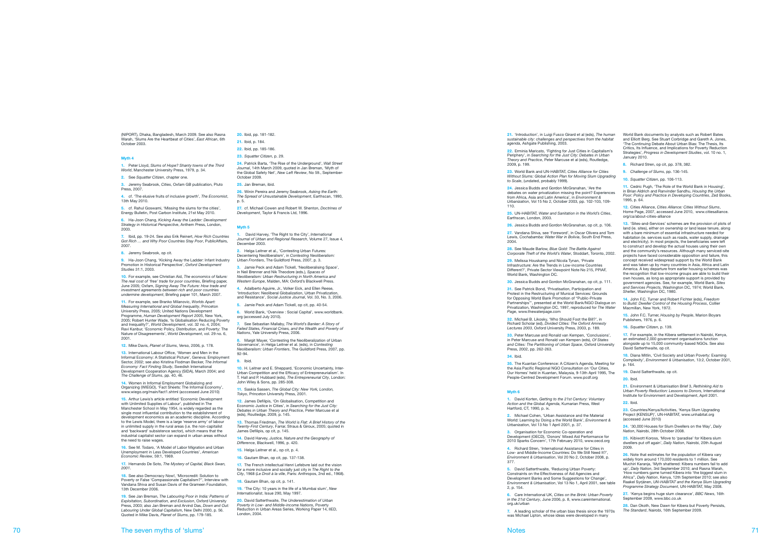(NIPORT), Dhaka, Bangladesh, March 2009. See also Rasna Warah, 'Slums Are the Heartbeat of Cities', *East African*, 6th October 2003.

### Myth 4

**1.** Peter Lloyd, *Slums of Hope? Shanty towns of the Third World*, Manchester University Press, 1979, p. 34.

**2.** See *Squatter Citizen*, chapter one.

**3.** Jeremy Seabrook, *Cities*, Oxfam GB publication, Pluto Press, 2007.

**4.** cf. 'The elusive fruits of inclusive growth', *The Economist*, 13th May 2010.

**5.** cf. Rahul Goswami, 'Missing the slums for the cities', Energy Bulletin, Post Carbon Institute, 21st May 2010.

**6.** Ha-Joon Chang, *Kicking Away the Ladder: Development Strategy in Historical Perspective*, Anthem Press, London, 2003.

**7.** Ibid, pp. 19-24. See also Erik Reinert, *How Rich Countries Got Rich … and Why Poor Countries Stay Poor*, PublicAffairs, 2007.

**8.** Jeremy Seabrook, op cit.

**9.** Ha-Joon Chang, 'Kicking Away the Ladder: Infant Industry Promotion in Historical Perspective', *Oxford Development Studies* 31:1, 2003.

**10.** For example, see Christian Aid, *The economics of failure: The real cost of 'free' trade for poor countries*, Briefing paper, June 2005; Oxfam, *Signing Away The Future: How trade and investment agreements between rich and poor countries undermine development*, Briefing paper 101, March 2007.

**11.** For example, see Branko Milanovic, *Worlds Apart: Measuring International and Global Inequality*, Princeton University Press, 2005; United Nations Development Programme, *Human Development Report 2005*, New York, 2005; Robert Hunter Wade, 'Is Globalisation Reducing Poverty and Inequality?', *World Development*, vol. 32 no. 4, 2004; Ravi Kanbur, 'Economic Policy, Distribution, and Poverty: The Nature of Disagreements', *World Development*, vol. 29 no. 6, 2001.

**12.** Mike Davis, *Planet of Slums*, Verso, 2006, p. 178.

**13.** International Labour Office, 'Women and Men in the Informal Economy: A Statistical Picture', Geneva: Employment Sector, 2002; see also Kristina Flodman Becker, *The Informal Economy: Fact Finding Study*, Swedish International Development Cooperation Agency (SIDA), March 2004; and *The Challenge of Slums*, pp. 40, 46.

**14.** Women in Informal Employment Globalizing and Organizing (WIEGO), 'Fact Sheets: The Informal Economy', www.wiego.org/main/fact1.shtml (acccessed June 2010)

**15.** Arthur Lewis's article entitled 'Economic Development with Unlimited Supplies of Labour', published in The Manchester School in May 1954, is widely regarded as the single most influential contribution to the establishment of development economics as an academic discipline. According to the Lewis Model, there is a large 'reserve army' of labour in unlimited supply in the rural areas (i.e. the non-capitalist and 'backward' subsistence sector), which means that the industrial capitalist sector can expand in urban areas without the need to raise wages.

**16.** See M. Todaro, 'A Model of Labor Migration and Urban Unemployment in Less Developed Countries', *American Economic Review*, 59:1, 1969.

**17.** Hernando De Soto, *The Mystery of Capital, Black Swan, 2001*.

**18.** See also Democracy Now!, 'Microcredit: Solution to Poverty or False 'Compassionate Capitalism?'', Interview with Vandana Shiva and Susan Davis of the Grameen Foundation, 13th December 2006.

**19.** See Jan Breman, *The Labouring Poor in India: Patterns of Exploitation, Subordination, and Exclusion*, Oxford University Press, 2003; also Jan Breman and Arvind Das, *Down and Out: Labouring Under Global Capitalism*, New Delhi 2000, p. 56. Quoted in Mike Davis, *Planet of Slums*, pp. 179-185.

**20.** Ibid, pp. 181-182.

**21.** Ibid, p. 184.

**22.** Ibid, pp. 185-186.

**23.** *Squatter Citizen*, p. 29.

**24.** Patrick Barta, 'The Rise of the Underground', *Wall Street Journal*, 14th March 2009, quoted in Jan Breman, 'Myth of the Global Safety Net', *New Left Review*, No 59., September-October 2009.

**25.** Jan Breman, ibid.

**26.** Winin Pereira and Jeremy Seabrook, *Asking the Earth: The Spread of Unsustainable Development*, Earthscan, 1990, p. 5.

**27.** cf. Michael Cowen and Robert W. Shenton, *Doctrines of Development*, Taylor & Francis Ltd, 1996.

### Myth 5

**1.** David Harvey, 'The Right to the City', *International Journal of Urban and Regional Research*, Volume 27, Issue 4, December 2003.

**2.** Helga Leitner et al., 'Contesting Urban Futures: Decentering Neoliberalism', in *Contesting Neoliberalism: Urban Frontiers*, The Guildford Press, 2007, p. 3.

**3.** Jamie Peck and Adam Tickell, 'Neoliberalising Space', in Neil Brenner and Nik Theodore (eds.), *Spaces of Neoliberalism: Urban Restructuring in North America and Western Europe*, Malden, MA: Oxford's Blackwell Press.

**4.** Adalberto Aguirre, Jr., Volker Eick, and Ellen Reese, 'Introduction: Neoliberal Globalization, Urban Privatization, and Resistance', *Social Justice Journal*, Vol. 33, No. 3, 2006.

**5.** Jamie Peck and Adam Tickell, op cit, pp. 40-54.

**6.** World Bank, 'Overview : Social Capital', www.worldbank.org (accessed July 2010).

**7.** See Sebastian Mallaby, *The World's Banker: A Story of Failed States, Financial Crises, and the Wealth and Poverty of Nations*, Yale University Press, 2006.

**8.** Margit Mayer, 'Contesting the Neoliberalization of Urban Governance', in Helga Leitner et al. (eds), in *Contesting Neoliberalism: Urban Frontiers*, The Guildford Press, 2007, pp. 92-94.

**9.** Ibid.

**10.** H. Leitner and E. Sheppard, 'Economic Uncertainty, Inter-Urban Competition and the Efficacy of Entrepreneurialism'. In T. Hall and P. Hubbard (eds), *The Entrepreneurial City*, London: John Wiley & Sons, pp. 285-308.

**11.** Saskia Sassen, *The Global City: New York, London, Tokyo*, Princeton University Press, 2001.

**12.** James Defilipis, 'On Globalisation, Competition and Economic Justice in Cities', in *Searching for the Just City: Debates in Urban Theory and Practice*, Peter Marcuse et al (eds), Routledge, 2009, p. 145.

**13.** Thomas Friedman, *The World is Flat: A Brief History of the Twenty-First Century*, Farrar, Straus & Giroux, 2005; quoted in James Defilipis, op cit, p. 145.

**14.** David Harvey, *Justice, Nature and the Geography of Difference*, Blackwell, 1996, p. 420.

**15.** Helga Leitner et al., op cit, p. 4.

**16.** Gautam Bhan, op cit, pp. 137-138.

**17.** The French intellectual Henri Lefebvre laid out the vision for a more inclusive and socially just city in *The Right to the City*, 1968 (*Le Droit à la ville*, Paris: Anthropos, 2nd ed., 1968).

**18.** Gautam Bhan, op cit, p. 141.

**19.** 'The City: 10 years in the life of a Mumbai slum', *New Internationalist*, Issue 290, May 1997.

**20.** David Satterthwaite, *The Underestimation of Urban Poverty in Low- and Middle-income Nations*, Poverty Reduction in Urban Areas Series, Working Paper 14, IIED, London, 2004.

**21.** 'Introduction', in Luigi Fusco Girard et al (eds), *The human sustainable city: challenges and perspectives from the habitat agenda*, Ashgate Publishing, 2003.

**22.** Erminia Maricato, 'Fighting for Just Cities in Capitalism's Periphery', in *Searching for the Just City: Debates in Urban Theory and Practice*, Peter Marcuse et al (eds), Routledge, 2009, p. 199.

**23.** World Bank and UN-HABITAT, *Cities Alliance for Cities Without Slums: Global Action Plan for Moving Slum Upgrading to Scale*, (undated, probably 1999).

**24.** Jessica Budds and Gordon McGranahan, 'Are the debates on water privatization missing the point? Experiences from Africa, Asia and Latin America', in *Environment & Urbanization*, Vol 15 No 2, October 2003, pp. 102-103, 109-110.

**25.** UN-HABITAT, *Water and Sanitation in the World's Cities*, Earthscan, London, 2003.

**26.** Jessica Budds and Gordon McGranahan, op cit, p. 106.

**27.** Vandana Shiva, see 'Foreword', in Oscar Olivera and Tom Lewis, *Cochabamba: Water War in Bolivia*, South End Press, 2004.

**28.** See Maude Barlow, *Blue Gold: The Battle Against Corporate Theft of the World's Water*, Stoddart, Toronto, 2002.

**29.** Melissa Houskamp and Nicola Tynan, 'Private Infrastructure: Are the Trends in Low-income Countries Different?', Private Sector Viewpoint Note No 215, PPIAF, World Bank, Washington DC.

**30.** Jessica Budds and Gordon McGranahan, op cit, p. 111.

**31.** See Patrick Bond, 'Privatisation, Participation and Protest in the Restructuring of Municipal Services: Grounds for Opposing World Bank Promotion of "Public-Private Partnerships"', presented at the World Bank/NGO Dialogue on Privatization, Washington DC, 1997, reproduced for *The Water Page*, www.thewaterpage.com

**32.** Michael B. Likosky, 'Who Should Foot the Bill?', in Richard Scholar (ed), *Divided Cities: The Oxford Amnesty Lectures 2003*, Oxford University Press, 2003, p. 189.

**33.** Peter Marcuse and Ronald van Kempen, 'Conclusions', in Peter Marcuse and Ronald van Kempen (eds), *Of States and Cities: The Partitioning of Urban Space*, Oxford University Press, 2002, pp. 262-263.

**34.** Ibid.

**35.** The Kuantan Conference: A Citizen's Agenda, Meeting for the Asia Pacific Regional NGO Consultation on 'Our Cities, Our Homes' held in Kuantan, Malaysia, 9-13th April 1995, The People-Centred Development Forum. www.pcdf.org

### Myth 6

**1.** David Korten, *Getting to the 21st Century: Voluntary Action and the Global Agenda*, Kumarian Press, West Hartford, CT, 1990, p. ix.

**2.** Michael Cohen, 'Urban Assistance and the Material World: Learning by Doing a the World Bank', *Environment & Urbanization*, Vol 13 No 1 April 2001, p. 37.

**3.** Organisation for Economic Co-operation and Development (OECD), 'Donors' Mixed Aid Performance for 2010 Sparks Concern', 17th February 2010, www.oecd.org

**4.** Richard Stren, 'International Assistance for Cities in Low- and Middle-Income Countries: Do We Still Need It?', *Environment & Urbanisation*, Vol 20 No 2, October 2008, p. 377.

**5.** David Satterthwaite, 'Reducing Urban Poverty: Constraints on the Effectiveness of Aid Agencies and Development Banks and Some Suggestions for Change', *Environment & Urbanisation*, Vol 13 No 1, April 2001, see table 2, p. 154.

**6.** Care International UK, *Cities on the Brink: Urban Poverty in the 21st Century*, June 2006, p. 8, www.careinternational.org.uk/urban

**7.** A leading scholar of the urban bias thesis since the 1970s was Michael Lipton, whose ideas were developed in many World Bank documents by analysts such as Robert Bates and Elliott Berg. See Stuart Corbridge and Gareth A. Jones, 'The Continuing Debate About Urban Bias: The Thesis, Its Critics, Its Influence, and Implications for Poverty Reduction Strategies', *Progress in Development Studies*, vol. 10 no. 1, January 2010.

**8.** Richard Stren, op cit, pp. 378, 382.

**9.** *Challenge of Slums*, pp. 136-145.

**10.** *Squatter Citizen*, pp. 106-113.

**11.** Cedric Pugh, 'The Role of the World Bank in Housing', in Brian Aldrich and Ranvinder Sandhu, *Housing the Urban Poor: Policy and Practice in Developing Countries*, Zed Books, 1995, p. 64.

**12.** Cities Alliance, *Cities Alliance: Cities Without Slums*, Home Page, 2007, accessed June 2010, www.citiesalliance.org/ca/about-cities-alliance

**13.** 'Sites-and-Services' schemes are the provision of plots of land (ie. sites), either on ownership or land lease tenure, along with a bare minimum of essential infrastructure needed for habitation (ie. services such as roads, water supply, drainage and electricity). In most projects, the beneficiaries were left to construct and develop the actual houses using their own and the community's resources. Although many serviced-site projects have faced considerable opposition and failure, this concept received widespread support by the World Bank and was taken up by many countries in Asia, Africa and Latin America. A key departure from earlier housing schemes was the recognition that low-income groups are able to build their own houses, as long as appropriate support is provided by government agencies. See, for example, World Bank, *Sites and Services Projects*, Washington DC, 1974; World Bank, *Shelter*, Washington DC, 1980.

**14.** John F.C. Turner and Robert Fichter (eds), *Freedom to Build: Dweller Control of the Housing Process*, Collier Macmillan, New York, 1972.

**15.** John F.C. Turner, *Housing by People*, Marion Boyars Publishers, 1976, p. 6.

**16.** *Squatter Citizen*, p. 139.

**17.** For example, in the Kibera settlement in Nairobi, Kenya, an estimated 2,000 government organisations function alongside up to 15,000 community-based NGOs. See also David Satterthwaite, op cit.

**18.** Diana Mitlin, 'Civil Society and Urban Poverty: Examing Complexity', *Environment & Urbanisation*, 13:2, October 2001, p. 164.

**19.** David Satterthwaite, op cit.

**20.** Ibid.

**21.** Environment & Urbanisation Brief 3, *Rethinking Aid to Urban Poverty Reduction: Lessons to Donors*, International Institute for Environment and Development, April 2001.

**22.** Ibid.

**23.** Countries/Kenya/Activities, 'Kenya Slum Upgrading Project (KENSUP)', UN-HABITAT, www.unhabitat.org (accessed June 2010)

**24.** '30,000 Houses for Slum Dwellers on the Way', *Daily Nation*, Nairobi, 28th October 2008.

**25.** Kibiwott Koross, 'Move to 'paradise' for Kibera slum dwellers put off again', *Daily Nation*, Nairobi, 20th August 2009.

**26.** Note that estimates for the population of Kibera vary widely from around 170,000 residents to 1 million. See Muchiri Karanja, 'Myth shattered: Kibera numbers fail to add up', *Daily Nation*, 3rd September 2010; and Rasna Warah, 'How numbers game turned Kibera into 'the biggest slum in Africa'', *Daily Nation*, Kenya, 12th September 2010; see also Raakel Syrjänen, *UN-HABITAT and the Kenya Slum Upgrading Programme Strategy Document*, UN-HABITAT, May 2008.

**27.** 'Kenya begins huge slum clearance', *BBC News*, 16th September 2009, www.bbc.co.uk

**28.** Dan Okoth, New Dawn for Kibera but Poverty Persists, *The Standard*, Nairobi, 16th September 2009.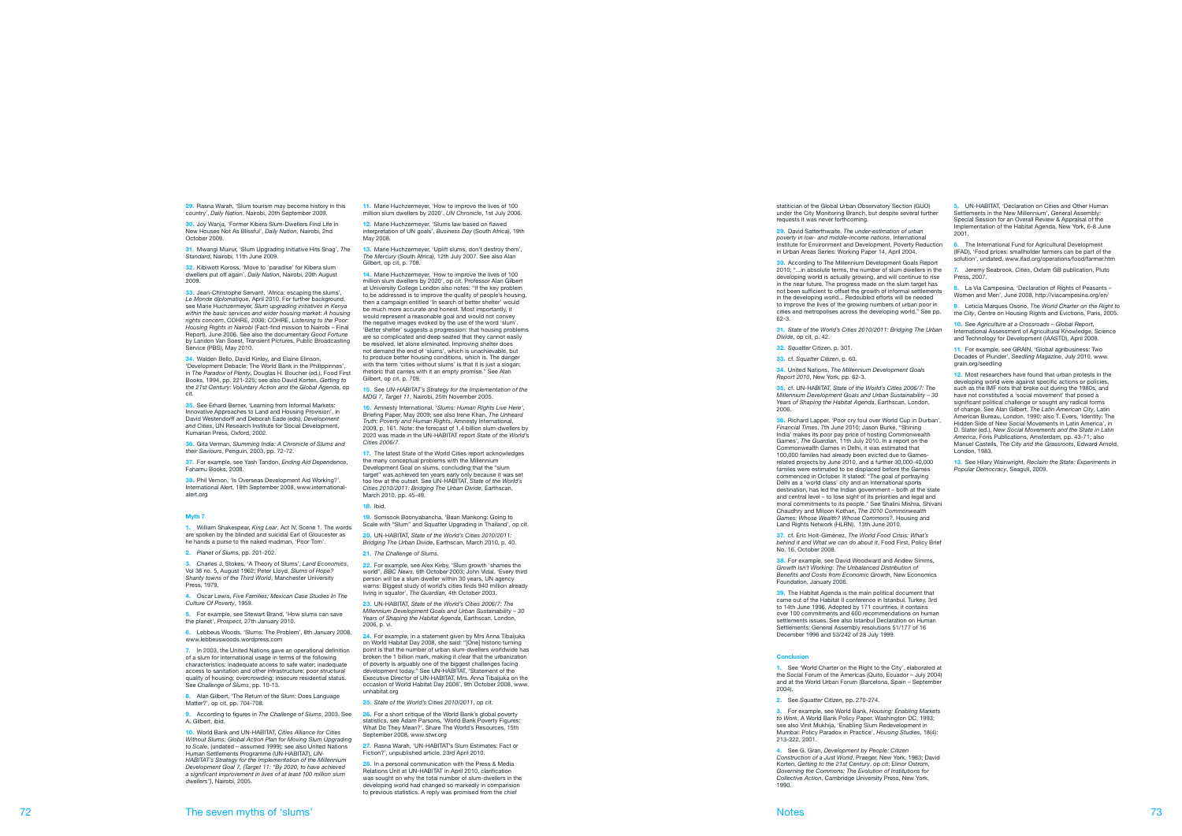29. Rasna Warah, 'Slum tourism may become history in this country', *Daily Nation*, Nairobi, 20th September 2009.

30. Joy Wanja, 'Former Kibera Slum-Dwellers Find Life in New Houses Not As Blissful', *Daily Nation*, Nairobi, 2nd October 2009.

31. Mwangi Muiruri, 'Slum Upgrading Initiative Hits Snag', *The Standard*, Nairobi, 11th June 2009.

32. Kibiwott Koross, 'Move to 'paradise' for Kibera slum dwellers put off again', *Daily Nation*, Nairobi, 20th August 2009.

33. Jean-Christophe Servant, 'Africa: escaping the slums', *Le Monde diplomatique*, April 2010. For further background, see Marie Huchzermeyer, *Slum upgrading initiatives in Kenya within the basic services and wider housing market: A housing rights concern*, COHRE, 2006; COHRE, *Listening to the Poor: Housing Rights in Nairobi* (Fact-find mission to Nairobi – Final Report), June 2006. See also the documentary *Good Fortune* by Landon Van Soest, Transient Pictures, Public Broadcasting Service (PBS), May 2010.

34. Walden Bello, David Kinley, and Elaine Elinson, 'Development Debacle: The World Bank in the Philippines', in *The Paradox of Plenty*, Douglas H. Boucher (ed.), Food First Books, 1994, pp. 221-225; see also David Korten, *Getting to the 21st Century: Voluntary Action and the Global Agenda*, op cit.

35. See Erhard Berner, 'Learning from Informal Markets: Innovative Approaches to Land and Housing Provision', in David Westendorff and Deborah Eade (eds), *Development and Cities*, UN Research Institute for Social Development, Kumarian Press, Oxford, 2002.

36. Gita Verman, *Slumming India: A Chronicle of Slums and their Saviours*, Penguin, 2003, pp. 72-72.

37. For example, see Yash Tandon, *Ending Aid Dependence*, Fahamu Books, 2008.

38. Phil Vernon, 'Is Overseas Development Aid Working?', International Alert, 18th September 2008, www.international-alert.org

#### Myth 7

1. William Shakespear, *King Lear*, Act IV, Scene 1. The words are spoken by the blinded and suicidal Earl of Gloucester as he hands a purse to the naked madman, 'Poor Tom'.

2. *Planet of Slums*, pp. 201-202.

3. Charles J. Stokes, 'A Theory of Slums', *Land Economics*, Vol 38 no. 5, August 1962; Peter Lloyd, *Slums of Hope? Shanty towns of the Third World*, Manchester University Press, 1979.

4. Oscar Lewis, *Five Families; Mexican Case Studies In The Culture Of Poverty*, 1959.

5. For example, see Stewart Brand, 'How slums can save the planet', *Prospect*, 27th January 2010.

6. Lebbeus Woods, 'Slums: The Problem', 8th January 2008, www.lebbeuswoods.wordpress.com

7. In 2003, the United Nations gave an operational definition of a slum for international usage in terms of the following characteristics: inadequate access to safe water; inadequate access to sanitation and other infrastructure; poor structural quality of housing; overcrowding; insecure residential status. See *Challenge of Slums*, pp. 10-13.

8. Alan Gilbert, 'The Return of the Slum: Does Language Matter?', op cit, pp. 704-708.

9. According to figures in *The Challenge of Slums*, 2003. See A. Gilbert, ibid.

10. World Bank and UN-HABITAT, *Cities Alliance for Cities Without Slums: Global Action Plan for Moving Slum Upgrading to Scale*, (undated – assumed 1999); see also United Nations Human Settlements Programme (UN-HABITAT), *UN-HABITAT's Strategy for the Implementation of the Millennium Development Goal 7, (Target 11: "By 2020, to have achieved a significant improvement in lives of at least 100 million slum dwellers")*, Nairobi, 2005.

11. Marie Huchzermeyer, 'How to improve the lives of 100 million slum dwellers by 2020', *UN Chronicle*, 1st July 2006.

12. Marie Huchzermeyer, 'Slums law based on flawed interpretation of UN goals', *Business Day* (South Africa), 19th May 2008.

13. Marie Huchzermeyer, 'Uplift slums, don't destroy them', *The Mercury* (South Africa), 12th July 2007. See also Alan Gilbert, op cit, p. 708.

14. Marie Huchzermeyer, 'How to improve the lives of 100 million slum dwellers by 2020', op cit. Professor Alan Gilbert at University College London also notes: "If the key problem to be addressed is to improve the quality of people's housing, then a campaign entitled 'In search of better shelter' would be much more accurate and honest. Most importantly, it would represent a reasonable goal and would not convey the negative images evoked by the use of the word 'slum'. 'Better shelter' suggests a progression: that housing problems are so complicated and deep seated that they cannot easily be resolved, let alone eliminated. Improving shelter does not demand the end of 'slums', which is unachievable, but to produce better housing conditions, which is. The danger with the term 'cities without slums' is that it is just a slogan; rhetoric that carries with it an empty promise." See Alan Gilbert, op cit, p. 709.

15. See *UN-HABITAT's Strategy for the Implementation of the MDG 7, Target 11*, Nairobi, 25th November 2005.

16. Amnesty International, '*Slums: Human Rights Live Here*', Briefing Paper, May 2009; see also Irene Khan, *The Unheard Truth: Poverty and Human Rights*, Amnesty International, 2009, p. 161. Note: the forecast of 1.4 billion slum-dwellers by 2020 was made in the UN-HABITAT report *State of the World's Cities 2006/7*.

17. The latest State of the World Cities report acknowledges the many conceptual problems with the Millennium Development Goal on slums, concluding that the "slum target" was achieved ten years early only because it was set too low at the outset. See UN-HABITAT, *State of the World's Cities 2010/2011: Bridging The Urban Divide*, Earthscan, March 2010, pp. 45-49.

18. Ibid.

19. Somsook Boonyabancha, 'Baan Mankong: Going to Scale with "Slum" and Squatter Upgrading in Thailand', op cit.

20. UN-HABITAT, *State of the World's Cities 2010/2011: Bridging The Urban Divide*, Earthscan, March 2010, p. 40.

21. *The Challenge of Slums.*

22. For example, see Alex Kirby, 'Slum growth 'shames the world'', *BBC News*, 6th October 2003; John Vidal, 'Every third person will be a slum dweller within 30 years, UN agency warns: Biggest study of world's cities finds 940 million already living in squalor', *The Guardian*, 4th October 2003.

23. UN-HABITAT, *State of the World's Cities 2006/7: The Millennium Development Goals and Urban Sustainability – 30 Years of Shaping the Habitat Agenda*, Earthscan, London, 2006, p. vi.

24. For example, in a statement given by Mrs Anna Tibaijuka on World Habitat Day 2008, she said: "[One] historic turning point is that the number of urban slum-dwellers worldwide has broken the 1 billion mark, making it clear that the urbanization of poverty is arguably one of the biggest challenges facing development today." See UN-HABITAT, 'Statement of the Executive Director of UN-HABITAT, Mrs. Anna Tibaijuka on the occasion of World Habitat Day 2008', 9th October 2008, www.unhabitat.org

25. *State of the World's Cities 2010/2011*, op cit.

26. For a short critique of the World Bank's global poverty statistics, see Adam Parsons, 'World Bank Poverty Figures: What Do They Mean?', Share The World's Resources, 15th September 2008, www.stwr.org

27. Rasna Warah, 'UN-HABITAT's Slum Estimates: Fact or Fiction?', unpublished article, 23rd April 2010.

28. In a personal communication with the Press & Media Relations Unit at UN-HABITAT in April 2010, clarification was sought on why the total number of slum-dwellers in the developing world had changed so markedly in comparision to previous statistics. A reply was promised from the chief statistician of the Global Urban Observatory Section (GUO) under the City Monitoring Branch, but despite several further requests it was never forthcoming.

29. David Satterthwaite, *The under-estimation of urban poverty in low- and middle-income nations*, International Institute for Environment and Development, Poverty Reduction in Urban Areas Series: Working Paper 14, April 2004.

30. According to The Millennium Development Goals Report 2010; "...in absolute terms, the number of slum dwellers in the developing world is actually growing, and will continue to rise in the near future. The progress made on the slum target has not been sufficient to offset the growth of informal settlements in the developing world... Redoubled efforts will be needed to improve the lives of the growing numbers of urban poor in cities and metropolises across the developing world." See pp. 62-3.

31. *State of the World's Cities 2010/2011: Bridging The Urban Divide*, op cit, p. 42.

32. *Squatter* Citizen, p. 301.

33. cf. *Squatter Citizen*, p. 60.

34. United Nations, *The Millennium Development Goals Report 2010*, New York, pp. 62-3.

35. cf. UN-HABITAT, *State of the World's Cities 2006/7: The Millennium Development Goals and Urban Sustainability – 30 Years of Shaping the Habitat Agenda*, Earthscan, London, 2006.

36. Richard Lapper, 'Poor cry foul over World Cup in Durban', *Financial Times*, 7th June 2010; Jason Burke, "Shining India' makes its poor pay price of hosting Commonwealth Games', *The Guardian*, 11th July 2010. In a report on the Commonwealth Games in Delhi, it was estimated that 100,000 families had already been evicted due to Games-related projects by June 2010, and a further 30,000-40,000 families were estimated to be displaced before the Games commenced in October. It stated: "The goal of portraying Delhi as a 'world class' city and an international sports destination, has led the Indian government – both at the state and central level – to lose sight of its priorities and legal and moral commitments to its people." See Shalini Mishra, Shivani Chaudhry and Miloon Kothari, *The 2010 Commonwealth Games: Whose Wealth? Whose Commons?*, Housing and Land Rights Network (HLRN), 13th June 2010.

37. cf. Eric Holt-Giménez, *The World Food Crisis: What's behind it and What we can do about it*, Food First, Policy Brief No. 16, October 2008.

38. For example, see David Woodward and Andew Simms, *Growth Isn't Working: The Unbalanced Distribution of Benefits and Costs from Economic Growth*, New Economics Foundation, January 2006.

39. The Habitat Agenda is the main political document that came out of the Habitat II conference in Istanbul, Turkey, 3rd to 14th June 1996. Adopted by 171 countries, it contains over 100 commitments and 600 recommendations on human settlements issues. See also Istanbul Declaration on Human Settlements: General Assembly resolutions 51/177 of 16 December 1996 and 53/242 of 28 July 1999.

#### Conclusion

1. See 'World Charter on the Right to the City', elaborated at the Social Forum of the Americas (Quito, Ecuador – July 2004) and at the World Urban Forum (Barcelona, Spain – September 2004).

2. See *Squatter Citizen*, pp. 270-274.

3. For example, see World Bank, *Housing: Enabling Markets to Work*, A World Bank Policy Paper, Washington DC, 1993; see also Vinit Mukhija, 'Enabling Slum Redevelopment in Mumbai: Policy Paradox in Practice', *Housing Studies*, 18(4): 213-222, 2001.

4. See G. Gran, *Development by People: Citizen Construction of a Just World*, Praeger, New York, 1983; David Korten, *Getting to the 21st Century*, op cit; Elinor Ostrom, *Governing the Commons: The Evolution of Institutions for Collective Action*, Cambridge University Press, New York, 1990.

5. UN-HABITAT, 'Declaration on Cities and Other Human Settlements in the New Millennium', General Assembly: Special Session for an Overall Review & Appraisal of the Implementation of the Habitat Agenda, New York, 6-8 June 2001.

6. The International Fund for Agricultural Development (IFAD), 'Food prices: smallholder farmers can be part of the solution', undated, www.ifad.org/operations/food/farmer.htm

7. Jeremy Seabrook, *Cities*, Oxfam GB publication, Pluto Press, 2007.

8. La Via Campesina, 'Declaration of Rights of Peasants – Women and Men', June 2008, http://viacampesina.org/en/

9. Leticia Marques Osorio, *The World Charter on the Right to the City*, Centre on Housing Rights and Evictions, Paris, 2005.

10. See *Agriculture at a Crossroads – Global Report*, International Assessment of Agricultural Knowledge, Science and Technology for Development (IAASTD), April 2008.

11. For example, see GRAIN, 'Global agribusiness: Two Decades of Plunder', *Seedling Magazine*, July 2010, www.grain.org/seedling

12. Most researchers have found that urban protests in the developing world were against specific actions or policies, such as the IMF riots that broke out during the 1980s, and have not constituted a 'social movement' that posed a significant political challenge or sought any radical forms of change. See Alan Gilbert, *The Latin American City*, Latin American Bureau, London, 1990; also T. Evers, 'Identity: The Hidden Side of New Social Movements in Latin America', in D. Slater (ed.), *New Social Movements and the State in Latin America*, Foris Publications, Amsterdam, pp. 43-71; also Manuel Castells, *The City and the Grassroots*, Edward Arnold, London, 1983.

13. See Hilary Wainwright, *Reclaim the State: Experiments in Popular Democracy*, Seagull, 2009.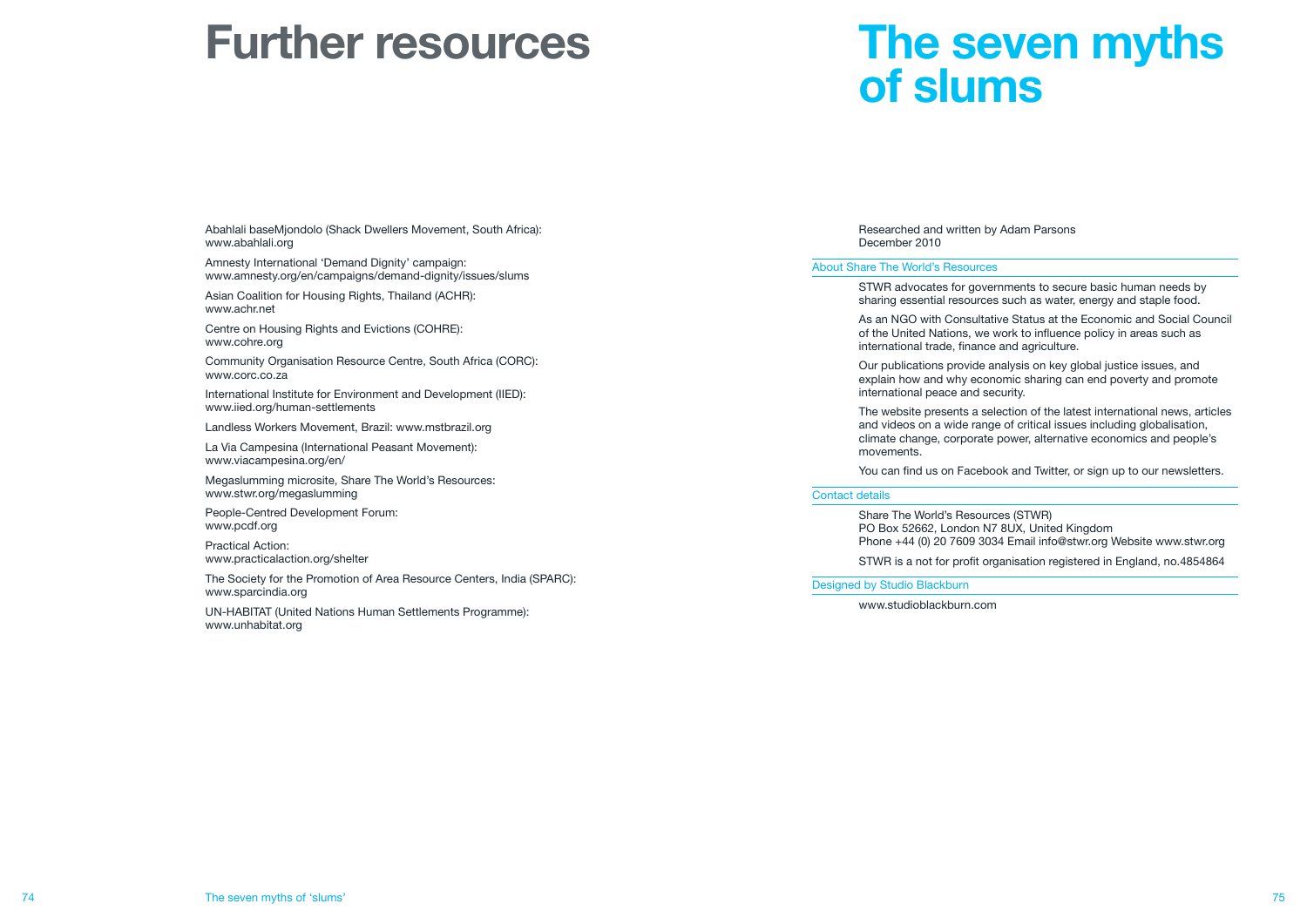# Further resources

Abahlali baseMjondolo (Shack Dwellers Movement, South Africa):
www.abahlali.org

Amnesty International 'Demand Dignity' campaign:
www.amnesty.org/en/campaigns/demand-dignity/issues/slums

Asian Coalition for Housing Rights, Thailand (ACHR):
www.achr.net

Centre on Housing Rights and Evictions (COHRE):
www.cohre.org

Community Organisation Resource Centre, South Africa (CORC):
www.corc.co.za

International Institute for Environment and Development (IIED):
www.iied.org/human-settlements

Landless Workers Movement, Brazil: www.mstbrazil.org

La Via Campesina (International Peasant Movement):
www.viacampesina.org/en/

Megaslumming microsite, Share The World's Resources:
www.stwr.org/megaslumming

People-Centred Development Forum:
www.pcdf.org

Practical Action:
www.practicalaction.org/shelter

The Society for the Promotion of Area Resource Centers, India (SPARC):
www.sparcindia.org

UN-HABITAT (United Nations Human Settlements Programme):
www.unhabitat.org

# The seven myths of slums

Researched and written by Adam Parsons
December 2010

## About Share The World's Resources

STWR advocates for governments to secure basic human needs by sharing essential resources such as water, energy and staple food.

As an NGO with Consultative Status at the Economic and Social Council of the United Nations, we work to influence policy in areas such as international trade, finance and agriculture.

Our publications provide analysis on key global justice issues, and explain how and why economic sharing can end poverty and promote international peace and security.

The website presents a selection of the latest international news, articles and videos on a wide range of critical issues including globalisation, climate change, corporate power, alternative economics and people's movements.

You can find us on Facebook and Twitter, or sign up to our newsletters.

## Contact details

Share The World's Resources (STWR)
PO Box 52662, London N7 8UX, United Kingdom
Phone +44 (0) 20 7609 3034 Email info@stwr.org Website www.stwr.org

STWR is a not for profit organisation registered in England, no.4854864

## Designed by Studio Blackburn

www.studioblackburn.com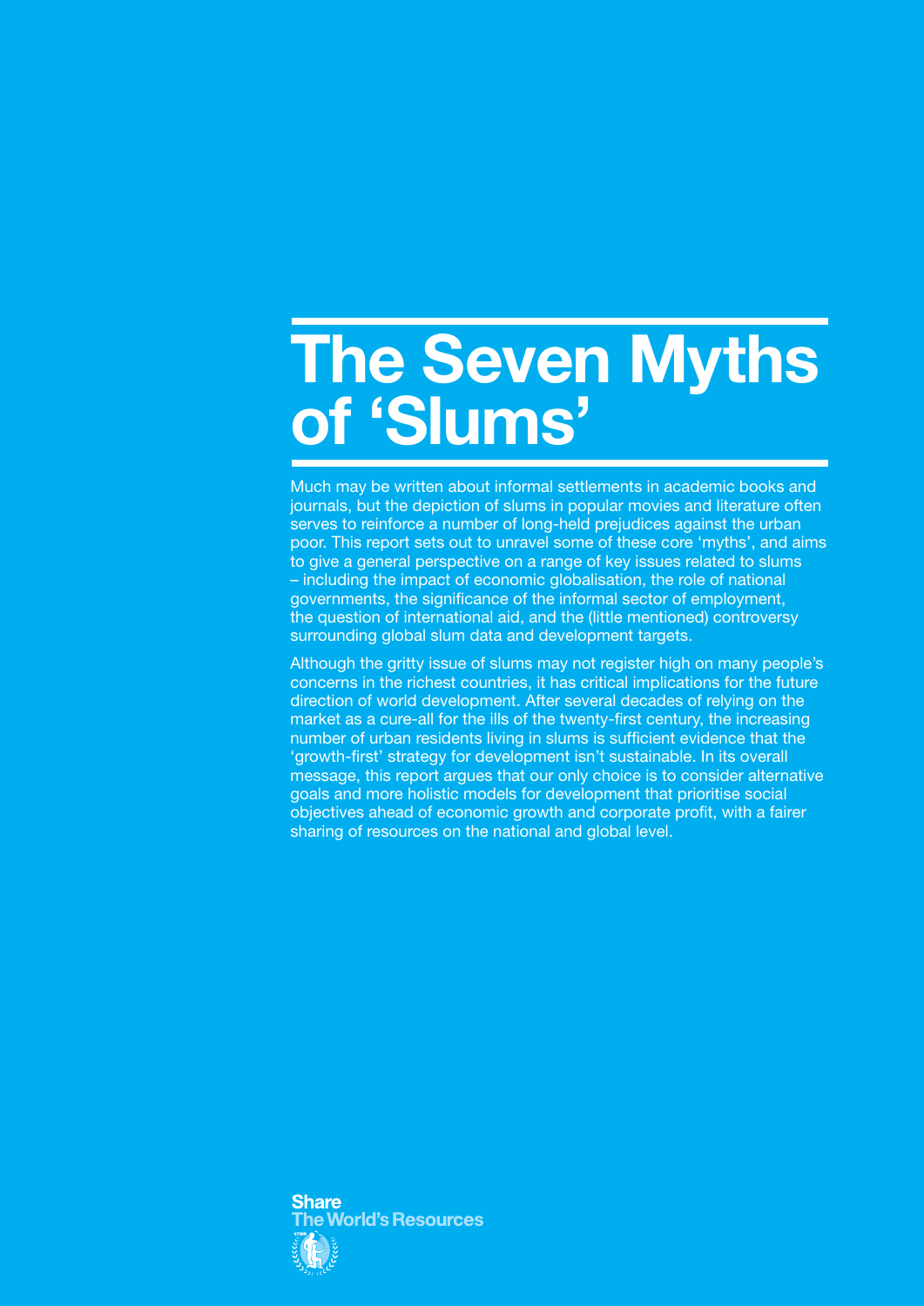# The Seven Myths of 'Slums'

Much may be written about informal settlements in academic books and journals, but the depiction of slums in popular movies and literature often serves to reinforce a number of long-held prejudices against the urban poor. This report sets out to unravel some of these core 'myths', and aims to give a general perspective on a range of key issues related to slums – including the impact of economic globalisation, the role of national governments, the significance of the informal sector of employment, the question of international aid, and the (little mentioned) controversy surrounding global slum data and development targets.

Although the gritty issue of slums may not register high on many people's concerns in the richest countries, it has critical implications for the future direction of world development. After several decades of relying on the market as a cure-all for the ills of the twenty-first century, the increasing number of urban residents living in slums is sufficient evidence that the 'growth-first' strategy for development isn't sustainable. In its overall message, this report argues that our only choice is to consider alternative goals and more holistic models for development that prioritise social objectives ahead of economic growth and corporate profit, with a fairer sharing of resources on the national and global level.

Share
The World's Resources